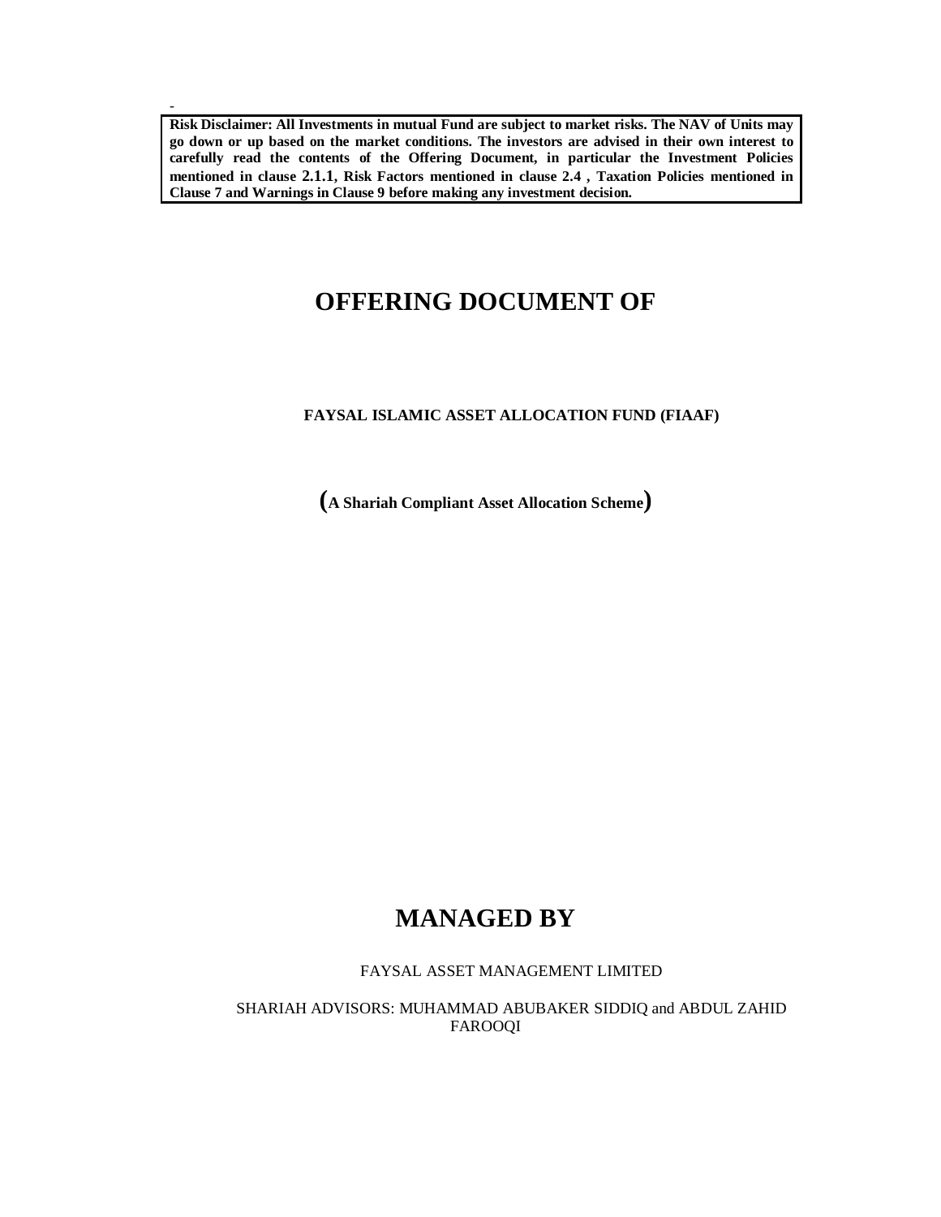**Risk Disclaimer: All Investments in mutual Fund are subject to market risks. The NAV of Units may go down or up based on the market conditions. The investors are advised in their own interest to carefully read the contents of the Offering Document, in particular the Investment Policies mentioned in clause 2.1.1, Risk Factors mentioned in clause 2.4 , Taxation Policies mentioned in Clause 7 and Warnings in Clause 9 before making any investment decision.**

# OFFERING DOCUMENT OF

**FAYSAL ISLAMIC ASSET ALLOCATION FUND (FIAAF)**

**(A Shariah Compliant Asset Allocation Scheme)**

# MANAGED BY

FAYSAL ASSET MANAGEMENT LIMITED

SHARIAH ADVISORS: MUHAMMAD ABUBAKER SIDDIQ and ABDUL ZAHID FAROOQI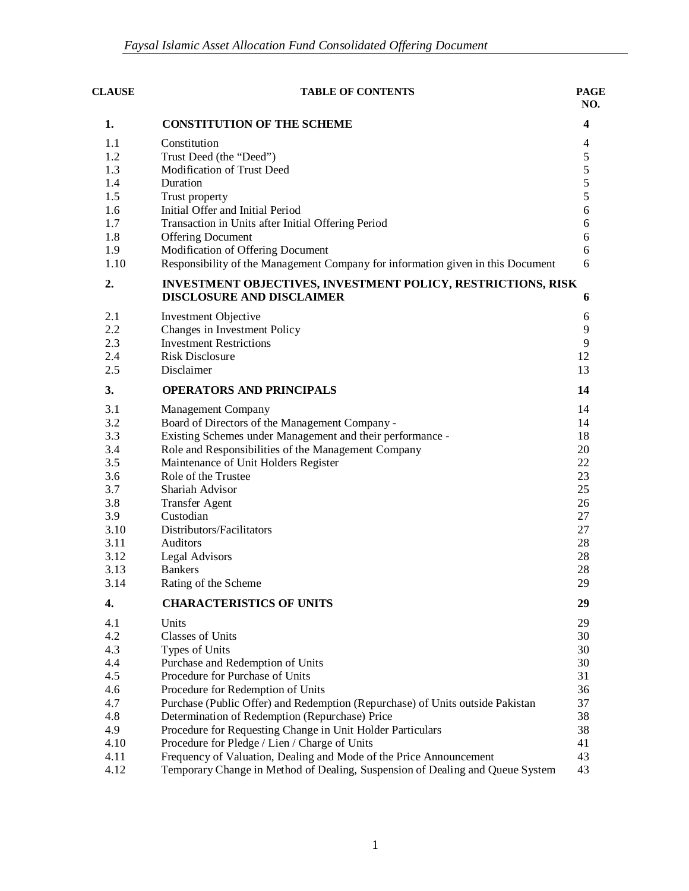| CLAUSE | TABLE OF CONTENTS | PAGE NO. |
|---|---|---|
| **1.** | **CONSTITUTION OF THE SCHEME** | **4** |
| 1.1 | Constitution | 4 |
| 1.2 | Trust Deed (the "Deed") | 5 |
| 1.3 | Modification of Trust Deed | 5 |
| 1.4 | Duration | 5 |
| 1.5 | Trust property | 5 |
| 1.6 | Initial Offer and Initial Period | 6 |
| 1.7 | Transaction in Units after Initial Offering Period | 6 |
| 1.8 | Offering Document | 6 |
| 1.9 | Modification of Offering Document | 6 |
| 1.10 | Responsibility of the Management Company for information given in this Document | 6 |
| **2.** | **INVESTMENT OBJECTIVES, INVESTMENT POLICY, RESTRICTIONS, RISK DISCLOSURE AND DISCLAIMER** | **6** |
| 2.1 | Investment Objective | 6 |
| 2.2 | Changes in Investment Policy | 9 |
| 2.3 | Investment Restrictions | 9 |
| 2.4 | Risk Disclosure | 12 |
| 2.5 | Disclaimer | 13 |
| **3.** | **OPERATORS AND PRINCIPALS** | **14** |
| 3.1 | Management Company | 14 |
| 3.2 | Board of Directors of the Management Company - | 14 |
| 3.3 | Existing Schemes under Management and their performance - | 18 |
| 3.4 | Role and Responsibilities of the Management Company | 20 |
| 3.5 | Maintenance of Unit Holders Register | 22 |
| 3.6 | Role of the Trustee | 23 |
| 3.7 | Shariah Advisor | 25 |
| 3.8 | Transfer Agent | 26 |
| 3.9 | Custodian | 27 |
| 3.10 | Distributors/Facilitators | 27 |
| 3.11 | Auditors | 28 |
| 3.12 | Legal Advisors | 28 |
| 3.13 | Bankers | 28 |
| 3.14 | Rating of the Scheme | 29 |
| **4.** | **CHARACTERISTICS OF UNITS** | **29** |
| 4.1 | Units | 29 |
| 4.2 | Classes of Units | 30 |
| 4.3 | Types of Units | 30 |
| 4.4 | Purchase and Redemption of Units | 30 |
| 4.5 | Procedure for Purchase of Units | 31 |
| 4.6 | Procedure for Redemption of Units | 36 |
| 4.7 | Purchase (Public Offer) and Redemption (Repurchase) of Units outside Pakistan | 37 |
| 4.8 | Determination of Redemption (Repurchase) Price | 38 |
| 4.9 | Procedure for Requesting Change in Unit Holder Particulars | 38 |
| 4.10 | Procedure for Pledge / Lien / Charge of Units | 41 |
| 4.11 | Frequency of Valuation, Dealing and Mode of the Price Announcement | 43 |
| 4.12 | Temporary Change in Method of Dealing, Suspension of Dealing and Queue System | 43 |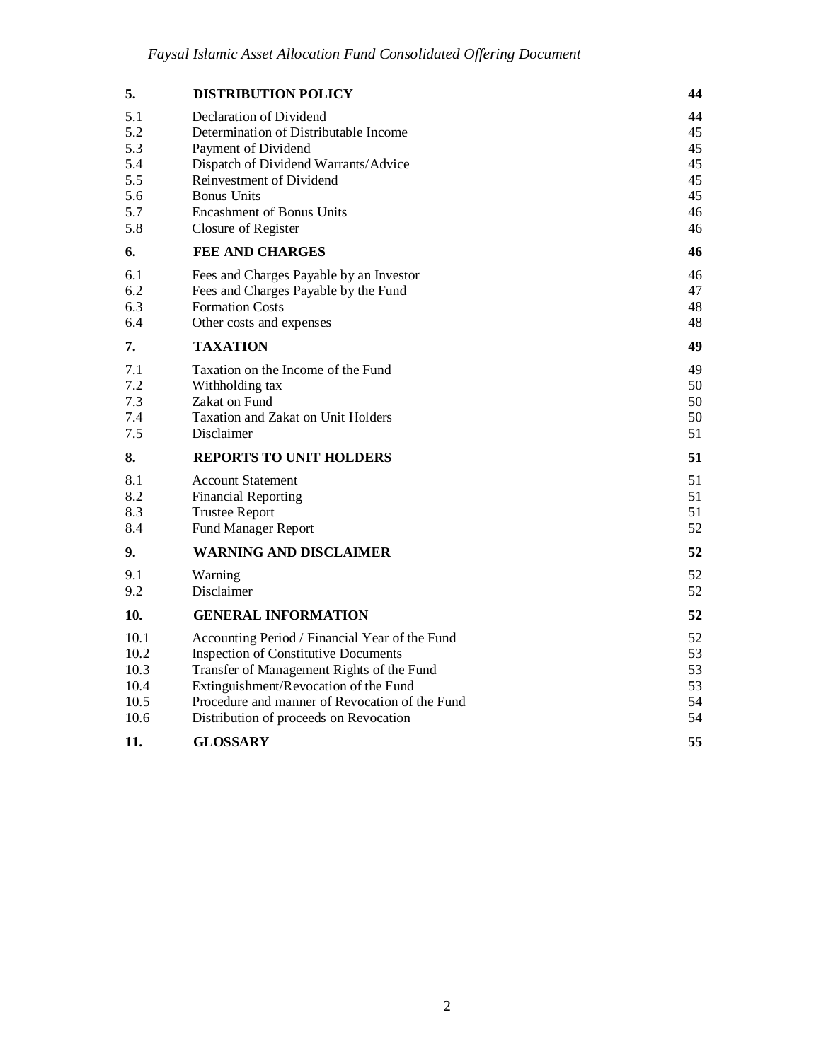| | | |
|---|---|---|
| **5.** | **DISTRIBUTION POLICY** | **44** |
| 5.1 | Declaration of Dividend | 44 |
| 5.2 | Determination of Distributable Income | 45 |
| 5.3 | Payment of Dividend | 45 |
| 5.4 | Dispatch of Dividend Warrants/Advice | 45 |
| 5.5 | Reinvestment of Dividend | 45 |
| 5.6 | Bonus Units | 45 |
| 5.7 | Encashment of Bonus Units | 46 |
| 5.8 | Closure of Register | 46 |
| **6.** | **FEE AND CHARGES** | **46** |
| 6.1 | Fees and Charges Payable by an Investor | 46 |
| 6.2 | Fees and Charges Payable by the Fund | 47 |
| 6.3 | Formation Costs | 48 |
| 6.4 | Other costs and expenses | 48 |
| **7.** | **TAXATION** | **49** |
| 7.1 | Taxation on the Income of the Fund | 49 |
| 7.2 | Withholding tax | 50 |
| 7.3 | Zakat on Fund | 50 |
| 7.4 | Taxation and Zakat on Unit Holders | 50 |
| 7.5 | Disclaimer | 51 |
| **8.** | **REPORTS TO UNIT HOLDERS** | **51** |
| 8.1 | Account Statement | 51 |
| 8.2 | Financial Reporting | 51 |
| 8.3 | Trustee Report | 51 |
| 8.4 | Fund Manager Report | 52 |
| **9.** | **WARNING AND DISCLAIMER** | **52** |
| 9.1 | Warning | 52 |
| 9.2 | Disclaimer | 52 |
| **10.** | **GENERAL INFORMATION** | **52** |
| 10.1 | Accounting Period / Financial Year of the Fund | 52 |
| 10.2 | Inspection of Constitutive Documents | 53 |
| 10.3 | Transfer of Management Rights of the Fund | 53 |
| 10.4 | Extinguishment/Revocation of the Fund | 53 |
| 10.5 | Procedure and manner of Revocation of the Fund | 54 |
| 10.6 | Distribution of proceeds on Revocation | 54 |
| **11.** | **GLOSSARY** | **55** |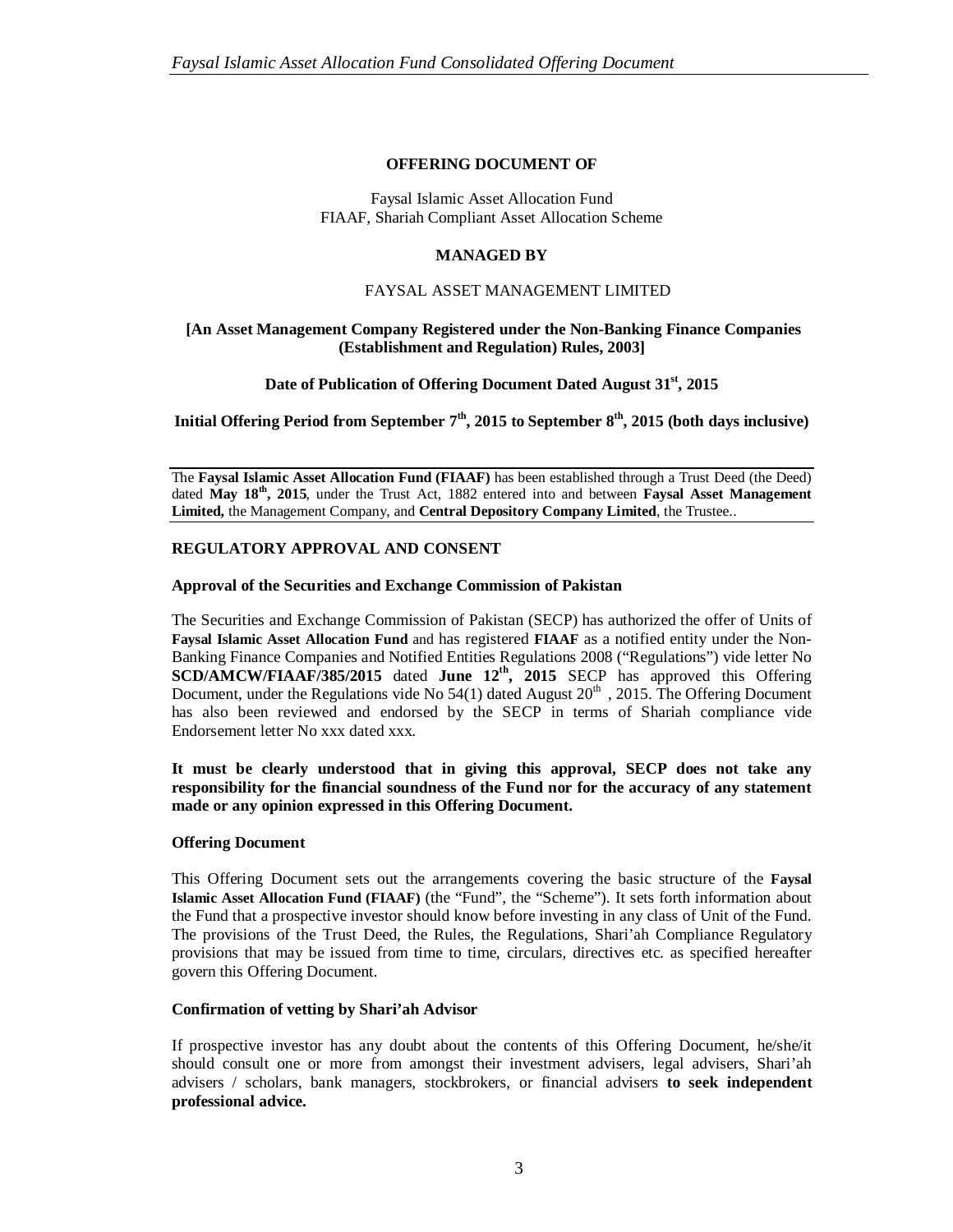**OFFERING DOCUMENT OF**

Faysal Islamic Asset Allocation Fund
FIAAF, Shariah Compliant Asset Allocation Scheme

**MANAGED BY**

FAYSAL ASSET MANAGEMENT LIMITED

**[An Asset Management Company Registered under the Non-Banking Finance Companies (Establishment and Regulation) Rules, 2003]**

**Date of Publication of Offering Document Dated August 31st, 2015**

**Initial Offering Period from September 7th, 2015 to September 8th, 2015 (both days inclusive)**

The **Faysal Islamic Asset Allocation Fund (FIAAF)** has been established through a Trust Deed (the Deed) dated **May 18th, 2015**, under the Trust Act, 1882 entered into and between **Faysal Asset Management Limited,** the Management Company, and **Central Depository Company Limited**, the Trustee..

## REGULATORY APPROVAL AND CONSENT

### Approval of the Securities and Exchange Commission of Pakistan

The Securities and Exchange Commission of Pakistan (SECP) has authorized the offer of Units of **Faysal Islamic Asset Allocation Fund** and has registered **FIAAF** as a notified entity under the Non-Banking Finance Companies and Notified Entities Regulations 2008 ("Regulations") vide letter No **SCD/AMCW/FIAAF/385/2015** dated **June 12th, 2015** SECP has approved this Offering Document, under the Regulations vide No 54(1) dated August 20th , 2015. The Offering Document has also been reviewed and endorsed by the SECP in terms of Shariah compliance vide Endorsement letter No xxx dated xxx.

**It must be clearly understood that in giving this approval, SECP does not take any responsibility for the financial soundness of the Fund nor for the accuracy of any statement made or any opinion expressed in this Offering Document.**

### Offering Document

This Offering Document sets out the arrangements covering the basic structure of the **Faysal Islamic Asset Allocation Fund (FIAAF)** (the "Fund", the "Scheme"). It sets forth information about the Fund that a prospective investor should know before investing in any class of Unit of the Fund. The provisions of the Trust Deed, the Rules, the Regulations, Shari'ah Compliance Regulatory provisions that may be issued from time to time, circulars, directives etc. as specified hereafter govern this Offering Document.

### Confirmation of vetting by Shari'ah Advisor

If prospective investor has any doubt about the contents of this Offering Document, he/she/it should consult one or more from amongst their investment advisers, legal advisers, Shari'ah advisers / scholars, bank managers, stockbrokers, or financial advisers **to seek independent professional advice.**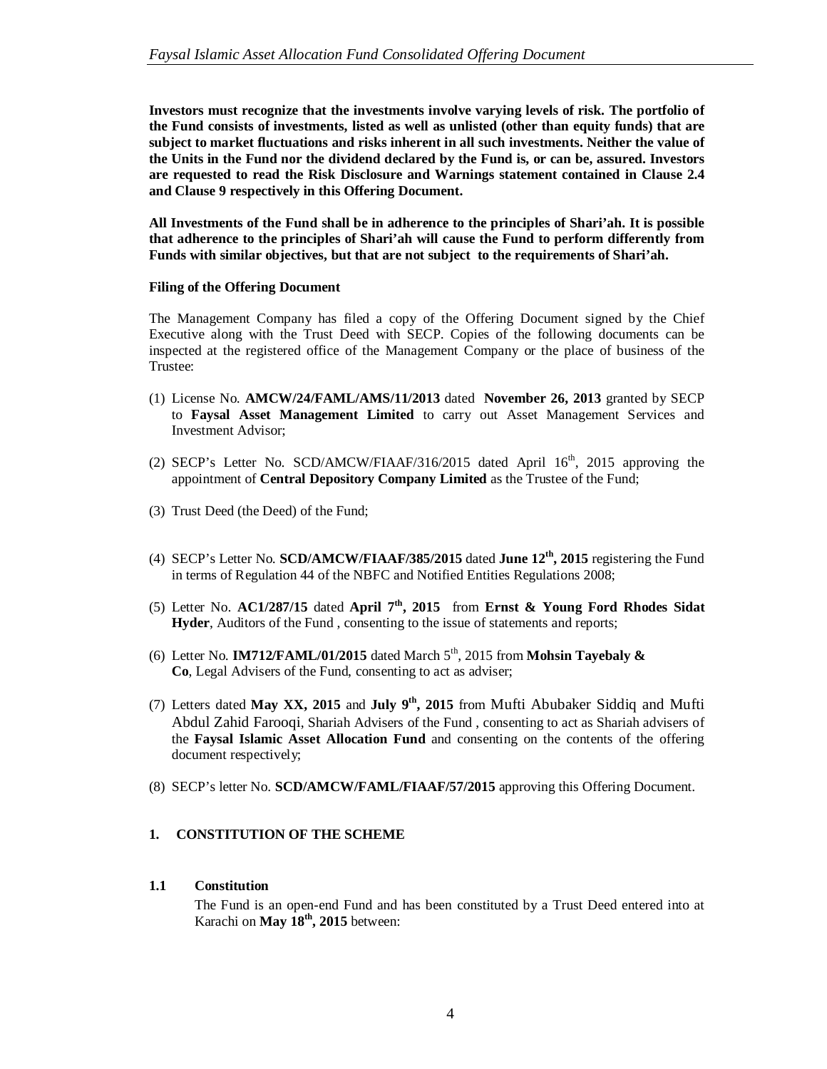**Investors must recognize that the investments involve varying levels of risk. The portfolio of the Fund consists of investments, listed as well as unlisted (other than equity funds) that are subject to market fluctuations and risks inherent in all such investments. Neither the value of the Units in the Fund nor the dividend declared by the Fund is, or can be, assured. Investors are requested to read the Risk Disclosure and Warnings statement contained in Clause 2.4 and Clause 9 respectively in this Offering Document.**

**All Investments of the Fund shall be in adherence to the principles of Shari'ah. It is possible that adherence to the principles of Shari'ah will cause the Fund to perform differently from Funds with similar objectives, but that are not subject to the requirements of Shari'ah.**

**Filing of the Offering Document**

The Management Company has filed a copy of the Offering Document signed by the Chief Executive along with the Trust Deed with SECP. Copies of the following documents can be inspected at the registered office of the Management Company or the place of business of the Trustee:

(1) License No. **AMCW/24/FAML/AMS/11/2013** dated **November 26, 2013** granted by SECP to **Faysal Asset Management Limited** to carry out Asset Management Services and Investment Advisor;

(2) SECP's Letter No. SCD/AMCW/FIAAF/316/2015 dated April 16th, 2015 approving the appointment of **Central Depository Company Limited** as the Trustee of the Fund;

(3) Trust Deed (the Deed) of the Fund;

(4) SECP's Letter No. **SCD/AMCW/FIAAF/385/2015** dated **June 12th, 2015** registering the Fund in terms of Regulation 44 of the NBFC and Notified Entities Regulations 2008;

(5) Letter No. **AC1/287/15** dated **April 7th, 2015** from **Ernst & Young Ford Rhodes Sidat Hyder**, Auditors of the Fund , consenting to the issue of statements and reports;

(6) Letter No. **IM712/FAML/01/2015** dated March 5th, 2015 from **Mohsin Tayebaly & Co**, Legal Advisers of the Fund, consenting to act as adviser;

(7) Letters dated **May XX, 2015** and **July 9th, 2015** from Mufti Abubaker Siddiq and Mufti Abdul Zahid Farooqi, Shariah Advisers of the Fund , consenting to act as Shariah advisers of the **Faysal Islamic Asset Allocation Fund** and consenting on the contents of the offering document respectively;

(8) SECP's letter No. **SCD/AMCW/FAML/FIAAF/57/2015** approving this Offering Document.

## 1. CONSTITUTION OF THE SCHEME

### 1.1 Constitution

The Fund is an open-end Fund and has been constituted by a Trust Deed entered into at Karachi on **May 18th, 2015** between: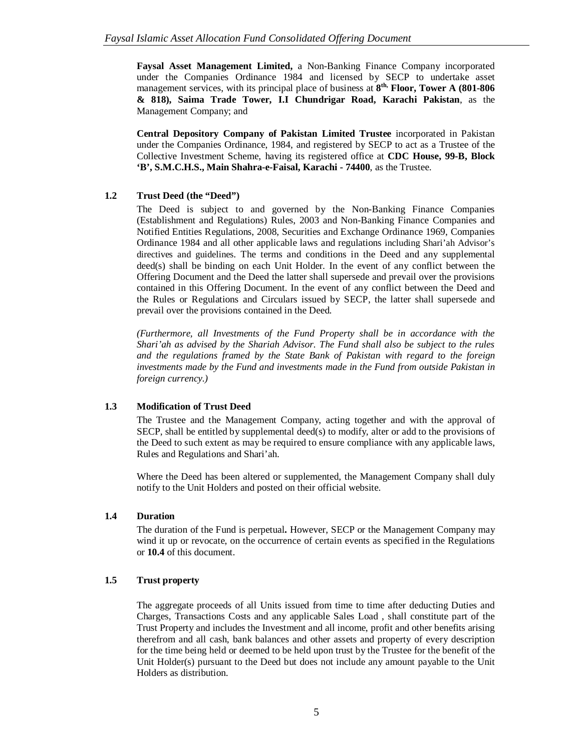**Faysal Asset Management Limited,** a Non-Banking Finance Company incorporated under the Companies Ordinance 1984 and licensed by SECP to undertake asset management services, with its principal place of business at **8th, Floor, Tower A (801-806 & 818), Saima Trade Tower, I.I Chundrigar Road, Karachi Pakistan**, as the Management Company; and

**Central Depository Company of Pakistan Limited Trustee** incorporated in Pakistan under the Companies Ordinance, 1984, and registered by SECP to act as a Trustee of the Collective Investment Scheme, having its registered office at **CDC House, 99-B, Block 'B', S.M.C.H.S., Main Shahra-e-Faisal, Karachi - 74400**, as the Trustee.

### 1.2 Trust Deed (the "Deed")

The Deed is subject to and governed by the Non-Banking Finance Companies (Establishment and Regulations) Rules, 2003 and Non-Banking Finance Companies and Notified Entities Regulations, 2008, Securities and Exchange Ordinance 1969, Companies Ordinance 1984 and all other applicable laws and regulations including Shari'ah Advisor's directives and guidelines. The terms and conditions in the Deed and any supplemental deed(s) shall be binding on each Unit Holder. In the event of any conflict between the Offering Document and the Deed the latter shall supersede and prevail over the provisions contained in this Offering Document. In the event of any conflict between the Deed and the Rules or Regulations and Circulars issued by SECP, the latter shall supersede and prevail over the provisions contained in the Deed.

*(Furthermore, all Investments of the Fund Property shall be in accordance with the Shari'ah as advised by the Shariah Advisor. The Fund shall also be subject to the rules and the regulations framed by the State Bank of Pakistan with regard to the foreign investments made by the Fund and investments made in the Fund from outside Pakistan in foreign currency.)*

### 1.3 Modification of Trust Deed

The Trustee and the Management Company, acting together and with the approval of SECP, shall be entitled by supplemental deed(s) to modify, alter or add to the provisions of the Deed to such extent as may be required to ensure compliance with any applicable laws, Rules and Regulations and Shari'ah.

Where the Deed has been altered or supplemented, the Management Company shall duly notify to the Unit Holders and posted on their official website.

### 1.4 Duration

The duration of the Fund is perpetual**.** However, SECP or the Management Company may wind it up or revocate, on the occurrence of certain events as specified in the Regulations or **10.4** of this document.

### 1.5 Trust property

The aggregate proceeds of all Units issued from time to time after deducting Duties and Charges, Transactions Costs and any applicable Sales Load , shall constitute part of the Trust Property and includes the Investment and all income, profit and other benefits arising therefrom and all cash, bank balances and other assets and property of every description for the time being held or deemed to be held upon trust by the Trustee for the benefit of the Unit Holder(s) pursuant to the Deed but does not include any amount payable to the Unit Holders as distribution.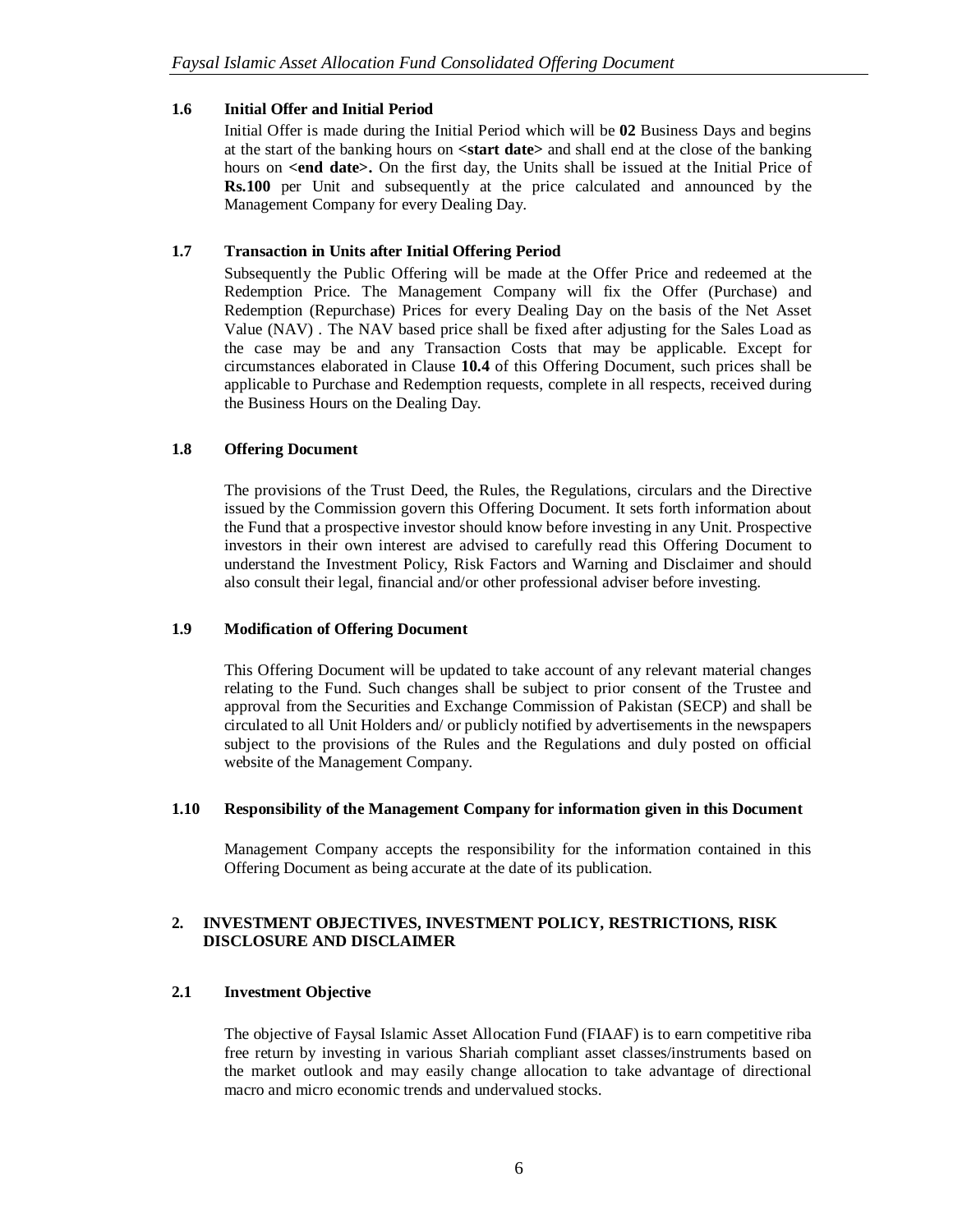### 1.6 Initial Offer and Initial Period

Initial Offer is made during the Initial Period which will be **02** Business Days and begins at the start of the banking hours on **<start date>** and shall end at the close of the banking hours on **<end date>.** On the first day, the Units shall be issued at the Initial Price of **Rs.100** per Unit and subsequently at the price calculated and announced by the Management Company for every Dealing Day.

### 1.7 Transaction in Units after Initial Offering Period

Subsequently the Public Offering will be made at the Offer Price and redeemed at the Redemption Price. The Management Company will fix the Offer (Purchase) and Redemption (Repurchase) Prices for every Dealing Day on the basis of the Net Asset Value (NAV) . The NAV based price shall be fixed after adjusting for the Sales Load as the case may be and any Transaction Costs that may be applicable. Except for circumstances elaborated in Clause **10.4** of this Offering Document, such prices shall be applicable to Purchase and Redemption requests, complete in all respects, received during the Business Hours on the Dealing Day.

### 1.8 Offering Document

The provisions of the Trust Deed, the Rules, the Regulations, circulars and the Directive issued by the Commission govern this Offering Document. It sets forth information about the Fund that a prospective investor should know before investing in any Unit. Prospective investors in their own interest are advised to carefully read this Offering Document to understand the Investment Policy, Risk Factors and Warning and Disclaimer and should also consult their legal, financial and/or other professional adviser before investing.

### 1.9 Modification of Offering Document

This Offering Document will be updated to take account of any relevant material changes relating to the Fund. Such changes shall be subject to prior consent of the Trustee and approval from the Securities and Exchange Commission of Pakistan (SECP) and shall be circulated to all Unit Holders and/ or publicly notified by advertisements in the newspapers subject to the provisions of the Rules and the Regulations and duly posted on official website of the Management Company.

### 1.10 Responsibility of the Management Company for information given in this Document

Management Company accepts the responsibility for the information contained in this Offering Document as being accurate at the date of its publication.

## 2. INVESTMENT OBJECTIVES, INVESTMENT POLICY, RESTRICTIONS, RISK DISCLOSURE AND DISCLAIMER

### 2.1 Investment Objective

The objective of Faysal Islamic Asset Allocation Fund (FIAAF) is to earn competitive riba free return by investing in various Shariah compliant asset classes/instruments based on the market outlook and may easily change allocation to take advantage of directional macro and micro economic trends and undervalued stocks.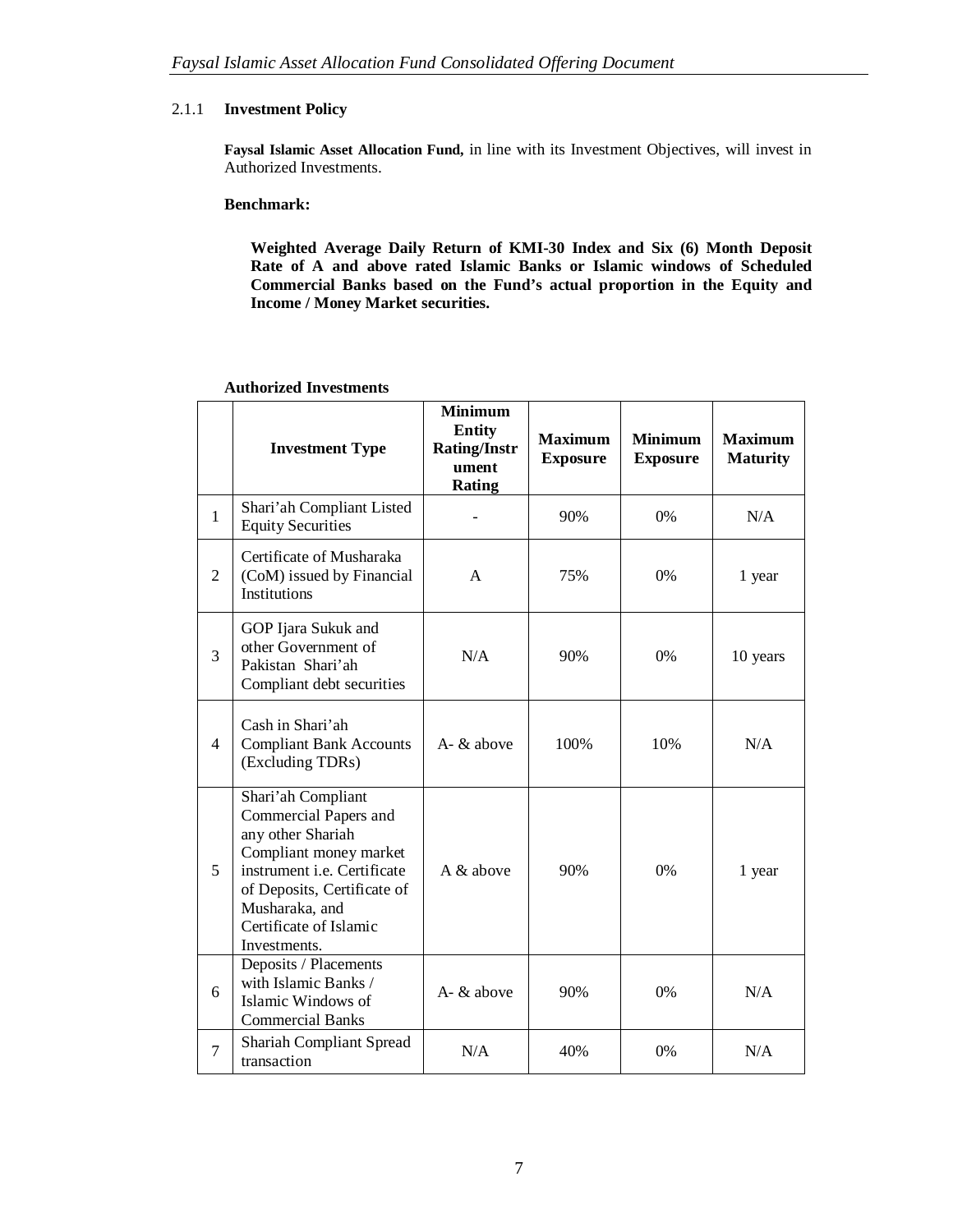### 2.1.1 Investment Policy

**Faysal Islamic Asset Allocation Fund,** in line with its Investment Objectives, will invest in Authorized Investments.

**Benchmark:**

**Weighted Average Daily Return of KMI-30 Index and Six (6) Month Deposit Rate of A and above rated Islamic Banks or Islamic windows of Scheduled Commercial Banks based on the Fund's actual proportion in the Equity and Income / Money Market securities.**

**Authorized Investments**

| | Investment Type | Minimum Entity Rating/Instrument Rating | Maximum Exposure | Minimum Exposure | Maximum Maturity |
|---|---|---|---|---|---|
| 1 | Shari'ah Compliant Listed Equity Securities | - | 90% | 0% | N/A |
| 2 | Certificate of Musharaka (CoM) issued by Financial Institutions | A | 75% | 0% | 1 year |
| 3 | GOP Ijara Sukuk and other Government of Pakistan Shari'ah Compliant debt securities | N/A | 90% | 0% | 10 years |
| 4 | Cash in Shari'ah Compliant Bank Accounts (Excluding TDRs) | A- & above | 100% | 10% | N/A |
| 5 | Shari'ah Compliant Commercial Papers and any other Shariah Compliant money market instrument i.e. Certificate of Deposits, Certificate of Musharaka, and Certificate of Islamic Investments. | A & above | 90% | 0% | 1 year |
| 6 | Deposits / Placements with Islamic Banks / Islamic Windows of Commercial Banks | A- & above | 90% | 0% | N/A |
| 7 | Shariah Compliant Spread transaction | N/A | 40% | 0% | N/A |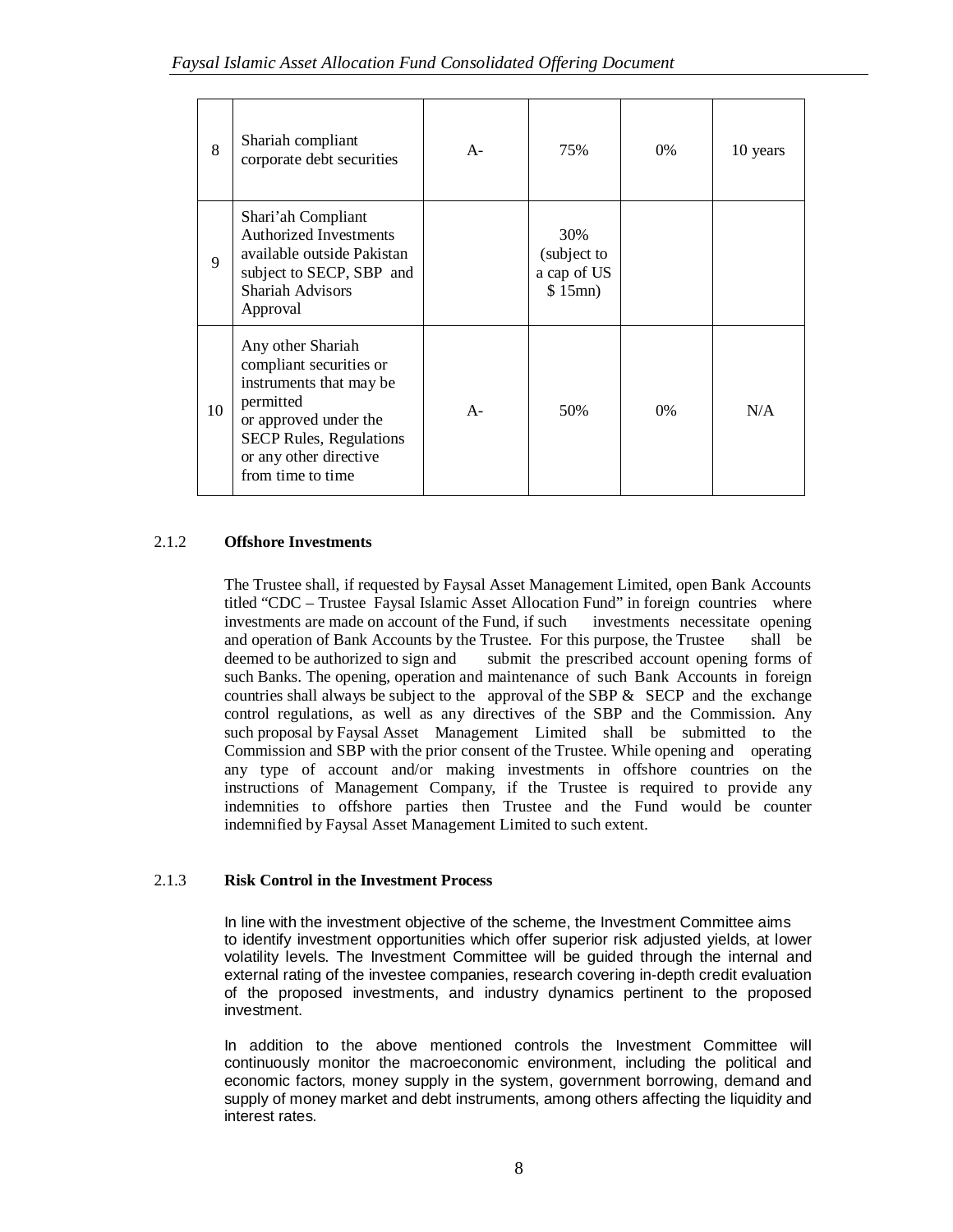| 8 | Shariah compliant corporate debt securities | A- | 75% | 0% | 10 years |
|---|---|---|---|---|---|
| 9 | Shari'ah Compliant Authorized Investments available outside Pakistan subject to SECP, SBP and Shariah Advisors Approval | | 30% (subject to a cap of US $ 15mn) | | |
| 10 | Any other Shariah compliant securities or instruments that may be permitted or approved under the SECP Rules, Regulations or any other directive from time to time | A- | 50% | 0% | N/A |

### 2.1.2 Offshore Investments

The Trustee shall, if requested by Faysal Asset Management Limited, open Bank Accounts titled "CDC – Trustee Faysal Islamic Asset Allocation Fund" in foreign countries where investments are made on account of the Fund, if such investments necessitate opening and operation of Bank Accounts by the Trustee. For this purpose, the Trustee shall be deemed to be authorized to sign and submit the prescribed account opening forms of such Banks. The opening, operation and maintenance of such Bank Accounts in foreign countries shall always be subject to the approval of the SBP & SECP and the exchange control regulations, as well as any directives of the SBP and the Commission. Any such proposal by Faysal Asset Management Limited shall be submitted to the Commission and SBP with the prior consent of the Trustee. While opening and operating any type of account and/or making investments in offshore countries on the instructions of Management Company, if the Trustee is required to provide any indemnities to offshore parties then Trustee and the Fund would be counter indemnified by Faysal Asset Management Limited to such extent.

### 2.1.3 Risk Control in the Investment Process

In line with the investment objective of the scheme, the Investment Committee aims to identify investment opportunities which offer superior risk adjusted yields, at lower volatility levels. The Investment Committee will be guided through the internal and external rating of the investee companies, research covering in-depth credit evaluation of the proposed investments, and industry dynamics pertinent to the proposed investment.

In addition to the above mentioned controls the Investment Committee will continuously monitor the macroeconomic environment, including the political and economic factors, money supply in the system, government borrowing, demand and supply of money market and debt instruments, among others affecting the liquidity and interest rates.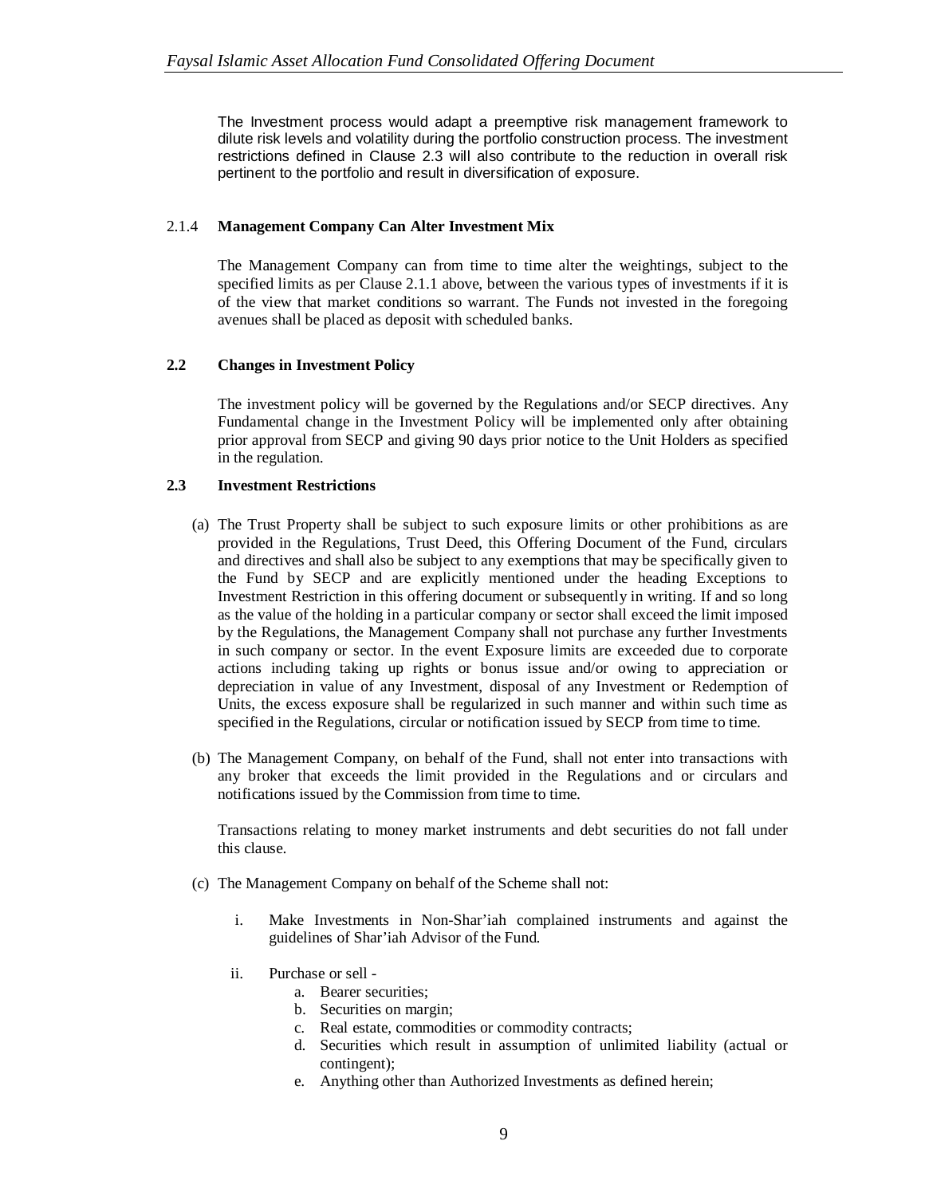The Investment process would adapt a preemptive risk management framework to dilute risk levels and volatility during the portfolio construction process. The investment restrictions defined in Clause 2.3 will also contribute to the reduction in overall risk pertinent to the portfolio and result in diversification of exposure.

#### 2.1.4 **Management Company Can Alter Investment Mix**

The Management Company can from time to time alter the weightings, subject to the specified limits as per Clause 2.1.1 above, between the various types of investments if it is of the view that market conditions so warrant. The Funds not invested in the foregoing avenues shall be placed as deposit with scheduled banks.

### 2.2 **Changes in Investment Policy**

The investment policy will be governed by the Regulations and/or SECP directives. Any Fundamental change in the Investment Policy will be implemented only after obtaining prior approval from SECP and giving 90 days prior notice to the Unit Holders as specified in the regulation.

### 2.3 **Investment Restrictions**

(a) The Trust Property shall be subject to such exposure limits or other prohibitions as are provided in the Regulations, Trust Deed, this Offering Document of the Fund, circulars and directives and shall also be subject to any exemptions that may be specifically given to the Fund by SECP and are explicitly mentioned under the heading Exceptions to Investment Restriction in this offering document or subsequently in writing. If and so long as the value of the holding in a particular company or sector shall exceed the limit imposed by the Regulations, the Management Company shall not purchase any further Investments in such company or sector. In the event Exposure limits are exceeded due to corporate actions including taking up rights or bonus issue and/or owing to appreciation or depreciation in value of any Investment, disposal of any Investment or Redemption of Units, the excess exposure shall be regularized in such manner and within such time as specified in the Regulations, circular or notification issued by SECP from time to time.

(b) The Management Company, on behalf of the Fund, shall not enter into transactions with any broker that exceeds the limit provided in the Regulations and or circulars and notifications issued by the Commission from time to time.

Transactions relating to money market instruments and debt securities do not fall under this clause.

(c) The Management Company on behalf of the Scheme shall not:

i. Make Investments in Non-Shar'iah complained instruments and against the guidelines of Shar'iah Advisor of the Fund.

ii. Purchase or sell -
   a. Bearer securities;
   b. Securities on margin;
   c. Real estate, commodities or commodity contracts;
   d. Securities which result in assumption of unlimited liability (actual or contingent);
   e. Anything other than Authorized Investments as defined herein;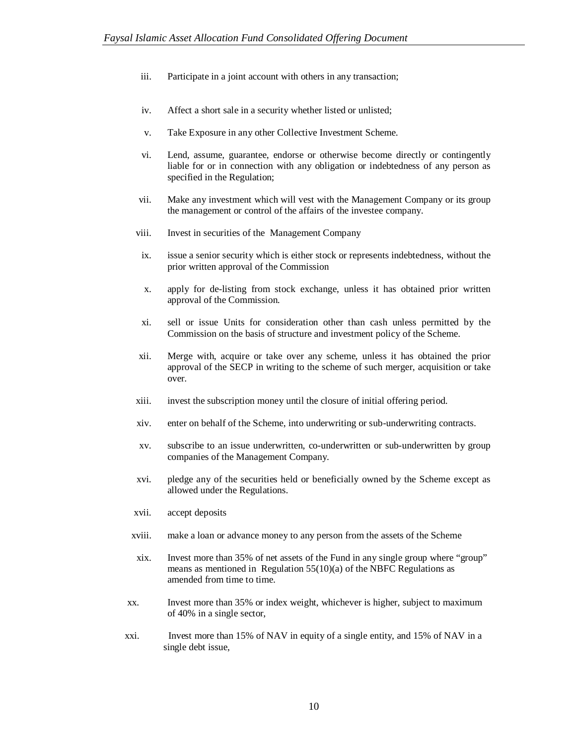iii. Participate in a joint account with others in any transaction;

iv. Affect a short sale in a security whether listed or unlisted;

v. Take Exposure in any other Collective Investment Scheme.

vi. Lend, assume, guarantee, endorse or otherwise become directly or contingently liable for or in connection with any obligation or indebtedness of any person as specified in the Regulation;

vii. Make any investment which will vest with the Management Company or its group the management or control of the affairs of the investee company.

viii. Invest in securities of the Management Company

ix. issue a senior security which is either stock or represents indebtedness, without the prior written approval of the Commission

x. apply for de-listing from stock exchange, unless it has obtained prior written approval of the Commission.

xi. sell or issue Units for consideration other than cash unless permitted by the Commission on the basis of structure and investment policy of the Scheme.

xii. Merge with, acquire or take over any scheme, unless it has obtained the prior approval of the SECP in writing to the scheme of such merger, acquisition or take over.

xiii. invest the subscription money until the closure of initial offering period.

xiv. enter on behalf of the Scheme, into underwriting or sub-underwriting contracts.

xv. subscribe to an issue underwritten, co-underwritten or sub-underwritten by group companies of the Management Company.

xvi. pledge any of the securities held or beneficially owned by the Scheme except as allowed under the Regulations.

xvii. accept deposits

xviii. make a loan or advance money to any person from the assets of the Scheme

xix. Invest more than 35% of net assets of the Fund in any single group where "group" means as mentioned in Regulation 55(10)(a) of the NBFC Regulations as amended from time to time.

xx. Invest more than 35% or index weight, whichever is higher, subject to maximum of 40% in a single sector,

xxi. Invest more than 15% of NAV in equity of a single entity, and 15% of NAV in a single debt issue,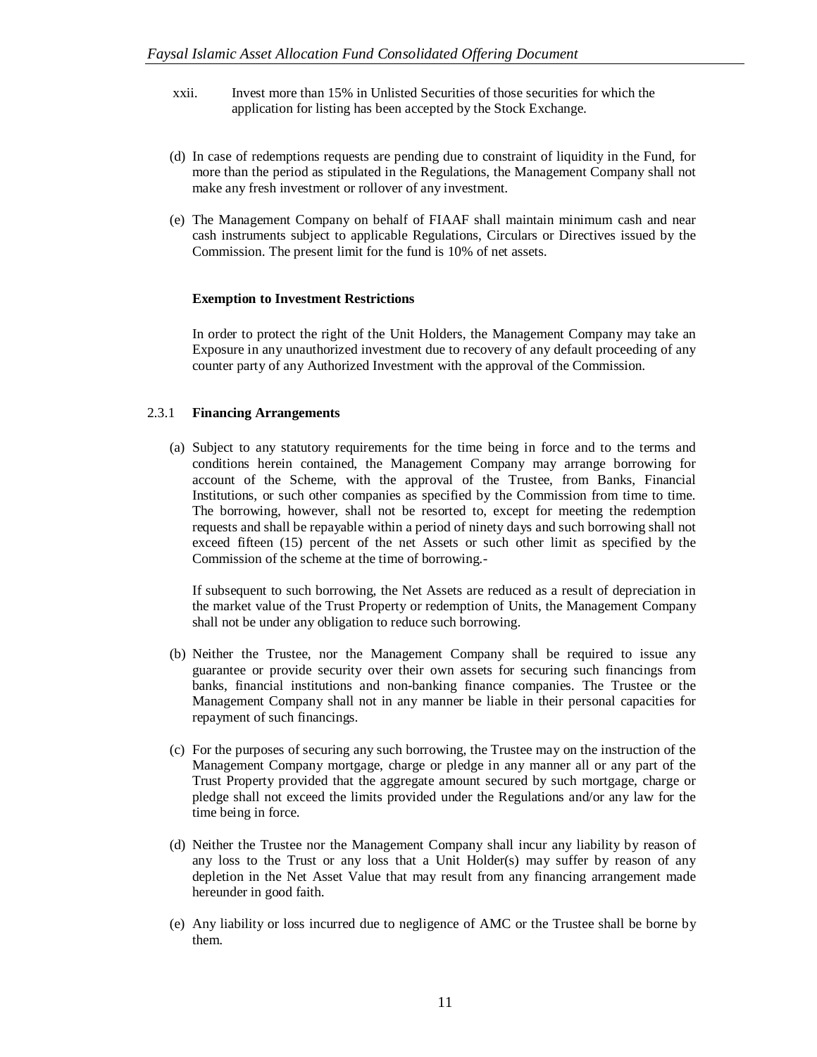xxii. Invest more than 15% in Unlisted Securities of those securities for which the application for listing has been accepted by the Stock Exchange.

(d) In case of redemptions requests are pending due to constraint of liquidity in the Fund, for more than the period as stipulated in the Regulations, the Management Company shall not make any fresh investment or rollover of any investment.

(e) The Management Company on behalf of FIAAF shall maintain minimum cash and near cash instruments subject to applicable Regulations, Circulars or Directives issued by the Commission. The present limit for the fund is 10% of net assets.

**Exemption to Investment Restrictions**

In order to protect the right of the Unit Holders, the Management Company may take an Exposure in any unauthorized investment due to recovery of any default proceeding of any counter party of any Authorized Investment with the approval of the Commission.

2.3.1 **Financing Arrangements**

(a) Subject to any statutory requirements for the time being in force and to the terms and conditions herein contained, the Management Company may arrange borrowing for account of the Scheme, with the approval of the Trustee, from Banks, Financial Institutions, or such other companies as specified by the Commission from time to time. The borrowing, however, shall not be resorted to, except for meeting the redemption requests and shall be repayable within a period of ninety days and such borrowing shall not exceed fifteen (15) percent of the net Assets or such other limit as specified by the Commission of the scheme at the time of borrowing.-

If subsequent to such borrowing, the Net Assets are reduced as a result of depreciation in the market value of the Trust Property or redemption of Units, the Management Company shall not be under any obligation to reduce such borrowing.

(b) Neither the Trustee, nor the Management Company shall be required to issue any guarantee or provide security over their own assets for securing such financings from banks, financial institutions and non-banking finance companies. The Trustee or the Management Company shall not in any manner be liable in their personal capacities for repayment of such financings.

(c) For the purposes of securing any such borrowing, the Trustee may on the instruction of the Management Company mortgage, charge or pledge in any manner all or any part of the Trust Property provided that the aggregate amount secured by such mortgage, charge or pledge shall not exceed the limits provided under the Regulations and/or any law for the time being in force.

(d) Neither the Trustee nor the Management Company shall incur any liability by reason of any loss to the Trust or any loss that a Unit Holder(s) may suffer by reason of any depletion in the Net Asset Value that may result from any financing arrangement made hereunder in good faith.

(e) Any liability or loss incurred due to negligence of AMC or the Trustee shall be borne by them.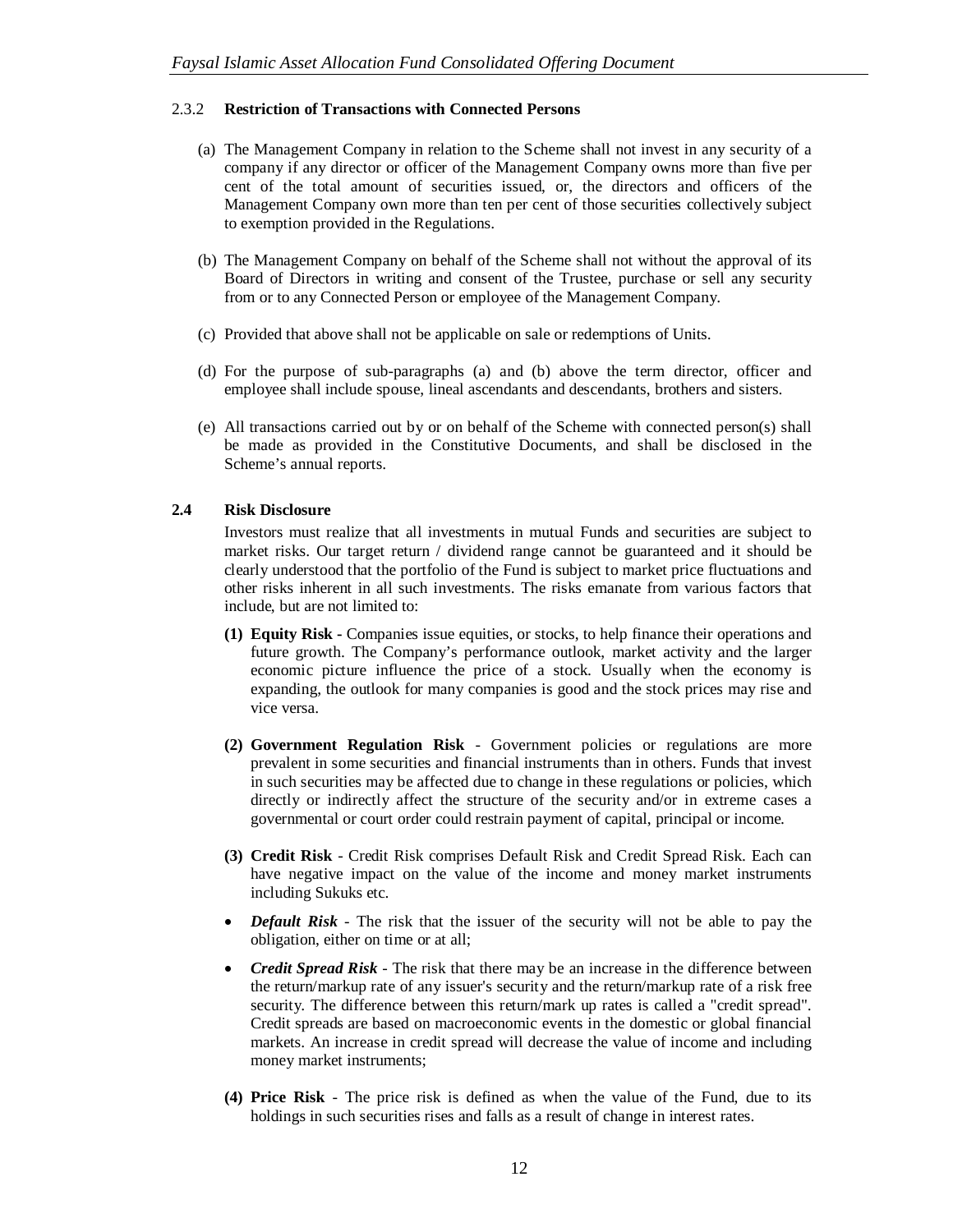### 2.3.2 **Restriction of Transactions with Connected Persons**

(a) The Management Company in relation to the Scheme shall not invest in any security of a company if any director or officer of the Management Company owns more than five per cent of the total amount of securities issued, or, the directors and officers of the Management Company own more than ten per cent of those securities collectively subject to exemption provided in the Regulations.

(b) The Management Company on behalf of the Scheme shall not without the approval of its Board of Directors in writing and consent of the Trustee, purchase or sell any security from or to any Connected Person or employee of the Management Company.

(c) Provided that above shall not be applicable on sale or redemptions of Units.

(d) For the purpose of sub-paragraphs (a) and (b) above the term director, officer and employee shall include spouse, lineal ascendants and descendants, brothers and sisters.

(e) All transactions carried out by or on behalf of the Scheme with connected person(s) shall be made as provided in the Constitutive Documents, and shall be disclosed in the Scheme's annual reports.

## 2.4 Risk Disclosure

Investors must realize that all investments in mutual Funds and securities are subject to market risks. Our target return / dividend range cannot be guaranteed and it should be clearly understood that the portfolio of the Fund is subject to market price fluctuations and other risks inherent in all such investments. The risks emanate from various factors that include, but are not limited to:

**(1) Equity Risk -** Companies issue equities, or stocks, to help finance their operations and future growth. The Company's performance outlook, market activity and the larger economic picture influence the price of a stock. Usually when the economy is expanding, the outlook for many companies is good and the stock prices may rise and vice versa.

**(2) Government Regulation Risk** - Government policies or regulations are more prevalent in some securities and financial instruments than in others. Funds that invest in such securities may be affected due to change in these regulations or policies, which directly or indirectly affect the structure of the security and/or in extreme cases a governmental or court order could restrain payment of capital, principal or income.

**(3) Credit Risk** - Credit Risk comprises Default Risk and Credit Spread Risk. Each can have negative impact on the value of the income and money market instruments including Sukuks etc.

- ***Default Risk*** - The risk that the issuer of the security will not be able to pay the obligation, either on time or at all;
- ***Credit Spread Risk*** - The risk that there may be an increase in the difference between the return/markup rate of any issuer's security and the return/markup rate of a risk free security. The difference between this return/mark up rates is called a "credit spread". Credit spreads are based on macroeconomic events in the domestic or global financial markets. An increase in credit spread will decrease the value of income and including money market instruments;

**(4) Price Risk** - The price risk is defined as when the value of the Fund, due to its holdings in such securities rises and falls as a result of change in interest rates.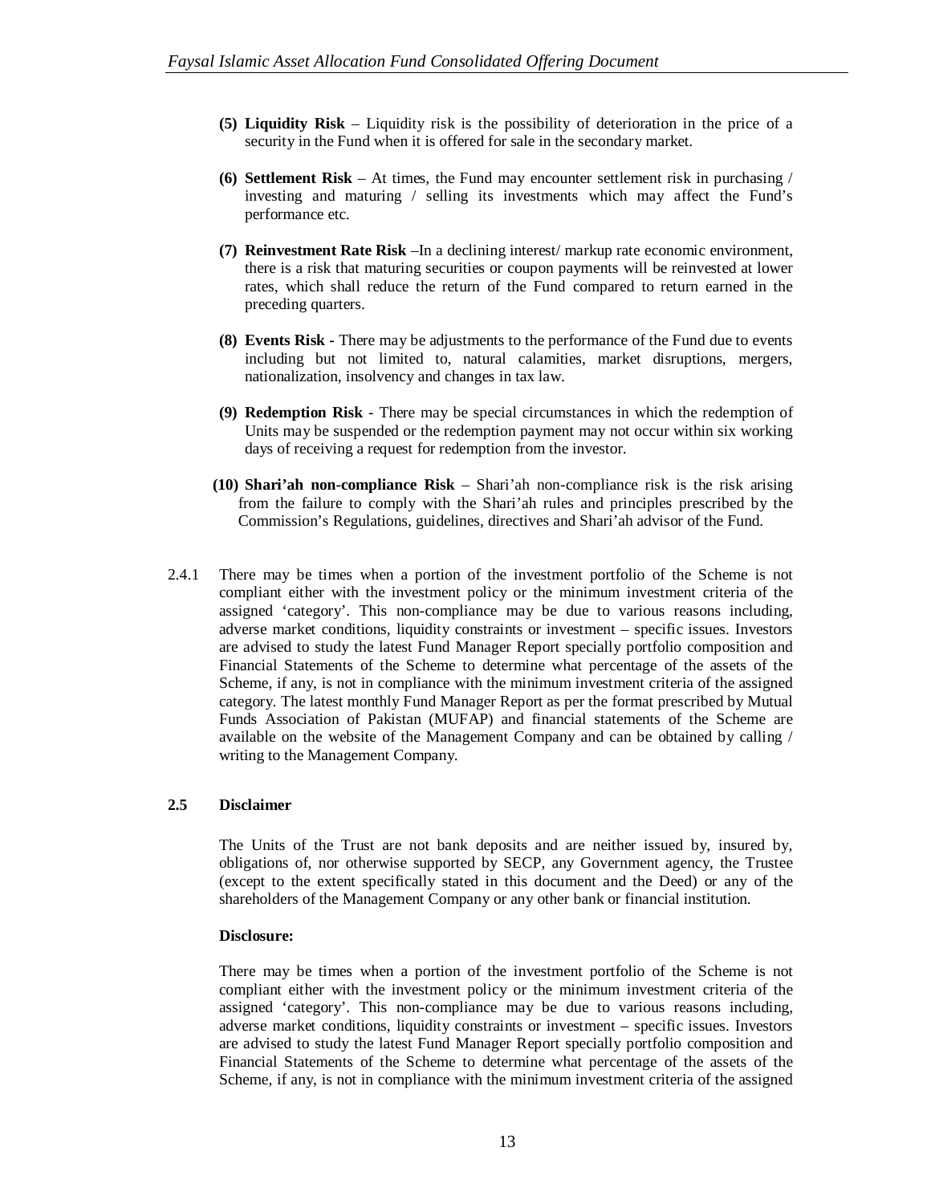**(5) Liquidity Risk** – Liquidity risk is the possibility of deterioration in the price of a security in the Fund when it is offered for sale in the secondary market.

**(6) Settlement Risk** – At times, the Fund may encounter settlement risk in purchasing / investing and maturing / selling its investments which may affect the Fund's performance etc.

**(7) Reinvestment Rate Risk** –In a declining interest/ markup rate economic environment, there is a risk that maturing securities or coupon payments will be reinvested at lower rates, which shall reduce the return of the Fund compared to return earned in the preceding quarters.

**(8) Events Risk -** There may be adjustments to the performance of the Fund due to events including but not limited to, natural calamities, market disruptions, mergers, nationalization, insolvency and changes in tax law.

**(9) Redemption Risk** - There may be special circumstances in which the redemption of Units may be suspended or the redemption payment may not occur within six working days of receiving a request for redemption from the investor.

**(10) Shari'ah non-compliance Risk** – Shari'ah non-compliance risk is the risk arising from the failure to comply with the Shari'ah rules and principles prescribed by the Commission's Regulations, guidelines, directives and Shari'ah advisor of the Fund.

2.4.1 There may be times when a portion of the investment portfolio of the Scheme is not compliant either with the investment policy or the minimum investment criteria of the assigned 'category'. This non-compliance may be due to various reasons including, adverse market conditions, liquidity constraints or investment – specific issues. Investors are advised to study the latest Fund Manager Report specially portfolio composition and Financial Statements of the Scheme to determine what percentage of the assets of the Scheme, if any, is not in compliance with the minimum investment criteria of the assigned category. The latest monthly Fund Manager Report as per the format prescribed by Mutual Funds Association of Pakistan (MUFAP) and financial statements of the Scheme are available on the website of the Management Company and can be obtained by calling / writing to the Management Company.

### 2.5 Disclaimer

The Units of the Trust are not bank deposits and are neither issued by, insured by, obligations of, nor otherwise supported by SECP, any Government agency, the Trustee (except to the extent specifically stated in this document and the Deed) or any of the shareholders of the Management Company or any other bank or financial institution.

**Disclosure:**

There may be times when a portion of the investment portfolio of the Scheme is not compliant either with the investment policy or the minimum investment criteria of the assigned 'category'. This non-compliance may be due to various reasons including, adverse market conditions, liquidity constraints or investment – specific issues. Investors are advised to study the latest Fund Manager Report specially portfolio composition and Financial Statements of the Scheme to determine what percentage of the assets of the Scheme, if any, is not in compliance with the minimum investment criteria of the assigned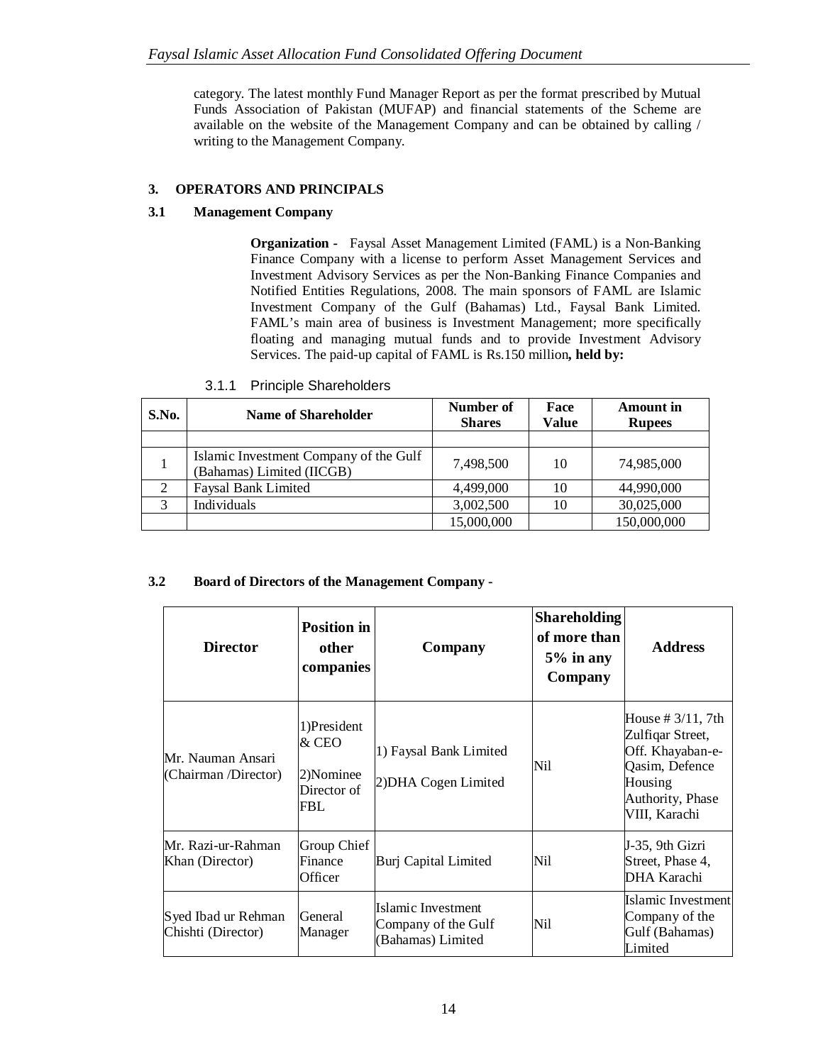category. The latest monthly Fund Manager Report as per the format prescribed by Mutual Funds Association of Pakistan (MUFAP) and financial statements of the Scheme are available on the website of the Management Company and can be obtained by calling / writing to the Management Company.

## 3. OPERATORS AND PRINCIPALS

### 3.1 Management Company

**Organization -** Faysal Asset Management Limited (FAML) is a Non-Banking Finance Company with a license to perform Asset Management Services and Investment Advisory Services as per the Non-Banking Finance Companies and Notified Entities Regulations, 2008. The main sponsors of FAML are Islamic Investment Company of the Gulf (Bahamas) Ltd., Faysal Bank Limited. FAML's main area of business is Investment Management; more specifically floating and managing mutual funds and to provide Investment Advisory Services. The paid-up capital of FAML is Rs.150 million**, held by:**

#### 3.1.1 Principle Shareholders

| S.No. | Name of Shareholder | Number of Shares | Face Value | Amount in Rupees |
|---|---|---|---|---|
| | | | | |
| 1 | Islamic Investment Company of the Gulf (Bahamas) Limited (IICGB) | 7,498,500 | 10 | 74,985,000 |
| 2 | Faysal Bank Limited | 4,499,000 | 10 | 44,990,000 |
| 3 | Individuals | 3,002,500 | 10 | 30,025,000 |
| | | 15,000,000 | | 150,000,000 |

### 3.2 Board of Directors of the Management Company -

| Director | Position in other companies | Company | Shareholding of more than 5% in any Company | Address |
|---|---|---|---|---|
| Mr. Nauman Ansari (Chairman /Director) | 1)President & CEO<br>2)Nominee Director of FBL | 1) Faysal Bank Limited<br>2)DHA Cogen Limited | Nil | House # 3/11, 7th Zulfiqar Street, Off. Khayaban-e-Qasim, Defence Housing Authority, Phase VIII, Karachi |
| Mr. Razi-ur-Rahman Khan (Director) | Group Chief Finance Officer | Burj Capital Limited | Nil | J-35, 9th Gizri Street, Phase 4, DHA Karachi |
| Syed Ibad ur Rehman Chishti (Director) | General Manager | Islamic Investment Company of the Gulf (Bahamas) Limited | Nil | Islamic Investment Company of the Gulf (Bahamas) Limited |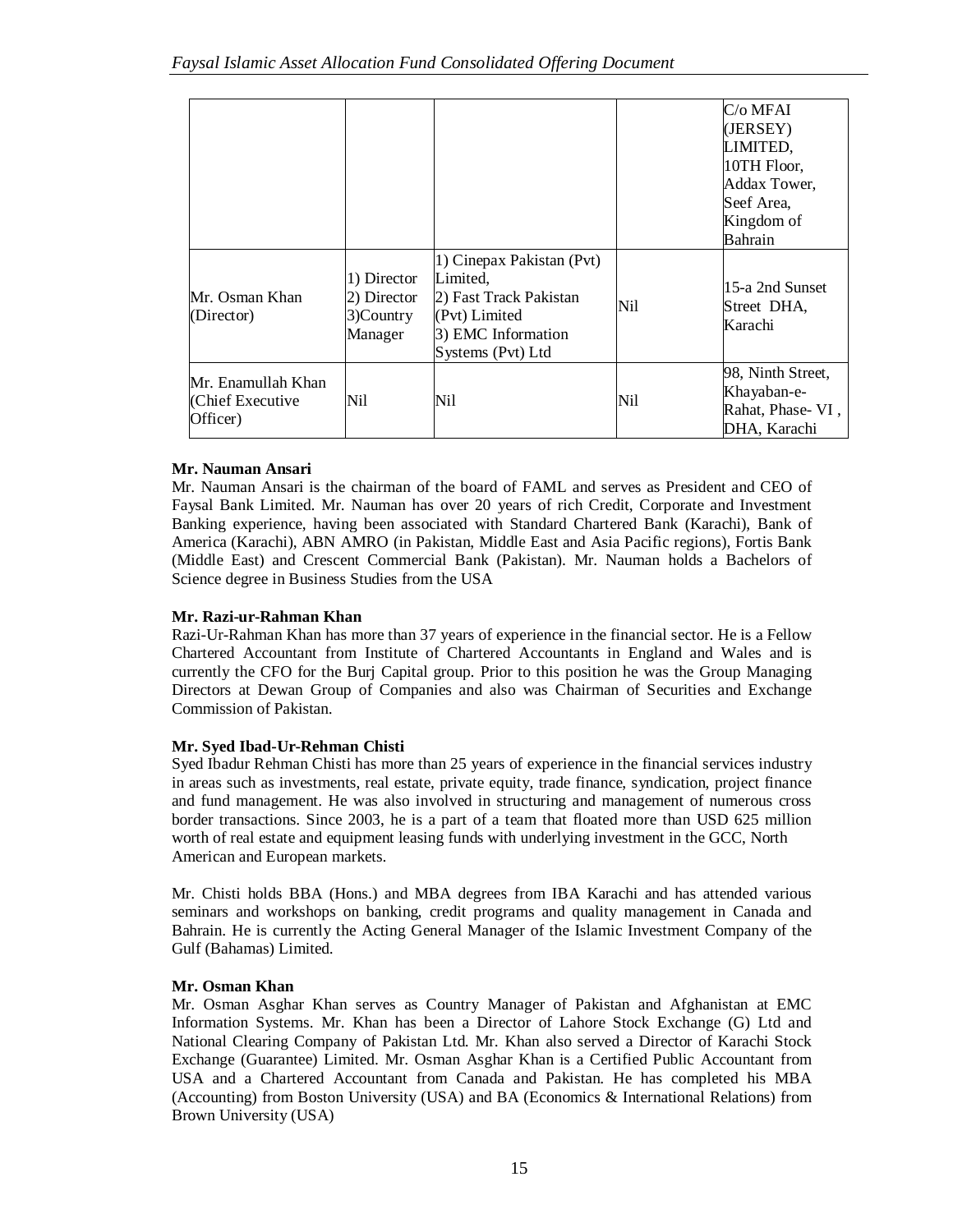| | | | | |
|---|---|---|---|---|
| | | | | C/o MFAI (JERSEY) LIMITED, 10TH Floor, Addax Tower, Seef Area, Kingdom of Bahrain |
| Mr. Osman Khan (Director) | 1) Director 2) Director 3)Country Manager | 1) Cinepax Pakistan (Pvt) Limited, 2) Fast Track Pakistan (Pvt) Limited 3) EMC Information Systems (Pvt) Ltd | Nil | 15-a 2nd Sunset Street DHA, Karachi |
| Mr. Enamullah Khan (Chief Executive Officer) | Nil | Nil | Nil | 98, Ninth Street, Khayaban-e-Rahat, Phase- VI , DHA, Karachi |

**Mr. Nauman Ansari**

Mr. Nauman Ansari is the chairman of the board of FAML and serves as President and CEO of Faysal Bank Limited. Mr. Nauman has over 20 years of rich Credit, Corporate and Investment Banking experience, having been associated with Standard Chartered Bank (Karachi), Bank of America (Karachi), ABN AMRO (in Pakistan, Middle East and Asia Pacific regions), Fortis Bank (Middle East) and Crescent Commercial Bank (Pakistan). Mr. Nauman holds a Bachelors of Science degree in Business Studies from the USA

**Mr. Razi-ur-Rahman Khan**

Razi-Ur-Rahman Khan has more than 37 years of experience in the financial sector. He is a Fellow Chartered Accountant from Institute of Chartered Accountants in England and Wales and is currently the CFO for the Burj Capital group. Prior to this position he was the Group Managing Directors at Dewan Group of Companies and also was Chairman of Securities and Exchange Commission of Pakistan.

**Mr. Syed Ibad-Ur-Rehman Chisti**

Syed Ibadur Rehman Chisti has more than 25 years of experience in the financial services industry in areas such as investments, real estate, private equity, trade finance, syndication, project finance and fund management. He was also involved in structuring and management of numerous cross border transactions. Since 2003, he is a part of a team that floated more than USD 625 million worth of real estate and equipment leasing funds with underlying investment in the GCC, North American and European markets.

Mr. Chisti holds BBA (Hons.) and MBA degrees from IBA Karachi and has attended various seminars and workshops on banking, credit programs and quality management in Canada and Bahrain. He is currently the Acting General Manager of the Islamic Investment Company of the Gulf (Bahamas) Limited.

**Mr. Osman Khan**

Mr. Osman Asghar Khan serves as Country Manager of Pakistan and Afghanistan at EMC Information Systems. Mr. Khan has been a Director of Lahore Stock Exchange (G) Ltd and National Clearing Company of Pakistan Ltd. Mr. Khan also served a Director of Karachi Stock Exchange (Guarantee) Limited. Mr. Osman Asghar Khan is a Certified Public Accountant from USA and a Chartered Accountant from Canada and Pakistan. He has completed his MBA (Accounting) from Boston University (USA) and BA (Economics & International Relations) from Brown University (USA)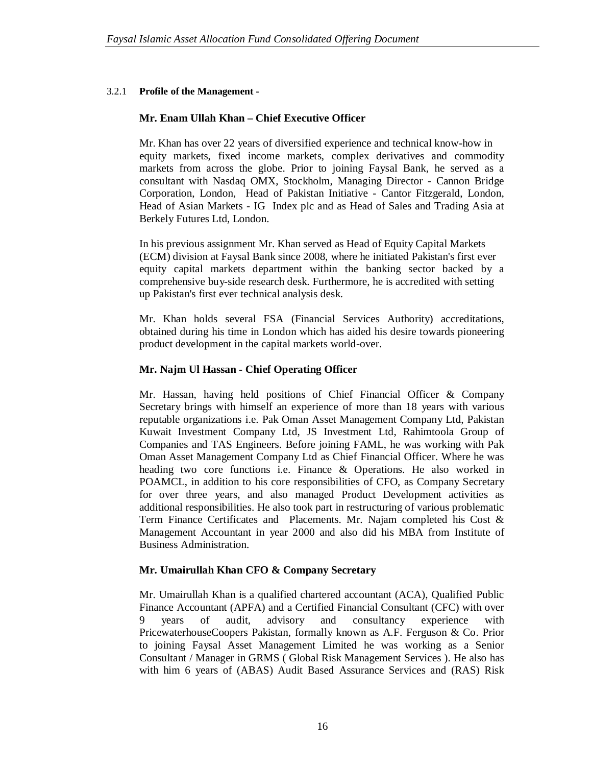3.2.1 **Profile of the Management -**

**Mr. Enam Ullah Khan – Chief Executive Officer**

Mr. Khan has over 22 years of diversified experience and technical know-how in equity markets, fixed income markets, complex derivatives and commodity markets from across the globe. Prior to joining Faysal Bank, he served as a consultant with Nasdaq OMX, Stockholm, Managing Director - Cannon Bridge Corporation, London, Head of Pakistan Initiative - Cantor Fitzgerald, London, Head of Asian Markets - IG Index plc and as Head of Sales and Trading Asia at Berkely Futures Ltd, London.

In his previous assignment Mr. Khan served as Head of Equity Capital Markets (ECM) division at Faysal Bank since 2008, where he initiated Pakistan's first ever equity capital markets department within the banking sector backed by a comprehensive buy-side research desk. Furthermore, he is accredited with setting up Pakistan's first ever technical analysis desk.

Mr. Khan holds several FSA (Financial Services Authority) accreditations, obtained during his time in London which has aided his desire towards pioneering product development in the capital markets world-over.

**Mr. Najm Ul Hassan - Chief Operating Officer**

Mr. Hassan, having held positions of Chief Financial Officer & Company Secretary brings with himself an experience of more than 18 years with various reputable organizations i.e. Pak Oman Asset Management Company Ltd, Pakistan Kuwait Investment Company Ltd, JS Investment Ltd, Rahimtoola Group of Companies and TAS Engineers. Before joining FAML, he was working with Pak Oman Asset Management Company Ltd as Chief Financial Officer. Where he was heading two core functions i.e. Finance & Operations. He also worked in POAMCL, in addition to his core responsibilities of CFO, as Company Secretary for over three years, and also managed Product Development activities as additional responsibilities. He also took part in restructuring of various problematic Term Finance Certificates and Placements. Mr. Najam completed his Cost & Management Accountant in year 2000 and also did his MBA from Institute of Business Administration.

**Mr. Umairullah Khan CFO & Company Secretary**

Mr. Umairullah Khan is a qualified chartered accountant (ACA), Qualified Public Finance Accountant (APFA) and a Certified Financial Consultant (CFC) with over 9 years of audit, advisory and consultancy experience with PricewaterhouseCoopers Pakistan, formally known as A.F. Ferguson & Co. Prior to joining Faysal Asset Management Limited he was working as a Senior Consultant / Manager in GRMS ( Global Risk Management Services ). He also has with him 6 years of (ABAS) Audit Based Assurance Services and (RAS) Risk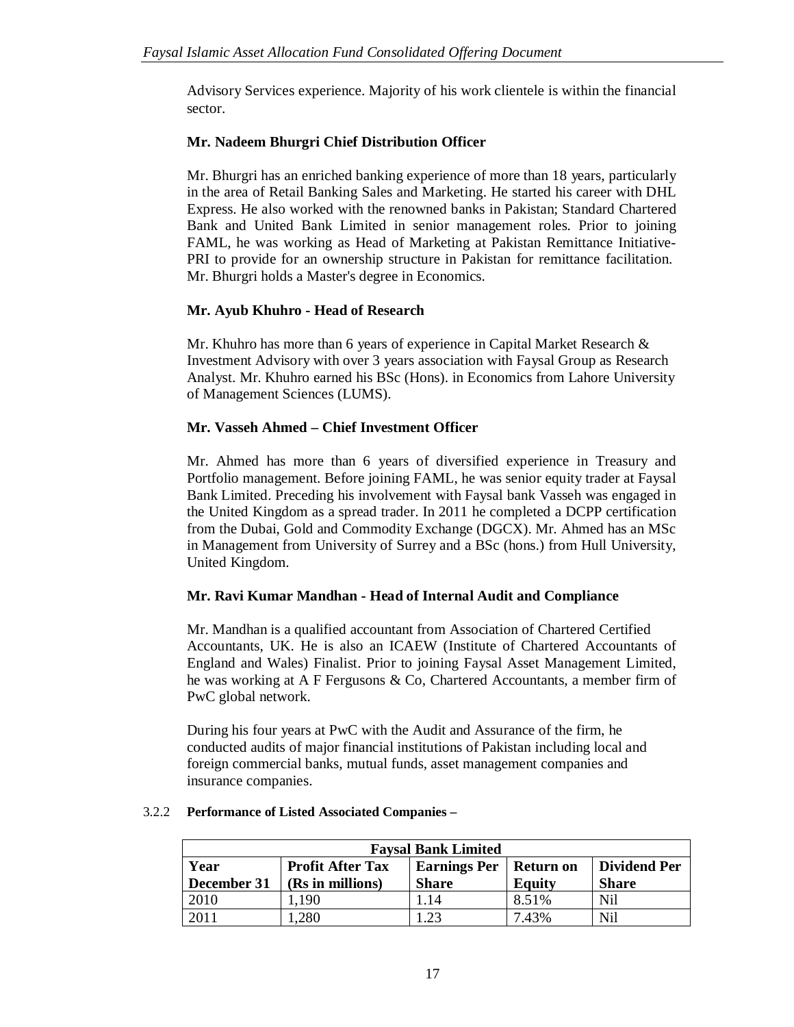Advisory Services experience. Majority of his work clientele is within the financial sector.

**Mr. Nadeem Bhurgri Chief Distribution Officer**

Mr. Bhurgri has an enriched banking experience of more than 18 years, particularly in the area of Retail Banking Sales and Marketing. He started his career with DHL Express. He also worked with the renowned banks in Pakistan; Standard Chartered Bank and United Bank Limited in senior management roles. Prior to joining FAML, he was working as Head of Marketing at Pakistan Remittance Initiative-PRI to provide for an ownership structure in Pakistan for remittance facilitation. Mr. Bhurgri holds a Master's degree in Economics.

**Mr. Ayub Khuhro - Head of Research**

Mr. Khuhro has more than 6 years of experience in Capital Market Research & Investment Advisory with over 3 years association with Faysal Group as Research Analyst. Mr. Khuhro earned his BSc (Hons). in Economics from Lahore University of Management Sciences (LUMS).

**Mr. Vasseh Ahmed – Chief Investment Officer**

Mr. Ahmed has more than 6 years of diversified experience in Treasury and Portfolio management. Before joining FAML, he was senior equity trader at Faysal Bank Limited. Preceding his involvement with Faysal bank Vasseh was engaged in the United Kingdom as a spread trader. In 2011 he completed a DCPP certification from the Dubai, Gold and Commodity Exchange (DGCX). Mr. Ahmed has an MSc in Management from University of Surrey and a BSc (hons.) from Hull University, United Kingdom.

**Mr. Ravi Kumar Mandhan - Head of Internal Audit and Compliance**

Mr. Mandhan is a qualified accountant from Association of Chartered Certified Accountants, UK. He is also an ICAEW (Institute of Chartered Accountants of England and Wales) Finalist. Prior to joining Faysal Asset Management Limited, he was working at A F Fergusons & Co, Chartered Accountants, a member firm of PwC global network.

During his four years at PwC with the Audit and Assurance of the firm, he conducted audits of major financial institutions of Pakistan including local and foreign commercial banks, mutual funds, asset management companies and insurance companies.

3.2.2 **Performance of Listed Associated Companies –**

| **Faysal Bank Limited** | | | | |
|---|---|---|---|---|
| **Year December 31** | **Profit After Tax (Rs in millions)** | **Earnings Per Share** | **Return on Equity** | **Dividend Per Share** |
| 2010 | 1,190 | 1.14 | 8.51% | Nil |
| 2011 | 1,280 | 1.23 | 7.43% | Nil |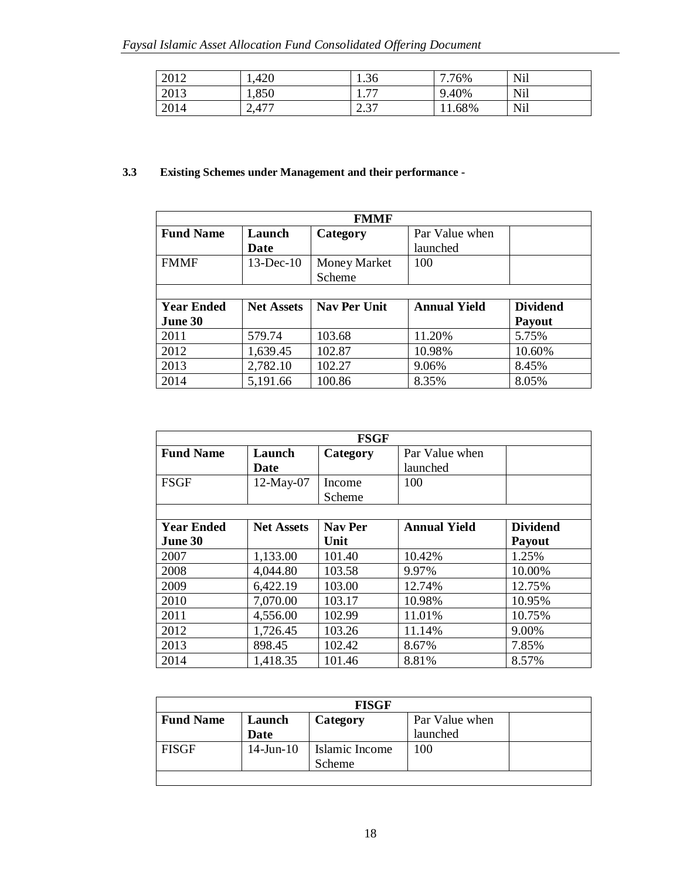| 2012 | 1,420 | 1.36 | 7.76% | Nil |
|---|---|---|---|---|
| 2013 | 1,850 | 1.77 | 9.40% | Nil |
| 2014 | 2,477 | 2.37 | 11.68% | Nil |

**3.3 Existing Schemes under Management and their performance -**

| **FMMF** | | | | |
|---|---|---|---|---|
| **Fund Name** | **Launch Date** | **Category** | Par Value when launched | |
| FMMF | 13-Dec-10 | Money Market Scheme | 100 | |
| | | | | |
| **Year Ended June 30** | **Net Assets** | **Nav Per Unit** | **Annual Yield** | **Dividend Payout** |
| 2011 | 579.74 | 103.68 | 11.20% | 5.75% |
| 2012 | 1,639.45 | 102.87 | 10.98% | 10.60% |
| 2013 | 2,782.10 | 102.27 | 9.06% | 8.45% |
| 2014 | 5,191.66 | 100.86 | 8.35% | 8.05% |

| **FSGF** | | | | |
|---|---|---|---|---|
| **Fund Name** | **Launch Date** | **Category** | Par Value when launched | |
| FSGF | 12-May-07 | Income Scheme | 100 | |
| | | | | |
| **Year Ended June 30** | **Net Assets** | **Nav Per Unit** | **Annual Yield** | **Dividend Payout** |
| 2007 | 1,133.00 | 101.40 | 10.42% | 1.25% |
| 2008 | 4,044.80 | 103.58 | 9.97% | 10.00% |
| 2009 | 6,422.19 | 103.00 | 12.74% | 12.75% |
| 2010 | 7,070.00 | 103.17 | 10.98% | 10.95% |
| 2011 | 4,556.00 | 102.99 | 11.01% | 10.75% |
| 2012 | 1,726.45 | 103.26 | 11.14% | 9.00% |
| 2013 | 898.45 | 102.42 | 8.67% | 7.85% |
| 2014 | 1,418.35 | 101.46 | 8.81% | 8.57% |

| **FISGF** | | | | |
|---|---|---|---|---|
| **Fund Name** | **Launch Date** | **Category** | Par Value when launched | |
| FISGF | 14-Jun-10 | Islamic Income Scheme | 100 | |
| | | | | |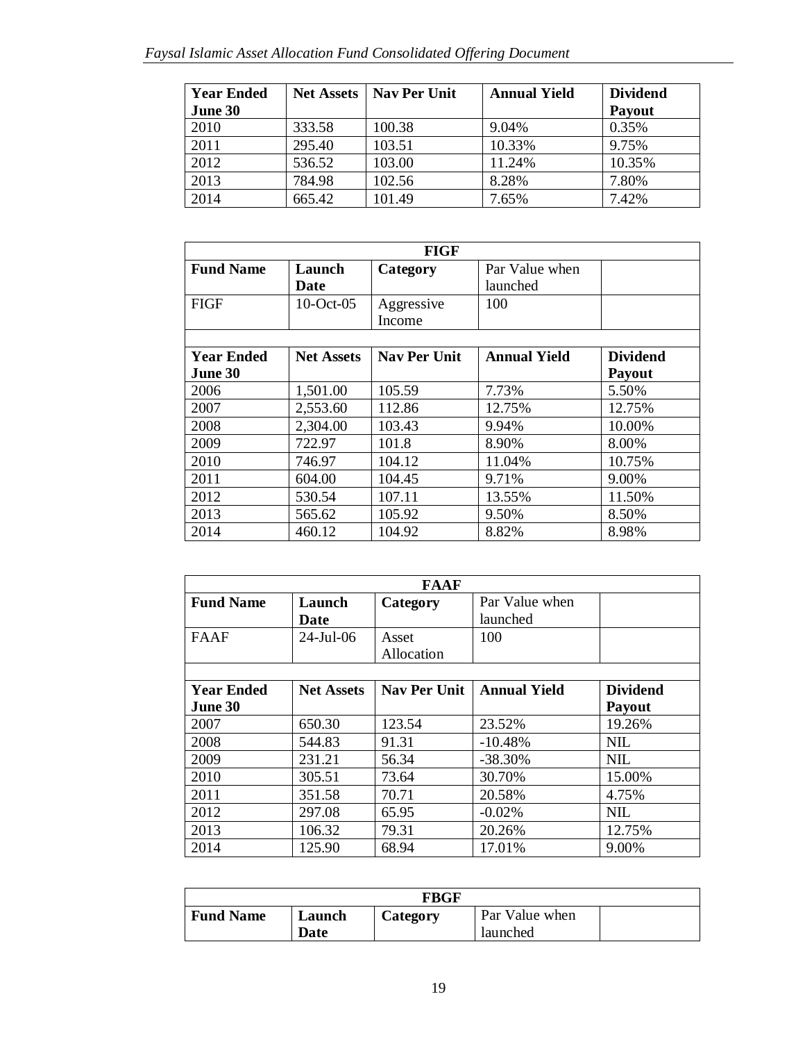| Year Ended June 30 | Net Assets | Nav Per Unit | Annual Yield | Dividend Payout |
|---|---|---|---|---|
| 2010 | 333.58 | 100.38 | 9.04% | 0.35% |
| 2011 | 295.40 | 103.51 | 10.33% | 9.75% |
| 2012 | 536.52 | 103.00 | 11.24% | 10.35% |
| 2013 | 784.98 | 102.56 | 8.28% | 7.80% |
| 2014 | 665.42 | 101.49 | 7.65% | 7.42% |

| FIGF | | | | |
|---|---|---|---|---|
| **Fund Name** | **Launch Date** | **Category** | Par Value when launched | |
| FIGF | 10-Oct-05 | Aggressive Income | 100 | |
| | | | | |
| **Year Ended June 30** | **Net Assets** | **Nav Per Unit** | **Annual Yield** | **Dividend Payout** |
| 2006 | 1,501.00 | 105.59 | 7.73% | 5.50% |
| 2007 | 2,553.60 | 112.86 | 12.75% | 12.75% |
| 2008 | 2,304.00 | 103.43 | 9.94% | 10.00% |
| 2009 | 722.97 | 101.8 | 8.90% | 8.00% |
| 2010 | 746.97 | 104.12 | 11.04% | 10.75% |
| 2011 | 604.00 | 104.45 | 9.71% | 9.00% |
| 2012 | 530.54 | 107.11 | 13.55% | 11.50% |
| 2013 | 565.62 | 105.92 | 9.50% | 8.50% |
| 2014 | 460.12 | 104.92 | 8.82% | 8.98% |

| FAAF | | | | |
|---|---|---|---|---|
| **Fund Name** | **Launch Date** | **Category** | Par Value when launched | |
| FAAF | 24-Jul-06 | Asset Allocation | 100 | |
| | | | | |
| **Year Ended June 30** | **Net Assets** | **Nav Per Unit** | **Annual Yield** | **Dividend Payout** |
| 2007 | 650.30 | 123.54 | 23.52% | 19.26% |
| 2008 | 544.83 | 91.31 | -10.48% | NIL |
| 2009 | 231.21 | 56.34 | -38.30% | NIL |
| 2010 | 305.51 | 73.64 | 30.70% | 15.00% |
| 2011 | 351.58 | 70.71 | 20.58% | 4.75% |
| 2012 | 297.08 | 65.95 | -0.02% | NIL |
| 2013 | 106.32 | 79.31 | 20.26% | 12.75% |
| 2014 | 125.90 | 68.94 | 17.01% | 9.00% |

| FBGF | | | | |
|---|---|---|---|---|
| **Fund Name** | **Launch Date** | **Category** | Par Value when launched | |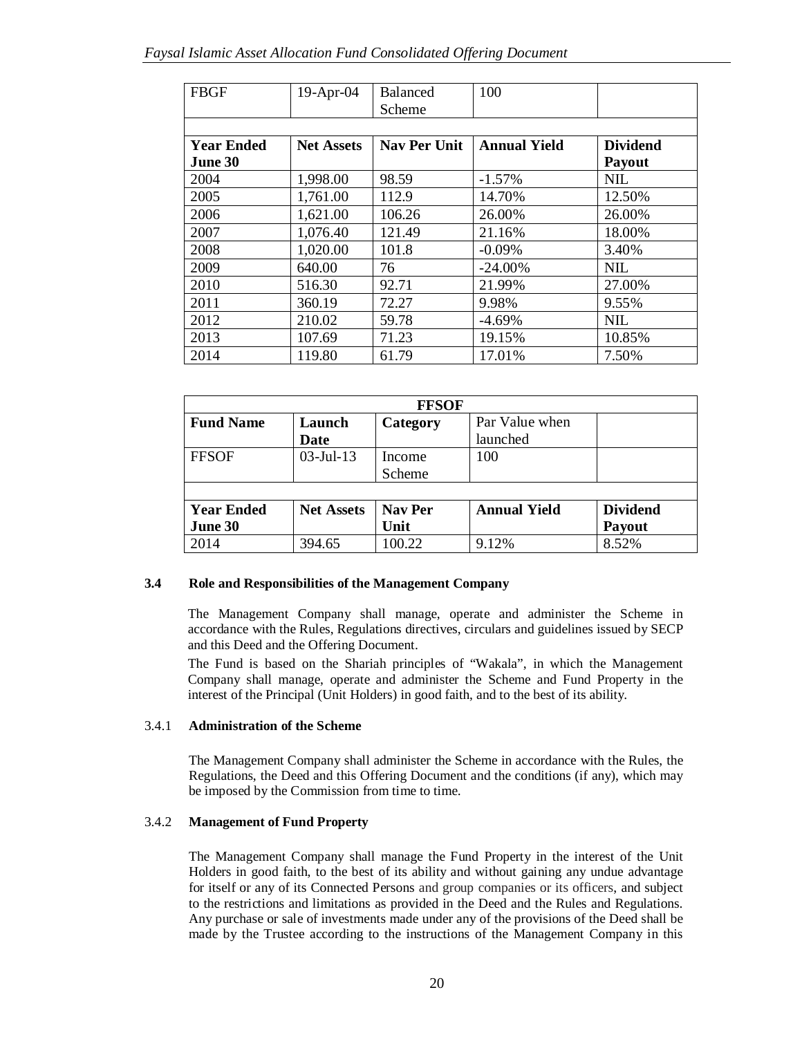| FBGF | 19-Apr-04 | Balanced Scheme | 100 | |
|---|---|---|---|---|
| | | | | |
| **Year Ended June 30** | **Net Assets** | **Nav Per Unit** | **Annual Yield** | **Dividend Payout** |
| 2004 | 1,998.00 | 98.59 | -1.57% | NIL |
| 2005 | 1,761.00 | 112.9 | 14.70% | 12.50% |
| 2006 | 1,621.00 | 106.26 | 26.00% | 26.00% |
| 2007 | 1,076.40 | 121.49 | 21.16% | 18.00% |
| 2008 | 1,020.00 | 101.8 | -0.09% | 3.40% |
| 2009 | 640.00 | 76 | -24.00% | NIL |
| 2010 | 516.30 | 92.71 | 21.99% | 27.00% |
| 2011 | 360.19 | 72.27 | 9.98% | 9.55% |
| 2012 | 210.02 | 59.78 | -4.69% | NIL |
| 2013 | 107.69 | 71.23 | 19.15% | 10.85% |
| 2014 | 119.80 | 61.79 | 17.01% | 7.50% |

| **FFSOF** | | | | |
|---|---|---|---|---|
| **Fund Name** | **Launch Date** | **Category** | Par Value when launched | |
| FFSOF | 03-Jul-13 | Income Scheme | 100 | |
| | | | | |
| **Year Ended June 30** | **Net Assets** | **Nav Per Unit** | **Annual Yield** | **Dividend Payout** |
| 2014 | 394.65 | 100.22 | 9.12% | 8.52% |

### 3.4 Role and Responsibilities of the Management Company

The Management Company shall manage, operate and administer the Scheme in accordance with the Rules, Regulations directives, circulars and guidelines issued by SECP and this Deed and the Offering Document.

The Fund is based on the Shariah principles of "Wakala", in which the Management Company shall manage, operate and administer the Scheme and Fund Property in the interest of the Principal (Unit Holders) in good faith, and to the best of its ability.

#### 3.4.1 Administration of the Scheme

The Management Company shall administer the Scheme in accordance with the Rules, the Regulations, the Deed and this Offering Document and the conditions (if any), which may be imposed by the Commission from time to time.

#### 3.4.2 Management of Fund Property

The Management Company shall manage the Fund Property in the interest of the Unit Holders in good faith, to the best of its ability and without gaining any undue advantage for itself or any of its Connected Persons and group companies or its officers, and subject to the restrictions and limitations as provided in the Deed and the Rules and Regulations. Any purchase or sale of investments made under any of the provisions of the Deed shall be made by the Trustee according to the instructions of the Management Company in this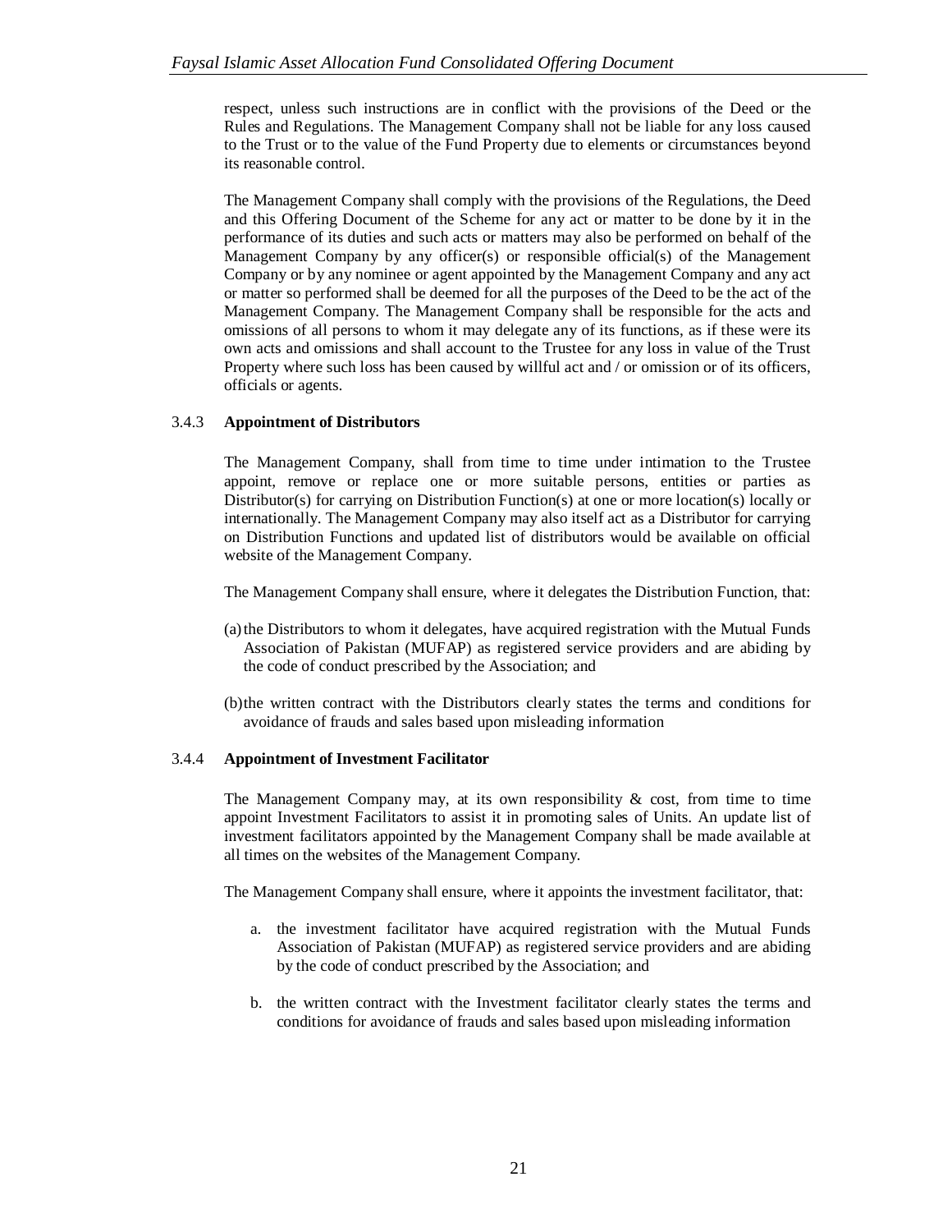respect, unless such instructions are in conflict with the provisions of the Deed or the Rules and Regulations. The Management Company shall not be liable for any loss caused to the Trust or to the value of the Fund Property due to elements or circumstances beyond its reasonable control.

The Management Company shall comply with the provisions of the Regulations, the Deed and this Offering Document of the Scheme for any act or matter to be done by it in the performance of its duties and such acts or matters may also be performed on behalf of the Management Company by any officer(s) or responsible official(s) of the Management Company or by any nominee or agent appointed by the Management Company and any act or matter so performed shall be deemed for all the purposes of the Deed to be the act of the Management Company. The Management Company shall be responsible for the acts and omissions of all persons to whom it may delegate any of its functions, as if these were its own acts and omissions and shall account to the Trustee for any loss in value of the Trust Property where such loss has been caused by willful act and / or omission or of its officers, officials or agents.

### 3.4.3 Appointment of Distributors

The Management Company, shall from time to time under intimation to the Trustee appoint, remove or replace one or more suitable persons, entities or parties as Distributor(s) for carrying on Distribution Function(s) at one or more location(s) locally or internationally. The Management Company may also itself act as a Distributor for carrying on Distribution Functions and updated list of distributors would be available on official website of the Management Company.

The Management Company shall ensure, where it delegates the Distribution Function, that:

(a) the Distributors to whom it delegates, have acquired registration with the Mutual Funds Association of Pakistan (MUFAP) as registered service providers and are abiding by the code of conduct prescribed by the Association; and

(b) the written contract with the Distributors clearly states the terms and conditions for avoidance of frauds and sales based upon misleading information

### 3.4.4 Appointment of Investment Facilitator

The Management Company may, at its own responsibility & cost, from time to time appoint Investment Facilitators to assist it in promoting sales of Units. An update list of investment facilitators appointed by the Management Company shall be made available at all times on the websites of the Management Company.

The Management Company shall ensure, where it appoints the investment facilitator, that:

a. the investment facilitator have acquired registration with the Mutual Funds Association of Pakistan (MUFAP) as registered service providers and are abiding by the code of conduct prescribed by the Association; and

b. the written contract with the Investment facilitator clearly states the terms and conditions for avoidance of frauds and sales based upon misleading information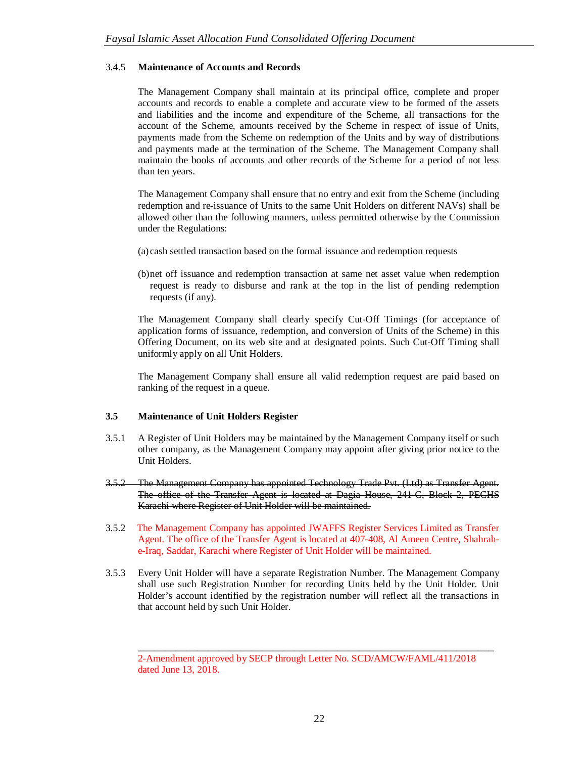#### 3.4.5 Maintenance of Accounts and Records

The Management Company shall maintain at its principal office, complete and proper accounts and records to enable a complete and accurate view to be formed of the assets and liabilities and the income and expenditure of the Scheme, all transactions for the account of the Scheme, amounts received by the Scheme in respect of issue of Units, payments made from the Scheme on redemption of the Units and by way of distributions and payments made at the termination of the Scheme. The Management Company shall maintain the books of accounts and other records of the Scheme for a period of not less than ten years.

The Management Company shall ensure that no entry and exit from the Scheme (including redemption and re-issuance of Units to the same Unit Holders on different NAVs) shall be allowed other than the following manners, unless permitted otherwise by the Commission under the Regulations:

(a) cash settled transaction based on the formal issuance and redemption requests

(b) net off issuance and redemption transaction at same net asset value when redemption request is ready to disburse and rank at the top in the list of pending redemption requests (if any).

The Management Company shall clearly specify Cut-Off Timings (for acceptance of application forms of issuance, redemption, and conversion of Units of the Scheme) in this Offering Document, on its web site and at designated points. Such Cut-Off Timing shall uniformly apply on all Unit Holders.

The Management Company shall ensure all valid redemption request are paid based on ranking of the request in a queue.

### 3.5 Maintenance of Unit Holders Register

3.5.1 A Register of Unit Holders may be maintained by the Management Company itself or such other company, as the Management Company may appoint after giving prior notice to the Unit Holders.

~~3.5.2 The Management Company has appointed Technology Trade Pvt. (Ltd) as Transfer Agent. The office of the Transfer Agent is located at Dagia House, 241-C, Block 2, PECHS Karachi where Register of Unit Holder will be maintained.~~

3.5.2 The Management Company has appointed JWAFFS Register Services Limited as Transfer Agent. The office of the Transfer Agent is located at 407-408, Al Ameen Centre, Shahrah-e-Iraq, Saddar, Karachi where Register of Unit Holder will be maintained.

3.5.3 Every Unit Holder will have a separate Registration Number. The Management Company shall use such Registration Number for recording Units held by the Unit Holder. Unit Holder's account identified by the registration number will reflect all the transactions in that account held by such Unit Holder.

---

2-Amendment approved by SECP through Letter No. SCD/AMCW/FAML/411/2018 dated June 13, 2018.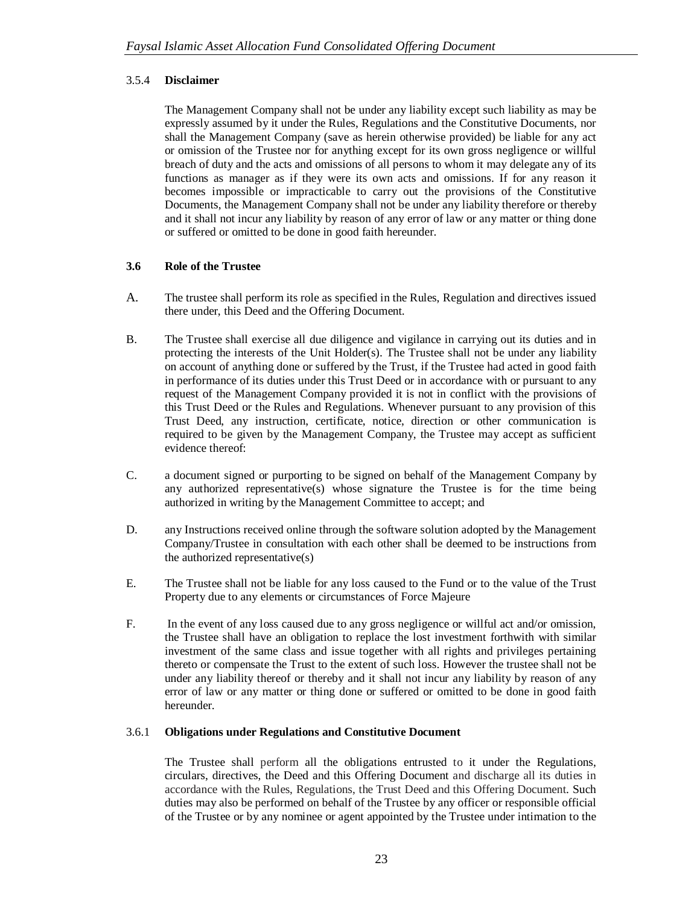#### 3.5.4 **Disclaimer**

The Management Company shall not be under any liability except such liability as may be expressly assumed by it under the Rules, Regulations and the Constitutive Documents, nor shall the Management Company (save as herein otherwise provided) be liable for any act or omission of the Trustee nor for anything except for its own gross negligence or willful breach of duty and the acts and omissions of all persons to whom it may delegate any of its functions as manager as if they were its own acts and omissions. If for any reason it becomes impossible or impracticable to carry out the provisions of the Constitutive Documents, the Management Company shall not be under any liability therefore or thereby and it shall not incur any liability by reason of any error of law or any matter or thing done or suffered or omitted to be done in good faith hereunder.

### 3.6 Role of the Trustee

A. The trustee shall perform its role as specified in the Rules, Regulation and directives issued there under, this Deed and the Offering Document.

B. The Trustee shall exercise all due diligence and vigilance in carrying out its duties and in protecting the interests of the Unit Holder(s). The Trustee shall not be under any liability on account of anything done or suffered by the Trust, if the Trustee had acted in good faith in performance of its duties under this Trust Deed or in accordance with or pursuant to any request of the Management Company provided it is not in conflict with the provisions of this Trust Deed or the Rules and Regulations. Whenever pursuant to any provision of this Trust Deed, any instruction, certificate, notice, direction or other communication is required to be given by the Management Company, the Trustee may accept as sufficient evidence thereof:

C. a document signed or purporting to be signed on behalf of the Management Company by any authorized representative(s) whose signature the Trustee is for the time being authorized in writing by the Management Committee to accept; and

D. any Instructions received online through the software solution adopted by the Management Company/Trustee in consultation with each other shall be deemed to be instructions from the authorized representative(s)

E. The Trustee shall not be liable for any loss caused to the Fund or to the value of the Trust Property due to any elements or circumstances of Force Majeure

F. In the event of any loss caused due to any gross negligence or willful act and/or omission, the Trustee shall have an obligation to replace the lost investment forthwith with similar investment of the same class and issue together with all rights and privileges pertaining thereto or compensate the Trust to the extent of such loss. However the trustee shall not be under any liability thereof or thereby and it shall not incur any liability by reason of any error of law or any matter or thing done or suffered or omitted to be done in good faith hereunder.

#### 3.6.1 **Obligations under Regulations and Constitutive Document**

The Trustee shall perform all the obligations entrusted to it under the Regulations, circulars, directives, the Deed and this Offering Document and discharge all its duties in accordance with the Rules, Regulations, the Trust Deed and this Offering Document. Such duties may also be performed on behalf of the Trustee by any officer or responsible official of the Trustee or by any nominee or agent appointed by the Trustee under intimation to the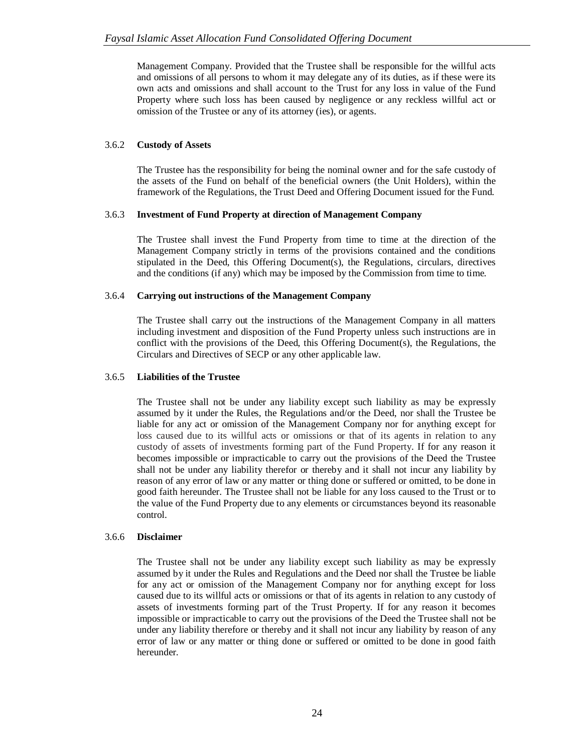Management Company. Provided that the Trustee shall be responsible for the willful acts and omissions of all persons to whom it may delegate any of its duties, as if these were its own acts and omissions and shall account to the Trust for any loss in value of the Fund Property where such loss has been caused by negligence or any reckless willful act or omission of the Trustee or any of its attorney (ies), or agents.

### 3.6.2 Custody of Assets

The Trustee has the responsibility for being the nominal owner and for the safe custody of the assets of the Fund on behalf of the beneficial owners (the Unit Holders), within the framework of the Regulations, the Trust Deed and Offering Document issued for the Fund.

### 3.6.3 Investment of Fund Property at direction of Management Company

The Trustee shall invest the Fund Property from time to time at the direction of the Management Company strictly in terms of the provisions contained and the conditions stipulated in the Deed, this Offering Document(s), the Regulations, circulars, directives and the conditions (if any) which may be imposed by the Commission from time to time.

### 3.6.4 Carrying out instructions of the Management Company

The Trustee shall carry out the instructions of the Management Company in all matters including investment and disposition of the Fund Property unless such instructions are in conflict with the provisions of the Deed, this Offering Document(s), the Regulations, the Circulars and Directives of SECP or any other applicable law.

### 3.6.5 Liabilities of the Trustee

The Trustee shall not be under any liability except such liability as may be expressly assumed by it under the Rules, the Regulations and/or the Deed, nor shall the Trustee be liable for any act or omission of the Management Company nor for anything except for loss caused due to its willful acts or omissions or that of its agents in relation to any custody of assets of investments forming part of the Fund Property. If for any reason it becomes impossible or impracticable to carry out the provisions of the Deed the Trustee shall not be under any liability therefor or thereby and it shall not incur any liability by reason of any error of law or any matter or thing done or suffered or omitted, to be done in good faith hereunder. The Trustee shall not be liable for any loss caused to the Trust or to the value of the Fund Property due to any elements or circumstances beyond its reasonable control.

### 3.6.6 Disclaimer

The Trustee shall not be under any liability except such liability as may be expressly assumed by it under the Rules and Regulations and the Deed nor shall the Trustee be liable for any act or omission of the Management Company nor for anything except for loss caused due to its willful acts or omissions or that of its agents in relation to any custody of assets of investments forming part of the Trust Property. If for any reason it becomes impossible or impracticable to carry out the provisions of the Deed the Trustee shall not be under any liability therefore or thereby and it shall not incur any liability by reason of any error of law or any matter or thing done or suffered or omitted to be done in good faith hereunder.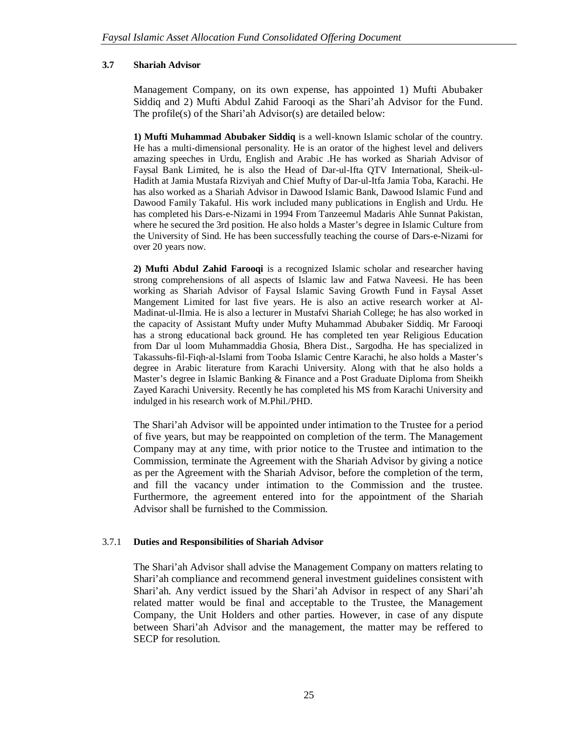### 3.7 Shariah Advisor

Management Company, on its own expense, has appointed 1) Mufti Abubaker Siddiq and 2) Mufti Abdul Zahid Farooqi as the Shari'ah Advisor for the Fund. The profile(s) of the Shari'ah Advisor(s) are detailed below:

**1) Mufti Muhammad Abubaker Siddiq** is a well-known Islamic scholar of the country. He has a multi-dimensional personality. He is an orator of the highest level and delivers amazing speeches in Urdu, English and Arabic .He has worked as Shariah Advisor of Faysal Bank Limited, he is also the Head of Dar-ul-Ifta QTV International, Sheik-ul-Hadith at Jamia Mustafa Rizviyah and Chief Mufty of Dar-ul-Itfa Jamia Toba, Karachi. He has also worked as a Shariah Advisor in Dawood Islamic Bank, Dawood Islamic Fund and Dawood Family Takaful. His work included many publications in English and Urdu. He has completed his Dars-e-Nizami in 1994 From Tanzeemul Madaris Ahle Sunnat Pakistan, where he secured the 3rd position. He also holds a Master's degree in Islamic Culture from the University of Sind. He has been successfully teaching the course of Dars-e-Nizami for over 20 years now.

**2) Mufti Abdul Zahid Farooqi** is a recognized Islamic scholar and researcher having strong comprehensions of all aspects of Islamic law and Fatwa Naveesi. He has been working as Shariah Advisor of Faysal Islamic Saving Growth Fund in Faysal Asset Mangement Limited for last five years. He is also an active research worker at Al-Madinat-ul-Ilmia. He is also a lecturer in Mustafvi Shariah College; he has also worked in the capacity of Assistant Mufty under Mufty Muhammad Abubaker Siddiq. Mr Farooqi has a strong educational back ground. He has completed ten year Religious Education from Dar ul loom Muhammaddia Ghosia, Bhera Dist., Sargodha. He has specialized in Takassuhs-fil-Fiqh-al-Islami from Tooba Islamic Centre Karachi, he also holds a Master's degree in Arabic literature from Karachi University. Along with that he also holds a Master's degree in Islamic Banking & Finance and a Post Graduate Diploma from Sheikh Zayed Karachi University. Recently he has completed his MS from Karachi University and indulged in his research work of M.Phil./PHD.

The Shari'ah Advisor will be appointed under intimation to the Trustee for a period of five years, but may be reappointed on completion of the term. The Management Company may at any time, with prior notice to the Trustee and intimation to the Commission, terminate the Agreement with the Shariah Advisor by giving a notice as per the Agreement with the Shariah Advisor, before the completion of the term, and fill the vacancy under intimation to the Commission and the trustee. Furthermore, the agreement entered into for the appointment of the Shariah Advisor shall be furnished to the Commission.

#### 3.7.1 Duties and Responsibilities of Shariah Advisor

The Shari'ah Advisor shall advise the Management Company on matters relating to Shari'ah compliance and recommend general investment guidelines consistent with Shari'ah. Any verdict issued by the Shari'ah Advisor in respect of any Shari'ah related matter would be final and acceptable to the Trustee, the Management Company, the Unit Holders and other parties. However, in case of any dispute between Shari'ah Advisor and the management, the matter may be reffered to SECP for resolution.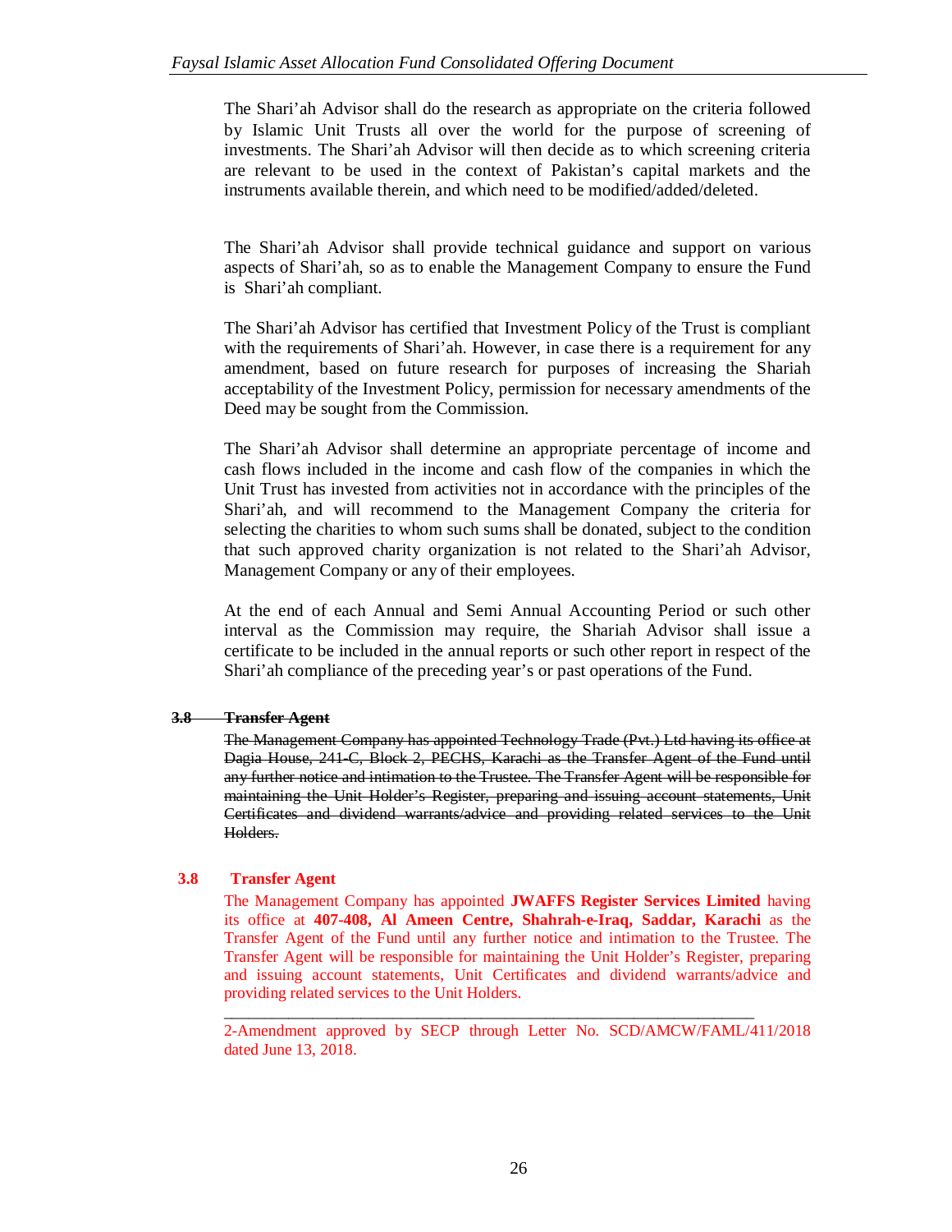The Shari'ah Advisor shall do the research as appropriate on the criteria followed by Islamic Unit Trusts all over the world for the purpose of screening of investments. The Shari'ah Advisor will then decide as to which screening criteria are relevant to be used in the context of Pakistan's capital markets and the instruments available therein, and which need to be modified/added/deleted.

The Shari'ah Advisor shall provide technical guidance and support on various aspects of Shari'ah, so as to enable the Management Company to ensure the Fund is Shari'ah compliant.

The Shari'ah Advisor has certified that Investment Policy of the Trust is compliant with the requirements of Shari'ah. However, in case there is a requirement for any amendment, based on future research for purposes of increasing the Shariah acceptability of the Investment Policy, permission for necessary amendments of the Deed may be sought from the Commission.

The Shari'ah Advisor shall determine an appropriate percentage of income and cash flows included in the income and cash flow of the companies in which the Unit Trust has invested from activities not in accordance with the principles of the Shari'ah, and will recommend to the Management Company the criteria for selecting the charities to whom such sums shall be donated, subject to the condition that such approved charity organization is not related to the Shari'ah Advisor, Management Company or any of their employees.

At the end of each Annual and Semi Annual Accounting Period or such other interval as the Commission may require, the Shariah Advisor shall issue a certificate to be included in the annual reports or such other report in respect of the Shari'ah compliance of the preceding year's or past operations of the Fund.

~~**3.8 Transfer Agent**~~

~~The Management Company has appointed Technology Trade (Pvt.) Ltd having its office at Dagia House, 241-C, Block 2, PECHS, Karachi as the Transfer Agent of the Fund until any further notice and intimation to the Trustee. The Transfer Agent will be responsible for maintaining the Unit Holder's Register, preparing and issuing account statements, Unit Certificates and dividend warrants/advice and providing related services to the Unit Holders.~~

**3.8 Transfer Agent**

The Management Company has appointed **JWAFFS Register Services Limited** having its office at **407-408, Al Ameen Centre, Shahrah-e-Iraq, Saddar, Karachi** as the Transfer Agent of the Fund until any further notice and intimation to the Trustee. The Transfer Agent will be responsible for maintaining the Unit Holder's Register, preparing and issuing account statements, Unit Certificates and dividend warrants/advice and providing related services to the Unit Holders.

---

2-Amendment approved by SECP through Letter No. SCD/AMCW/FAML/411/2018 dated June 13, 2018.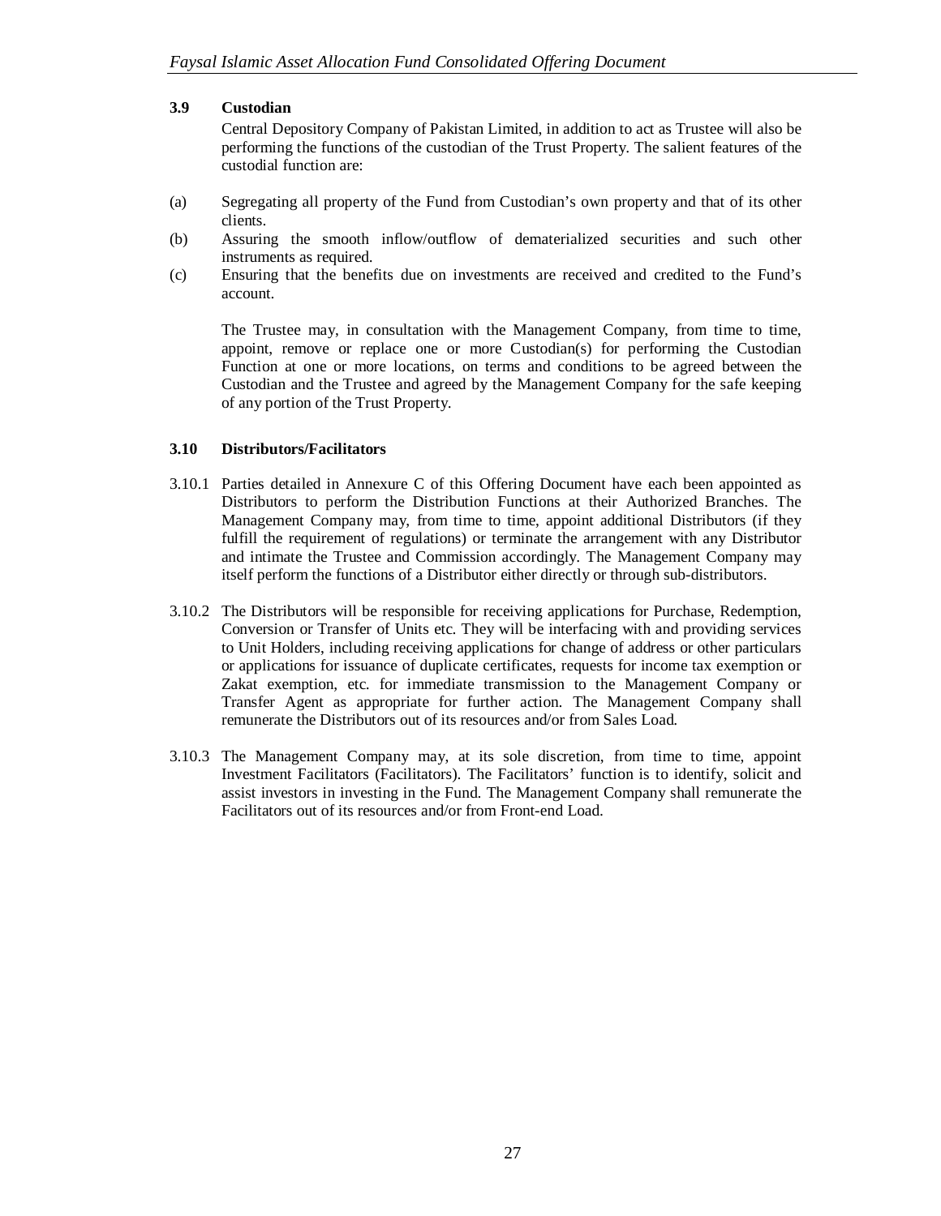### 3.9 Custodian

Central Depository Company of Pakistan Limited, in addition to act as Trustee will also be performing the functions of the custodian of the Trust Property. The salient features of the custodial function are:

(a) Segregating all property of the Fund from Custodian's own property and that of its other clients.

(b) Assuring the smooth inflow/outflow of dematerialized securities and such other instruments as required.

(c) Ensuring that the benefits due on investments are received and credited to the Fund's account.

The Trustee may, in consultation with the Management Company, from time to time, appoint, remove or replace one or more Custodian(s) for performing the Custodian Function at one or more locations, on terms and conditions to be agreed between the Custodian and the Trustee and agreed by the Management Company for the safe keeping of any portion of the Trust Property.

### 3.10 Distributors/Facilitators

3.10.1 Parties detailed in Annexure C of this Offering Document have each been appointed as Distributors to perform the Distribution Functions at their Authorized Branches. The Management Company may, from time to time, appoint additional Distributors (if they fulfill the requirement of regulations) or terminate the arrangement with any Distributor and intimate the Trustee and Commission accordingly. The Management Company may itself perform the functions of a Distributor either directly or through sub-distributors.

3.10.2 The Distributors will be responsible for receiving applications for Purchase, Redemption, Conversion or Transfer of Units etc. They will be interfacing with and providing services to Unit Holders, including receiving applications for change of address or other particulars or applications for issuance of duplicate certificates, requests for income tax exemption or Zakat exemption, etc. for immediate transmission to the Management Company or Transfer Agent as appropriate for further action. The Management Company shall remunerate the Distributors out of its resources and/or from Sales Load.

3.10.3 The Management Company may, at its sole discretion, from time to time, appoint Investment Facilitators (Facilitators). The Facilitators' function is to identify, solicit and assist investors in investing in the Fund. The Management Company shall remunerate the Facilitators out of its resources and/or from Front-end Load.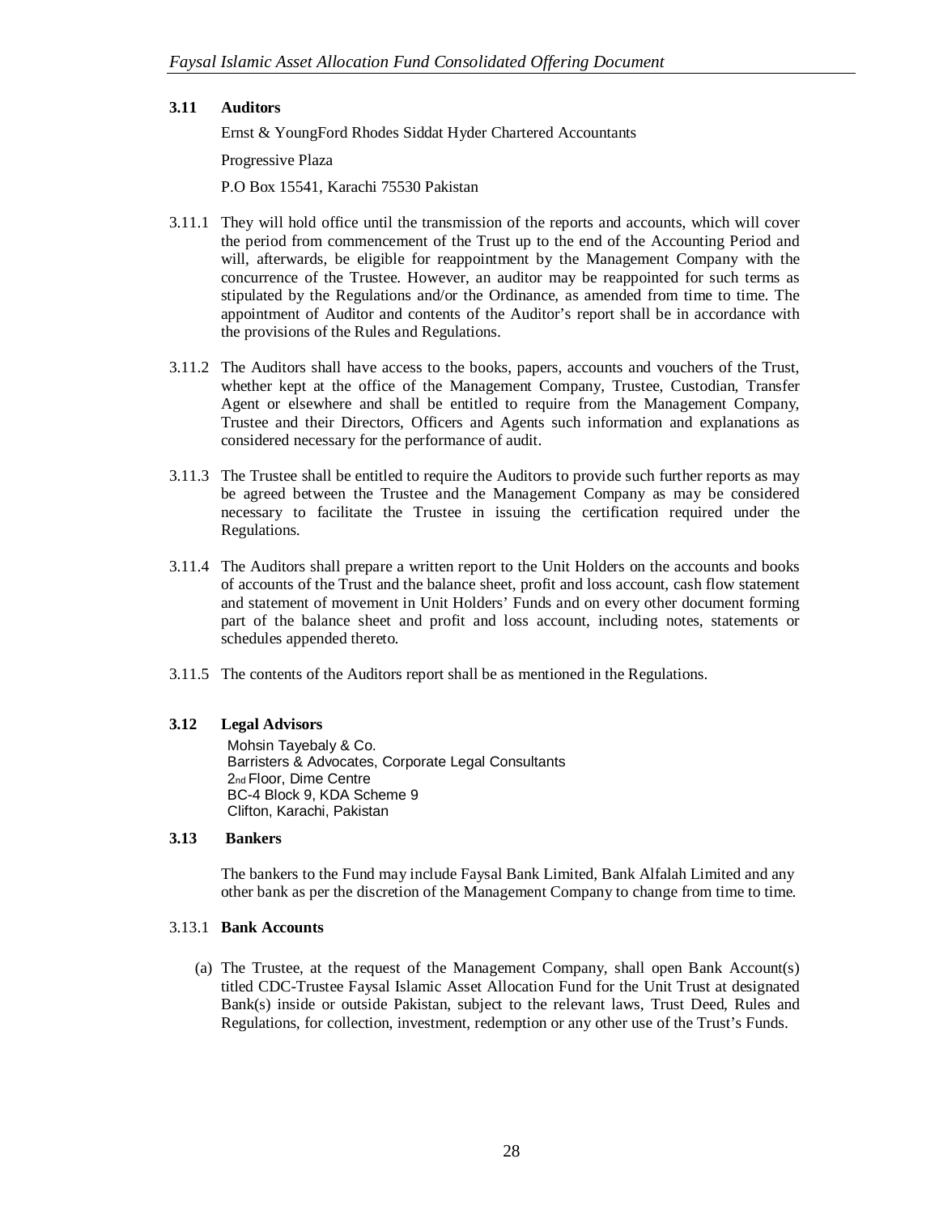### 3.11 Auditors

Ernst & YoungFord Rhodes Siddat Hyder Chartered Accountants

Progressive Plaza

P.O Box 15541, Karachi 75530 Pakistan

3.11.1 They will hold office until the transmission of the reports and accounts, which will cover the period from commencement of the Trust up to the end of the Accounting Period and will, afterwards, be eligible for reappointment by the Management Company with the concurrence of the Trustee. However, an auditor may be reappointed for such terms as stipulated by the Regulations and/or the Ordinance, as amended from time to time. The appointment of Auditor and contents of the Auditor's report shall be in accordance with the provisions of the Rules and Regulations.

3.11.2 The Auditors shall have access to the books, papers, accounts and vouchers of the Trust, whether kept at the office of the Management Company, Trustee, Custodian, Transfer Agent or elsewhere and shall be entitled to require from the Management Company, Trustee and their Directors, Officers and Agents such information and explanations as considered necessary for the performance of audit.

3.11.3 The Trustee shall be entitled to require the Auditors to provide such further reports as may be agreed between the Trustee and the Management Company as may be considered necessary to facilitate the Trustee in issuing the certification required under the Regulations.

3.11.4 The Auditors shall prepare a written report to the Unit Holders on the accounts and books of accounts of the Trust and the balance sheet, profit and loss account, cash flow statement and statement of movement in Unit Holders' Funds and on every other document forming part of the balance sheet and profit and loss account, including notes, statements or schedules appended thereto.

3.11.5 The contents of the Auditors report shall be as mentioned in the Regulations.

### 3.12 Legal Advisors

Mohsin Tayebaly & Co.
Barristers & Advocates, Corporate Legal Consultants
2nd Floor, Dime Centre
BC-4 Block 9, KDA Scheme 9
Clifton, Karachi, Pakistan

### 3.13 Bankers

The bankers to the Fund may include Faysal Bank Limited, Bank Alfalah Limited and any other bank as per the discretion of the Management Company to change from time to time.

3.13.1 **Bank Accounts**

(a) The Trustee, at the request of the Management Company, shall open Bank Account(s) titled CDC-Trustee Faysal Islamic Asset Allocation Fund for the Unit Trust at designated Bank(s) inside or outside Pakistan, subject to the relevant laws, Trust Deed, Rules and Regulations, for collection, investment, redemption or any other use of the Trust's Funds.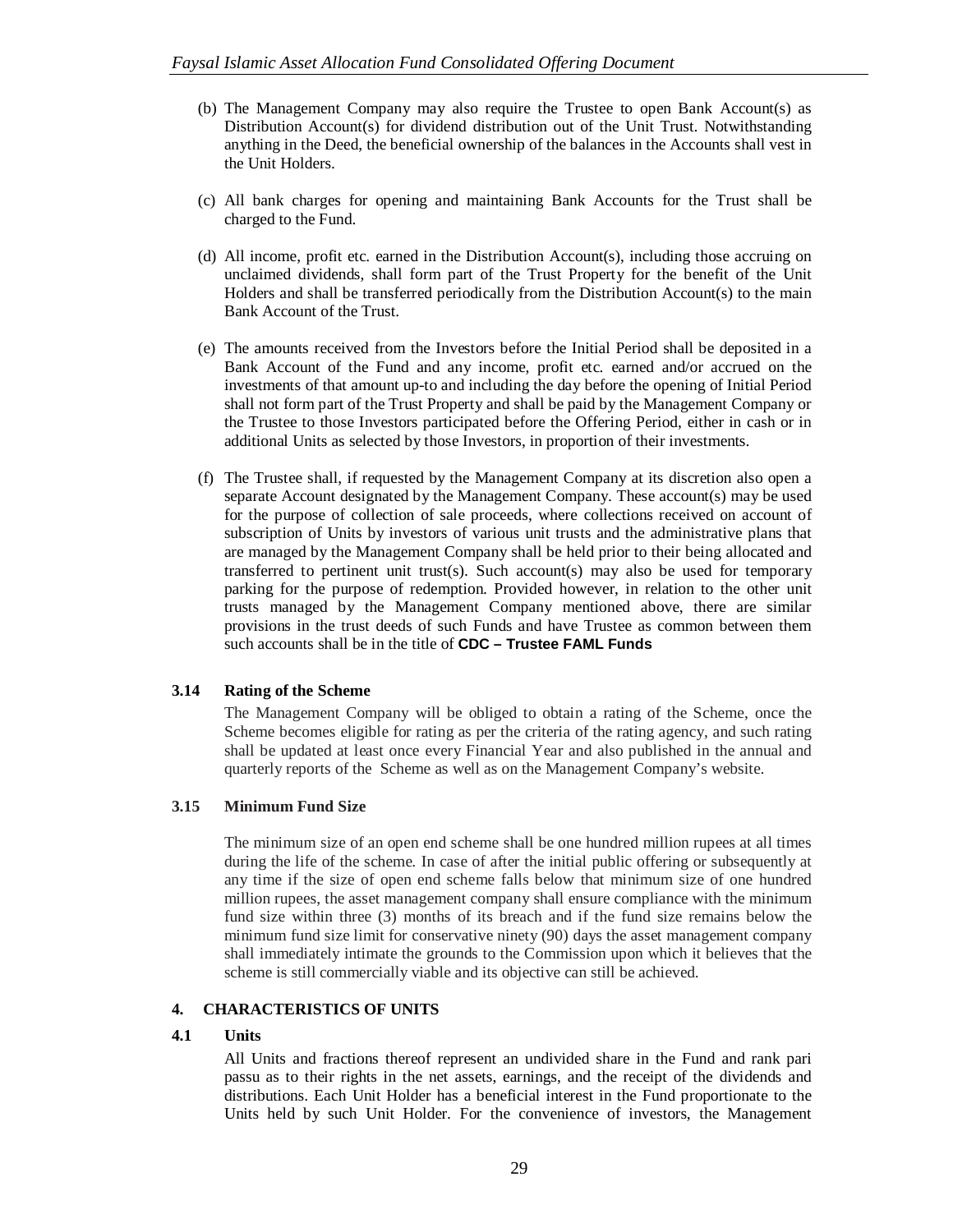(b) The Management Company may also require the Trustee to open Bank Account(s) as Distribution Account(s) for dividend distribution out of the Unit Trust. Notwithstanding anything in the Deed, the beneficial ownership of the balances in the Accounts shall vest in the Unit Holders.

(c) All bank charges for opening and maintaining Bank Accounts for the Trust shall be charged to the Fund.

(d) All income, profit etc. earned in the Distribution Account(s), including those accruing on unclaimed dividends, shall form part of the Trust Property for the benefit of the Unit Holders and shall be transferred periodically from the Distribution Account(s) to the main Bank Account of the Trust.

(e) The amounts received from the Investors before the Initial Period shall be deposited in a Bank Account of the Fund and any income, profit etc. earned and/or accrued on the investments of that amount up-to and including the day before the opening of Initial Period shall not form part of the Trust Property and shall be paid by the Management Company or the Trustee to those Investors participated before the Offering Period, either in cash or in additional Units as selected by those Investors, in proportion of their investments.

(f) The Trustee shall, if requested by the Management Company at its discretion also open a separate Account designated by the Management Company. These account(s) may be used for the purpose of collection of sale proceeds, where collections received on account of subscription of Units by investors of various unit trusts and the administrative plans that are managed by the Management Company shall be held prior to their being allocated and transferred to pertinent unit trust(s). Such account(s) may also be used for temporary parking for the purpose of redemption. Provided however, in relation to the other unit trusts managed by the Management Company mentioned above, there are similar provisions in the trust deeds of such Funds and have Trustee as common between them such accounts shall be in the title of **CDC – Trustee FAML Funds**

### 3.14 Rating of the Scheme

The Management Company will be obliged to obtain a rating of the Scheme, once the Scheme becomes eligible for rating as per the criteria of the rating agency, and such rating shall be updated at least once every Financial Year and also published in the annual and quarterly reports of the Scheme as well as on the Management Company's website.

### 3.15 Minimum Fund Size

The minimum size of an open end scheme shall be one hundred million rupees at all times during the life of the scheme. In case of after the initial public offering or subsequently at any time if the size of open end scheme falls below that minimum size of one hundred million rupees, the asset management company shall ensure compliance with the minimum fund size within three (3) months of its breach and if the fund size remains below the minimum fund size limit for conservative ninety (90) days the asset management company shall immediately intimate the grounds to the Commission upon which it believes that the scheme is still commercially viable and its objective can still be achieved.

## 4. CHARACTERISTICS OF UNITS

### 4.1 Units

All Units and fractions thereof represent an undivided share in the Fund and rank pari passu as to their rights in the net assets, earnings, and the receipt of the dividends and distributions. Each Unit Holder has a beneficial interest in the Fund proportionate to the Units held by such Unit Holder. For the convenience of investors, the Management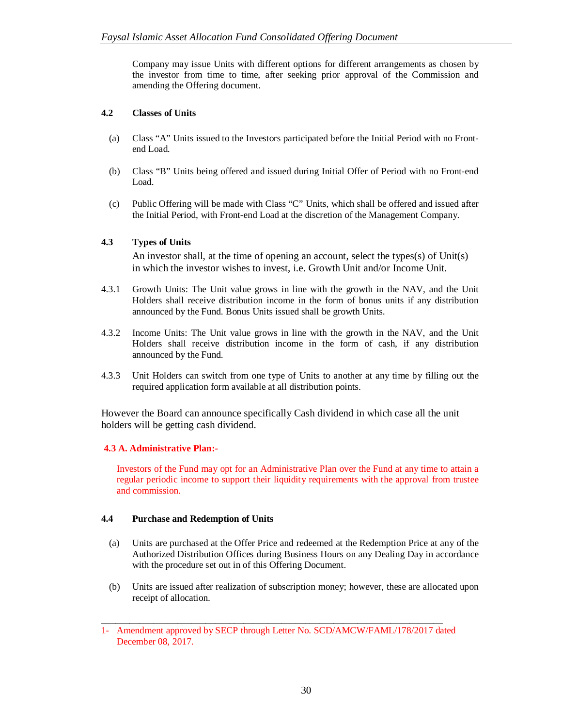Company may issue Units with different options for different arrangements as chosen by the investor from time to time, after seeking prior approval of the Commission and amending the Offering document.

### 4.2 Classes of Units

(a) Class "A" Units issued to the Investors participated before the Initial Period with no Front-end Load.

(b) Class "B" Units being offered and issued during Initial Offer of Period with no Front-end Load.

(c) Public Offering will be made with Class "C" Units, which shall be offered and issued after the Initial Period, with Front-end Load at the discretion of the Management Company.

### 4.3 Types of Units

An investor shall, at the time of opening an account, select the types(s) of Unit(s) in which the investor wishes to invest, i.e. Growth Unit and/or Income Unit.

4.3.1 Growth Units: The Unit value grows in line with the growth in the NAV, and the Unit Holders shall receive distribution income in the form of bonus units if any distribution announced by the Fund. Bonus Units issued shall be growth Units.

4.3.2 Income Units: The Unit value grows in line with the growth in the NAV, and the Unit Holders shall receive distribution income in the form of cash, if any distribution announced by the Fund.

4.3.3 Unit Holders can switch from one type of Units to another at any time by filling out the required application form available at all distribution points.

However the Board can announce specifically Cash dividend in which case all the unit holders will be getting cash dividend.

### 4.3 A. Administrative Plan:-

Investors of the Fund may opt for an Administrative Plan over the Fund at any time to attain a regular periodic income to support their liquidity requirements with the approval from trustee and commission.

### 4.4 Purchase and Redemption of Units

(a) Units are purchased at the Offer Price and redeemed at the Redemption Price at any of the Authorized Distribution Offices during Business Hours on any Dealing Day in accordance with the procedure set out in of this Offering Document.

(b) Units are issued after realization of subscription money; however, these are allocated upon receipt of allocation.

---

1- Amendment approved by SECP through Letter No. SCD/AMCW/FAML/178/2017 dated December 08, 2017.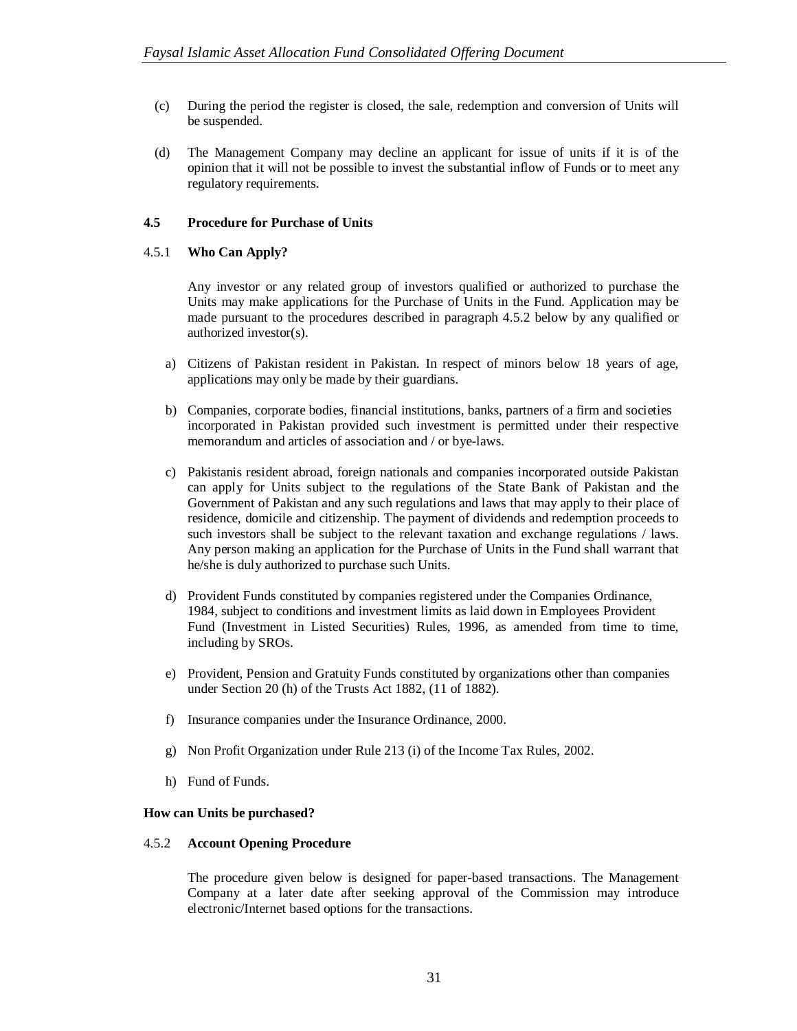(c) During the period the register is closed, the sale, redemption and conversion of Units will be suspended.

(d) The Management Company may decline an applicant for issue of units if it is of the opinion that it will not be possible to invest the substantial inflow of Funds or to meet any regulatory requirements.

### 4.5 Procedure for Purchase of Units

#### 4.5.1 Who Can Apply?

Any investor or any related group of investors qualified or authorized to purchase the Units may make applications for the Purchase of Units in the Fund. Application may be made pursuant to the procedures described in paragraph 4.5.2 below by any qualified or authorized investor(s).

a) Citizens of Pakistan resident in Pakistan. In respect of minors below 18 years of age, applications may only be made by their guardians.

b) Companies, corporate bodies, financial institutions, banks, partners of a firm and societies incorporated in Pakistan provided such investment is permitted under their respective memorandum and articles of association and / or bye-laws.

c) Pakistanis resident abroad, foreign nationals and companies incorporated outside Pakistan can apply for Units subject to the regulations of the State Bank of Pakistan and the Government of Pakistan and any such regulations and laws that may apply to their place of residence, domicile and citizenship. The payment of dividends and redemption proceeds to such investors shall be subject to the relevant taxation and exchange regulations / laws. Any person making an application for the Purchase of Units in the Fund shall warrant that he/she is duly authorized to purchase such Units.

d) Provident Funds constituted by companies registered under the Companies Ordinance, 1984, subject to conditions and investment limits as laid down in Employees Provident Fund (Investment in Listed Securities) Rules, 1996, as amended from time to time, including by SROs.

e) Provident, Pension and Gratuity Funds constituted by organizations other than companies under Section 20 (h) of the Trusts Act 1882, (11 of 1882).

f) Insurance companies under the Insurance Ordinance, 2000.

g) Non Profit Organization under Rule 213 (i) of the Income Tax Rules, 2002.

h) Fund of Funds.

**How can Units be purchased?**

#### 4.5.2 Account Opening Procedure

The procedure given below is designed for paper-based transactions. The Management Company at a later date after seeking approval of the Commission may introduce electronic/Internet based options for the transactions.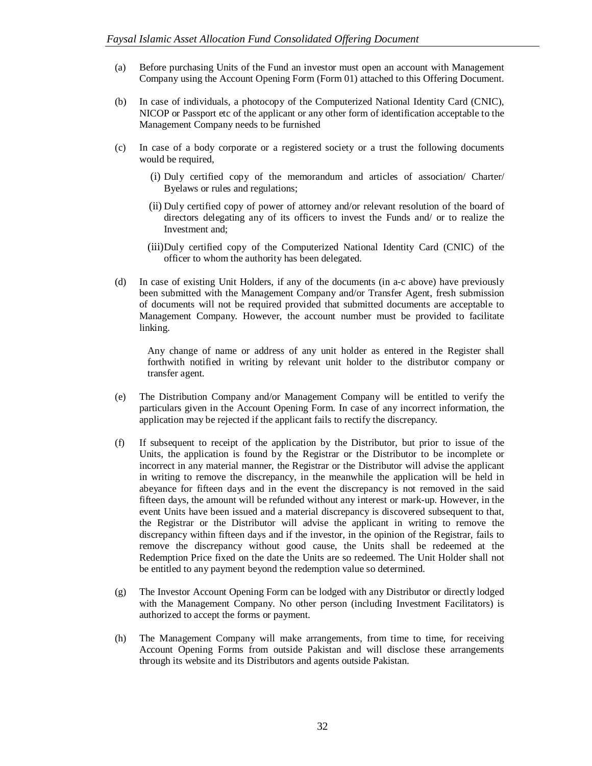(a) Before purchasing Units of the Fund an investor must open an account with Management Company using the Account Opening Form (Form 01) attached to this Offering Document.

(b) In case of individuals, a photocopy of the Computerized National Identity Card (CNIC), NICOP or Passport etc of the applicant or any other form of identification acceptable to the Management Company needs to be furnished

(c) In case of a body corporate or a registered society or a trust the following documents would be required,

  (i) Duly certified copy of the memorandum and articles of association/ Charter/ Byelaws or rules and regulations;

  (ii) Duly certified copy of power of attorney and/or relevant resolution of the board of directors delegating any of its officers to invest the Funds and/ or to realize the Investment and;

  (iii) Duly certified copy of the Computerized National Identity Card (CNIC) of the officer to whom the authority has been delegated.

(d) In case of existing Unit Holders, if any of the documents (in a-c above) have previously been submitted with the Management Company and/or Transfer Agent, fresh submission of documents will not be required provided that submitted documents are acceptable to Management Company. However, the account number must be provided to facilitate linking.

  Any change of name or address of any unit holder as entered in the Register shall forthwith notified in writing by relevant unit holder to the distributor company or transfer agent.

(e) The Distribution Company and/or Management Company will be entitled to verify the particulars given in the Account Opening Form. In case of any incorrect information, the application may be rejected if the applicant fails to rectify the discrepancy.

(f) If subsequent to receipt of the application by the Distributor, but prior to issue of the Units, the application is found by the Registrar or the Distributor to be incomplete or incorrect in any material manner, the Registrar or the Distributor will advise the applicant in writing to remove the discrepancy, in the meanwhile the application will be held in abeyance for fifteen days and in the event the discrepancy is not removed in the said fifteen days, the amount will be refunded without any interest or mark-up. However, in the event Units have been issued and a material discrepancy is discovered subsequent to that, the Registrar or the Distributor will advise the applicant in writing to remove the discrepancy within fifteen days and if the investor, in the opinion of the Registrar, fails to remove the discrepancy without good cause, the Units shall be redeemed at the Redemption Price fixed on the date the Units are so redeemed. The Unit Holder shall not be entitled to any payment beyond the redemption value so determined.

(g) The Investor Account Opening Form can be lodged with any Distributor or directly lodged with the Management Company. No other person (including Investment Facilitators) is authorized to accept the forms or payment.

(h) The Management Company will make arrangements, from time to time, for receiving Account Opening Forms from outside Pakistan and will disclose these arrangements through its website and its Distributors and agents outside Pakistan.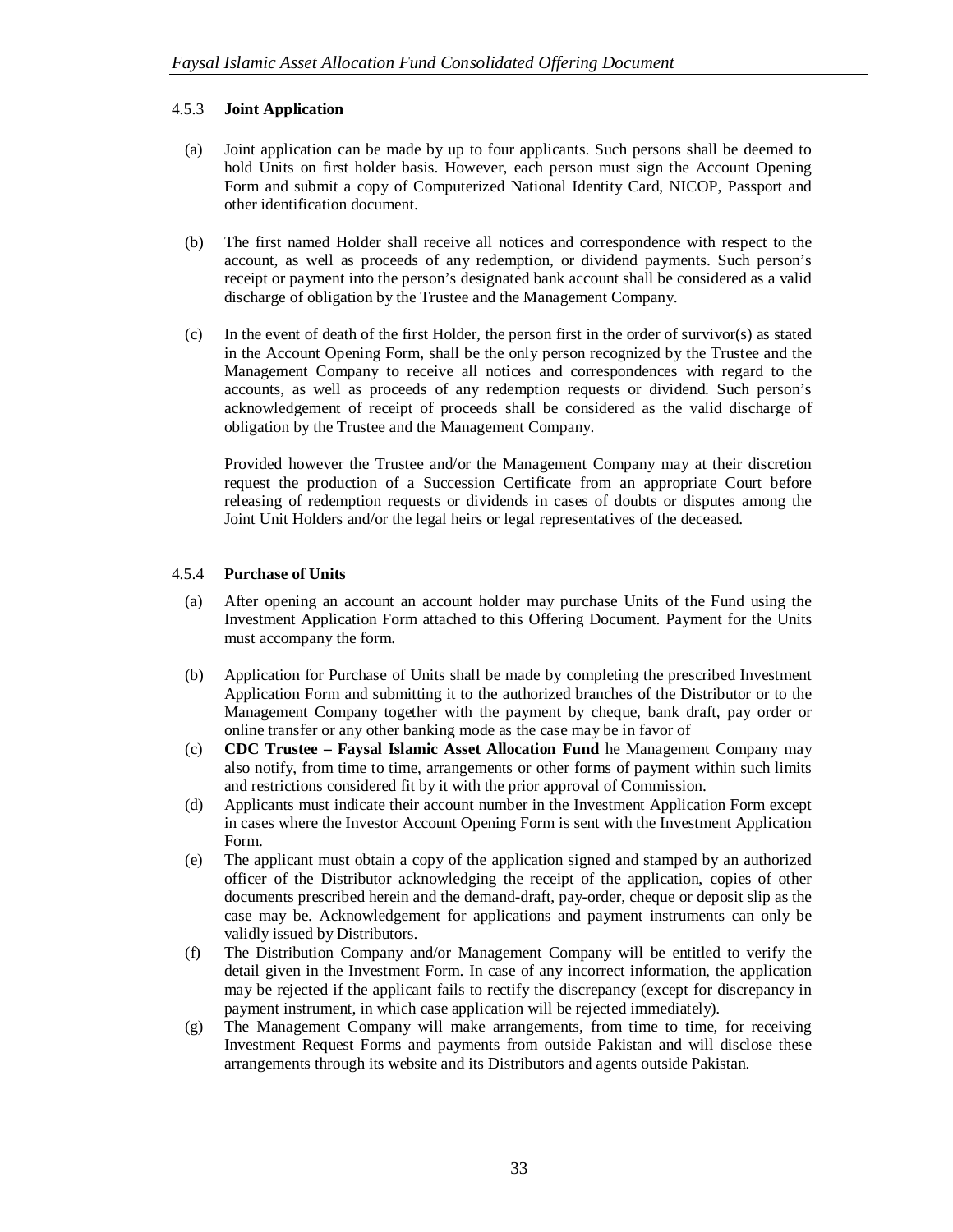#### 4.5.3 **Joint Application**

(a) Joint application can be made by up to four applicants. Such persons shall be deemed to hold Units on first holder basis. However, each person must sign the Account Opening Form and submit a copy of Computerized National Identity Card, NICOP, Passport and other identification document.

(b) The first named Holder shall receive all notices and correspondence with respect to the account, as well as proceeds of any redemption, or dividend payments. Such person's receipt or payment into the person's designated bank account shall be considered as a valid discharge of obligation by the Trustee and the Management Company.

(c) In the event of death of the first Holder, the person first in the order of survivor(s) as stated in the Account Opening Form, shall be the only person recognized by the Trustee and the Management Company to receive all notices and correspondences with regard to the accounts, as well as proceeds of any redemption requests or dividend. Such person's acknowledgement of receipt of proceeds shall be considered as the valid discharge of obligation by the Trustee and the Management Company.

Provided however the Trustee and/or the Management Company may at their discretion request the production of a Succession Certificate from an appropriate Court before releasing of redemption requests or dividends in cases of doubts or disputes among the Joint Unit Holders and/or the legal heirs or legal representatives of the deceased.

#### 4.5.4 **Purchase of Units**

(a) After opening an account an account holder may purchase Units of the Fund using the Investment Application Form attached to this Offering Document. Payment for the Units must accompany the form.

(b) Application for Purchase of Units shall be made by completing the prescribed Investment Application Form and submitting it to the authorized branches of the Distributor or to the Management Company together with the payment by cheque, bank draft, pay order or online transfer or any other banking mode as the case may be in favor of

(c) **CDC Trustee – Faysal Islamic Asset Allocation Fund** he Management Company may also notify, from time to time, arrangements or other forms of payment within such limits and restrictions considered fit by it with the prior approval of Commission.

(d) Applicants must indicate their account number in the Investment Application Form except in cases where the Investor Account Opening Form is sent with the Investment Application Form.

(e) The applicant must obtain a copy of the application signed and stamped by an authorized officer of the Distributor acknowledging the receipt of the application, copies of other documents prescribed herein and the demand-draft, pay-order, cheque or deposit slip as the case may be. Acknowledgement for applications and payment instruments can only be validly issued by Distributors.

(f) The Distribution Company and/or Management Company will be entitled to verify the detail given in the Investment Form. In case of any incorrect information, the application may be rejected if the applicant fails to rectify the discrepancy (except for discrepancy in payment instrument, in which case application will be rejected immediately).

(g) The Management Company will make arrangements, from time to time, for receiving Investment Request Forms and payments from outside Pakistan and will disclose these arrangements through its website and its Distributors and agents outside Pakistan.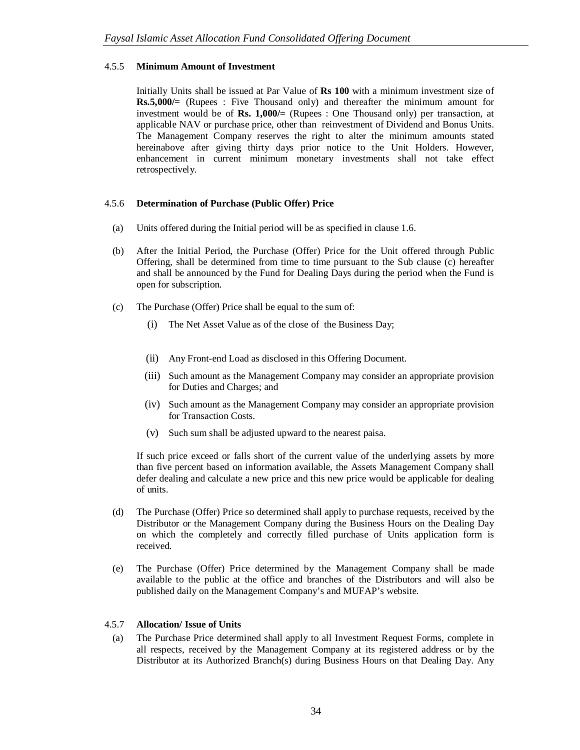#### 4.5.5 **Minimum Amount of Investment**

Initially Units shall be issued at Par Value of **Rs 100** with a minimum investment size of **Rs.5,000/=** (Rupees : Five Thousand only) and thereafter the minimum amount for investment would be of **Rs. 1,000/=** (Rupees : One Thousand only) per transaction, at applicable NAV or purchase price, other than reinvestment of Dividend and Bonus Units. The Management Company reserves the right to alter the minimum amounts stated hereinabove after giving thirty days prior notice to the Unit Holders. However, enhancement in current minimum monetary investments shall not take effect retrospectively.

#### 4.5.6 **Determination of Purchase (Public Offer) Price**

(a) Units offered during the Initial period will be as specified in clause 1.6.

(b) After the Initial Period, the Purchase (Offer) Price for the Unit offered through Public Offering, shall be determined from time to time pursuant to the Sub clause (c) hereafter and shall be announced by the Fund for Dealing Days during the period when the Fund is open for subscription.

(c) The Purchase (Offer) Price shall be equal to the sum of:

   (i) The Net Asset Value as of the close of the Business Day;

   (ii) Any Front-end Load as disclosed in this Offering Document.

   (iii) Such amount as the Management Company may consider an appropriate provision for Duties and Charges; and

   (iv) Such amount as the Management Company may consider an appropriate provision for Transaction Costs.

   (v) Such sum shall be adjusted upward to the nearest paisa.

If such price exceed or falls short of the current value of the underlying assets by more than five percent based on information available, the Assets Management Company shall defer dealing and calculate a new price and this new price would be applicable for dealing of units.

(d) The Purchase (Offer) Price so determined shall apply to purchase requests, received by the Distributor or the Management Company during the Business Hours on the Dealing Day on which the completely and correctly filled purchase of Units application form is received.

(e) The Purchase (Offer) Price determined by the Management Company shall be made available to the public at the office and branches of the Distributors and will also be published daily on the Management Company's and MUFAP's website.

#### 4.5.7 **Allocation/ Issue of Units**

(a) The Purchase Price determined shall apply to all Investment Request Forms, complete in all respects, received by the Management Company at its registered address or by the Distributor at its Authorized Branch(s) during Business Hours on that Dealing Day. Any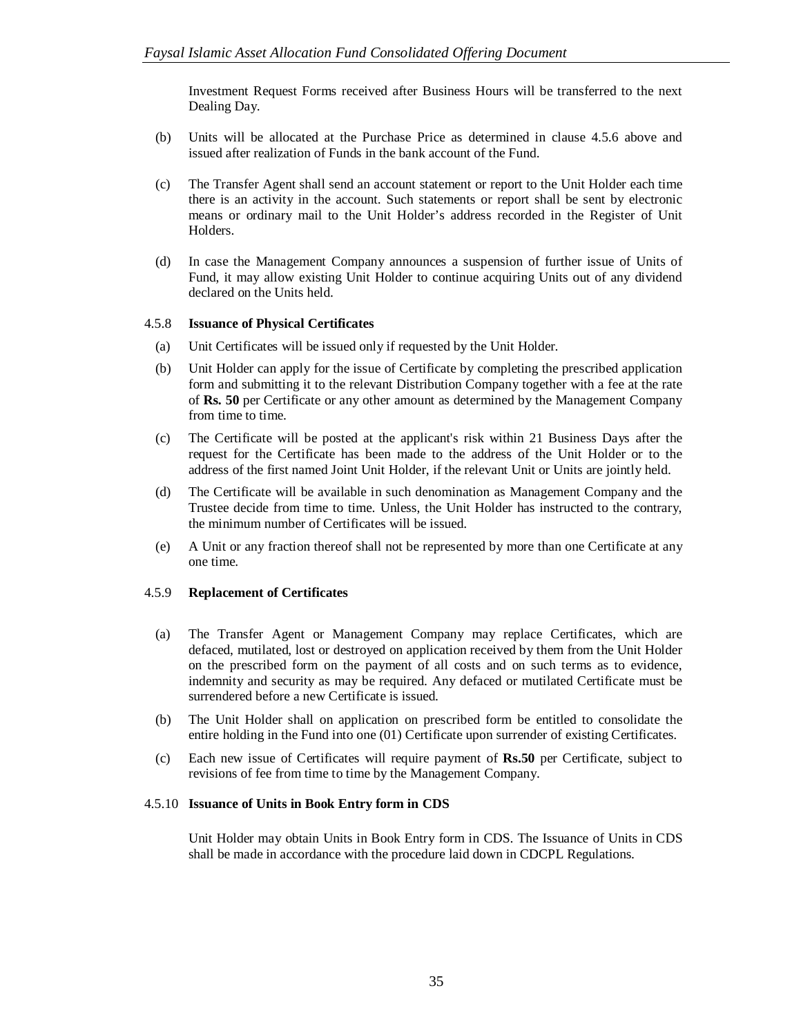Investment Request Forms received after Business Hours will be transferred to the next Dealing Day.

(b) Units will be allocated at the Purchase Price as determined in clause 4.5.6 above and issued after realization of Funds in the bank account of the Fund.

(c) The Transfer Agent shall send an account statement or report to the Unit Holder each time there is an activity in the account. Such statements or report shall be sent by electronic means or ordinary mail to the Unit Holder's address recorded in the Register of Unit Holders.

(d) In case the Management Company announces a suspension of further issue of Units of Fund, it may allow existing Unit Holder to continue acquiring Units out of any dividend declared on the Units held.

4.5.8 **Issuance of Physical Certificates**

(a) Unit Certificates will be issued only if requested by the Unit Holder.

(b) Unit Holder can apply for the issue of Certificate by completing the prescribed application form and submitting it to the relevant Distribution Company together with a fee at the rate of **Rs. 50** per Certificate or any other amount as determined by the Management Company from time to time.

(c) The Certificate will be posted at the applicant's risk within 21 Business Days after the request for the Certificate has been made to the address of the Unit Holder or to the address of the first named Joint Unit Holder, if the relevant Unit or Units are jointly held.

(d) The Certificate will be available in such denomination as Management Company and the Trustee decide from time to time. Unless, the Unit Holder has instructed to the contrary, the minimum number of Certificates will be issued.

(e) A Unit or any fraction thereof shall not be represented by more than one Certificate at any one time.

4.5.9 **Replacement of Certificates**

(a) The Transfer Agent or Management Company may replace Certificates, which are defaced, mutilated, lost or destroyed on application received by them from the Unit Holder on the prescribed form on the payment of all costs and on such terms as to evidence, indemnity and security as may be required. Any defaced or mutilated Certificate must be surrendered before a new Certificate is issued.

(b) The Unit Holder shall on application on prescribed form be entitled to consolidate the entire holding in the Fund into one (01) Certificate upon surrender of existing Certificates.

(c) Each new issue of Certificates will require payment of **Rs.50** per Certificate, subject to revisions of fee from time to time by the Management Company.

4.5.10 **Issuance of Units in Book Entry form in CDS**

Unit Holder may obtain Units in Book Entry form in CDS. The Issuance of Units in CDS shall be made in accordance with the procedure laid down in CDCPL Regulations.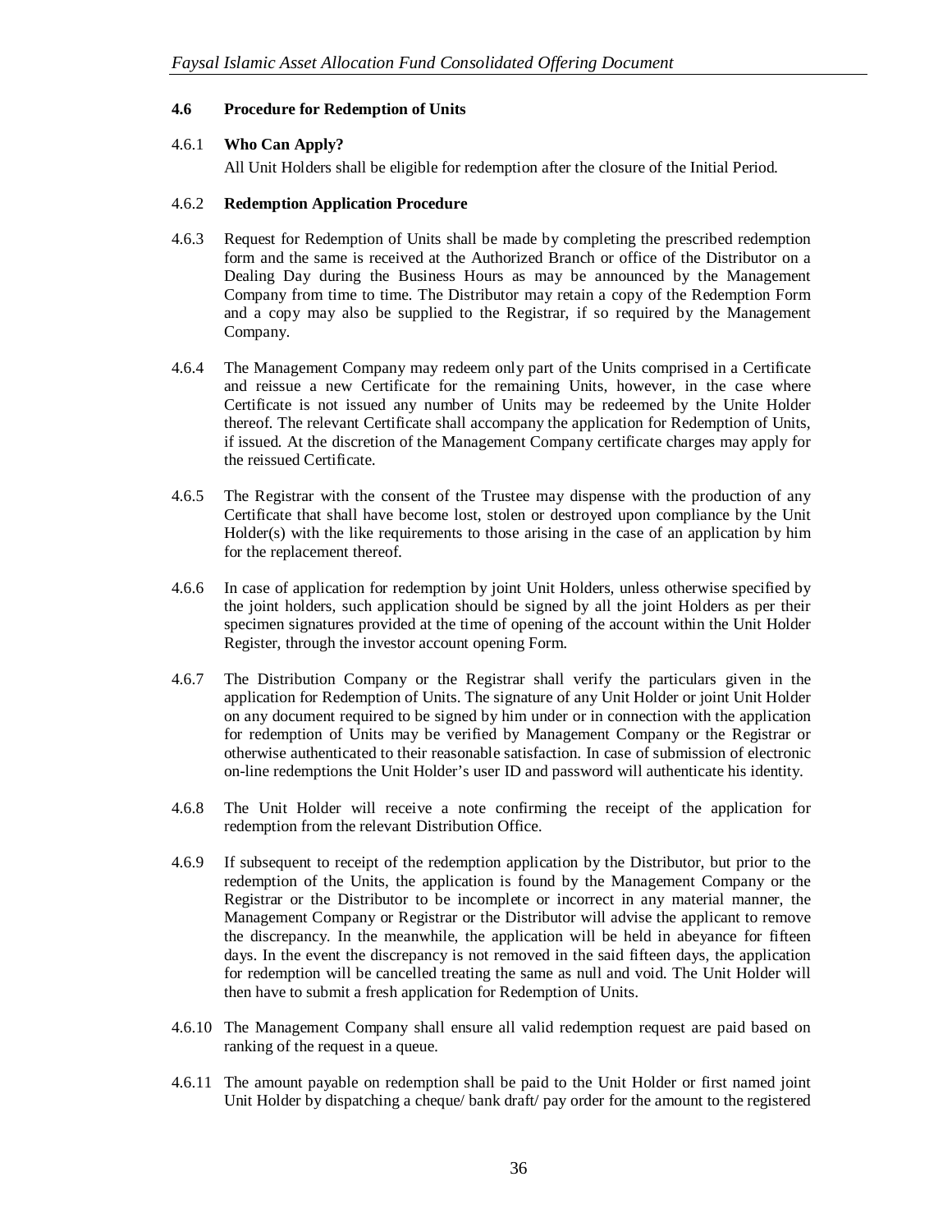### 4.6 Procedure for Redemption of Units

4.6.1 **Who Can Apply?**

All Unit Holders shall be eligible for redemption after the closure of the Initial Period.

4.6.2 **Redemption Application Procedure**

4.6.3 Request for Redemption of Units shall be made by completing the prescribed redemption form and the same is received at the Authorized Branch or office of the Distributor on a Dealing Day during the Business Hours as may be announced by the Management Company from time to time. The Distributor may retain a copy of the Redemption Form and a copy may also be supplied to the Registrar, if so required by the Management Company.

4.6.4 The Management Company may redeem only part of the Units comprised in a Certificate and reissue a new Certificate for the remaining Units, however, in the case where Certificate is not issued any number of Units may be redeemed by the Unite Holder thereof. The relevant Certificate shall accompany the application for Redemption of Units, if issued. At the discretion of the Management Company certificate charges may apply for the reissued Certificate.

4.6.5 The Registrar with the consent of the Trustee may dispense with the production of any Certificate that shall have become lost, stolen or destroyed upon compliance by the Unit Holder(s) with the like requirements to those arising in the case of an application by him for the replacement thereof.

4.6.6 In case of application for redemption by joint Unit Holders, unless otherwise specified by the joint holders, such application should be signed by all the joint Holders as per their specimen signatures provided at the time of opening of the account within the Unit Holder Register, through the investor account opening Form.

4.6.7 The Distribution Company or the Registrar shall verify the particulars given in the application for Redemption of Units. The signature of any Unit Holder or joint Unit Holder on any document required to be signed by him under or in connection with the application for redemption of Units may be verified by Management Company or the Registrar or otherwise authenticated to their reasonable satisfaction. In case of submission of electronic on-line redemptions the Unit Holder's user ID and password will authenticate his identity.

4.6.8 The Unit Holder will receive a note confirming the receipt of the application for redemption from the relevant Distribution Office.

4.6.9 If subsequent to receipt of the redemption application by the Distributor, but prior to the redemption of the Units, the application is found by the Management Company or the Registrar or the Distributor to be incomplete or incorrect in any material manner, the Management Company or Registrar or the Distributor will advise the applicant to remove the discrepancy. In the meanwhile, the application will be held in abeyance for fifteen days. In the event the discrepancy is not removed in the said fifteen days, the application for redemption will be cancelled treating the same as null and void. The Unit Holder will then have to submit a fresh application for Redemption of Units.

4.6.10 The Management Company shall ensure all valid redemption request are paid based on ranking of the request in a queue.

4.6.11 The amount payable on redemption shall be paid to the Unit Holder or first named joint Unit Holder by dispatching a cheque/ bank draft/ pay order for the amount to the registered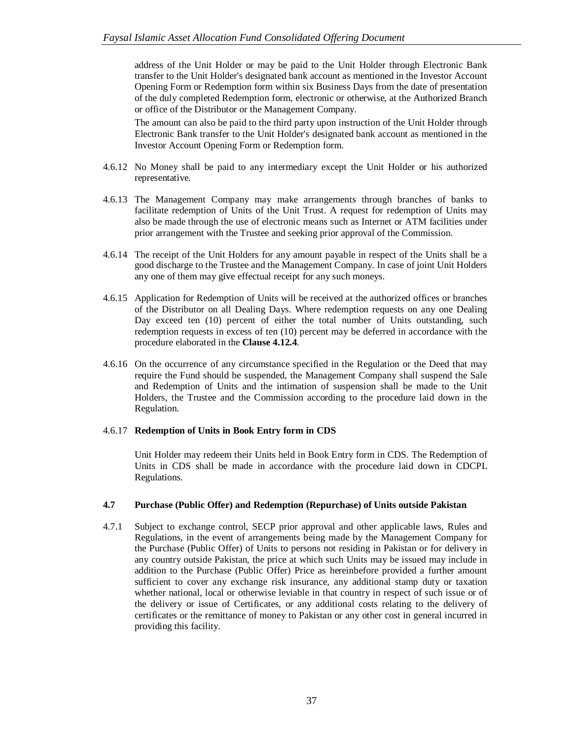address of the Unit Holder or may be paid to the Unit Holder through Electronic Bank transfer to the Unit Holder's designated bank account as mentioned in the Investor Account Opening Form or Redemption form within six Business Days from the date of presentation of the duly completed Redemption form, electronic or otherwise, at the Authorized Branch or office of the Distributor or the Management Company.

The amount can also be paid to the third party upon instruction of the Unit Holder through Electronic Bank transfer to the Unit Holder's designated bank account as mentioned in the Investor Account Opening Form or Redemption form.

4.6.12 No Money shall be paid to any intermediary except the Unit Holder or his authorized representative.

4.6.13 The Management Company may make arrangements through branches of banks to facilitate redemption of Units of the Unit Trust. A request for redemption of Units may also be made through the use of electronic means such as Internet or ATM facilities under prior arrangement with the Trustee and seeking prior approval of the Commission.

4.6.14 The receipt of the Unit Holders for any amount payable in respect of the Units shall be a good discharge to the Trustee and the Management Company. In case of joint Unit Holders any one of them may give effectual receipt for any such moneys.

4.6.15 Application for Redemption of Units will be received at the authorized offices or branches of the Distributor on all Dealing Days. Where redemption requests on any one Dealing Day exceed ten (10) percent of either the total number of Units outstanding, such redemption requests in excess of ten (10) percent may be deferred in accordance with the procedure elaborated in the **Clause 4.12.4**.

4.6.16 On the occurrence of any circumstance specified in the Regulation or the Deed that may require the Fund should be suspended, the Management Company shall suspend the Sale and Redemption of Units and the intimation of suspension shall be made to the Unit Holders, the Trustee and the Commission according to the procedure laid down in the Regulation.

4.6.17 **Redemption of Units in Book Entry form in CDS**

Unit Holder may redeem their Units held in Book Entry form in CDS. The Redemption of Units in CDS shall be made in accordance with the procedure laid down in CDCPL Regulations.

### 4.7 Purchase (Public Offer) and Redemption (Repurchase) of Units outside Pakistan

4.7.1 Subject to exchange control, SECP prior approval and other applicable laws, Rules and Regulations, in the event of arrangements being made by the Management Company for the Purchase (Public Offer) of Units to persons not residing in Pakistan or for delivery in any country outside Pakistan, the price at which such Units may be issued may include in addition to the Purchase (Public Offer) Price as hereinbefore provided a further amount sufficient to cover any exchange risk insurance, any additional stamp duty or taxation whether national, local or otherwise leviable in that country in respect of such issue or of the delivery or issue of Certificates, or any additional costs relating to the delivery of certificates or the remittance of money to Pakistan or any other cost in general incurred in providing this facility.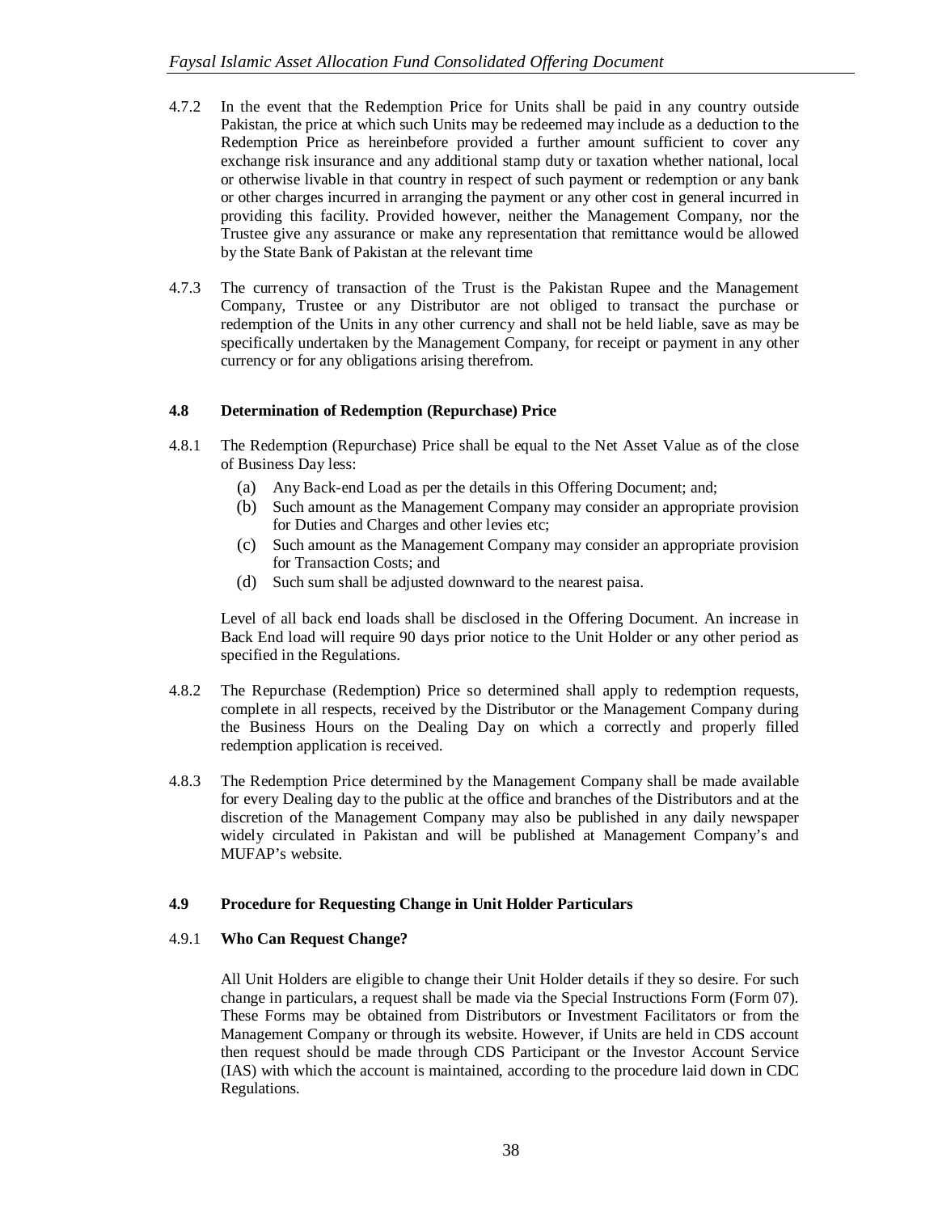4.7.2 In the event that the Redemption Price for Units shall be paid in any country outside Pakistan, the price at which such Units may be redeemed may include as a deduction to the Redemption Price as hereinbefore provided a further amount sufficient to cover any exchange risk insurance and any additional stamp duty or taxation whether national, local or otherwise livable in that country in respect of such payment or redemption or any bank or other charges incurred in arranging the payment or any other cost in general incurred in providing this facility. Provided however, neither the Management Company, nor the Trustee give any assurance or make any representation that remittance would be allowed by the State Bank of Pakistan at the relevant time

4.7.3 The currency of transaction of the Trust is the Pakistan Rupee and the Management Company, Trustee or any Distributor are not obliged to transact the purchase or redemption of the Units in any other currency and shall not be held liable, save as may be specifically undertaken by the Management Company, for receipt or payment in any other currency or for any obligations arising therefrom.

### 4.8 Determination of Redemption (Repurchase) Price

4.8.1 The Redemption (Repurchase) Price shall be equal to the Net Asset Value as of the close of Business Day less:

(a) Any Back-end Load as per the details in this Offering Document; and;
(b) Such amount as the Management Company may consider an appropriate provision for Duties and Charges and other levies etc;
(c) Such amount as the Management Company may consider an appropriate provision for Transaction Costs; and
(d) Such sum shall be adjusted downward to the nearest paisa.

Level of all back end loads shall be disclosed in the Offering Document. An increase in Back End load will require 90 days prior notice to the Unit Holder or any other period as specified in the Regulations.

4.8.2 The Repurchase (Redemption) Price so determined shall apply to redemption requests, complete in all respects, received by the Distributor or the Management Company during the Business Hours on the Dealing Day on which a correctly and properly filled redemption application is received.

4.8.3 The Redemption Price determined by the Management Company shall be made available for every Dealing day to the public at the office and branches of the Distributors and at the discretion of the Management Company may also be published in any daily newspaper widely circulated in Pakistan and will be published at Management Company's and MUFAP's website.

### 4.9 Procedure for Requesting Change in Unit Holder Particulars

#### 4.9.1 Who Can Request Change?

All Unit Holders are eligible to change their Unit Holder details if they so desire. For such change in particulars, a request shall be made via the Special Instructions Form (Form 07). These Forms may be obtained from Distributors or Investment Facilitators or from the Management Company or through its website. However, if Units are held in CDS account then request should be made through CDS Participant or the Investor Account Service (IAS) with which the account is maintained, according to the procedure laid down in CDC Regulations.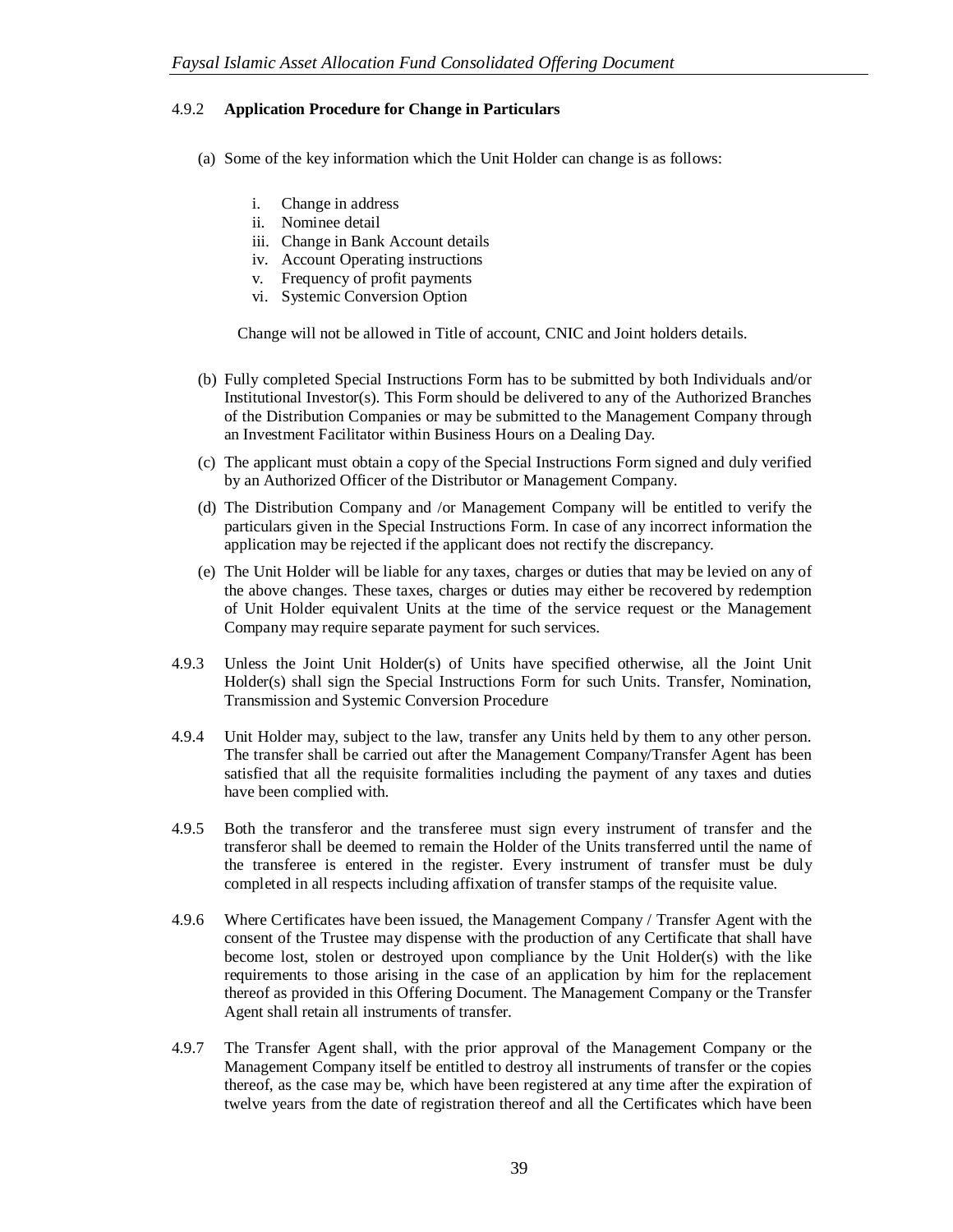#### 4.9.2 **Application Procedure for Change in Particulars**

(a) Some of the key information which the Unit Holder can change is as follows:

   i. Change in address
   ii. Nominee detail
   iii. Change in Bank Account details
   iv. Account Operating instructions
   v. Frequency of profit payments
   vi. Systemic Conversion Option

   Change will not be allowed in Title of account, CNIC and Joint holders details.

(b) Fully completed Special Instructions Form has to be submitted by both Individuals and/or Institutional Investor(s). This Form should be delivered to any of the Authorized Branches of the Distribution Companies or may be submitted to the Management Company through an Investment Facilitator within Business Hours on a Dealing Day.

(c) The applicant must obtain a copy of the Special Instructions Form signed and duly verified by an Authorized Officer of the Distributor or Management Company.

(d) The Distribution Company and /or Management Company will be entitled to verify the particulars given in the Special Instructions Form. In case of any incorrect information the application may be rejected if the applicant does not rectify the discrepancy.

(e) The Unit Holder will be liable for any taxes, charges or duties that may be levied on any of the above changes. These taxes, charges or duties may either be recovered by redemption of Unit Holder equivalent Units at the time of the service request or the Management Company may require separate payment for such services.

4.9.3 Unless the Joint Unit Holder(s) of Units have specified otherwise, all the Joint Unit Holder(s) shall sign the Special Instructions Form for such Units. Transfer, Nomination, Transmission and Systemic Conversion Procedure

4.9.4 Unit Holder may, subject to the law, transfer any Units held by them to any other person. The transfer shall be carried out after the Management Company/Transfer Agent has been satisfied that all the requisite formalities including the payment of any taxes and duties have been complied with.

4.9.5 Both the transferor and the transferee must sign every instrument of transfer and the transferor shall be deemed to remain the Holder of the Units transferred until the name of the transferee is entered in the register. Every instrument of transfer must be duly completed in all respects including affixation of transfer stamps of the requisite value.

4.9.6 Where Certificates have been issued, the Management Company / Transfer Agent with the consent of the Trustee may dispense with the production of any Certificate that shall have become lost, stolen or destroyed upon compliance by the Unit Holder(s) with the like requirements to those arising in the case of an application by him for the replacement thereof as provided in this Offering Document. The Management Company or the Transfer Agent shall retain all instruments of transfer.

4.9.7 The Transfer Agent shall, with the prior approval of the Management Company or the Management Company itself be entitled to destroy all instruments of transfer or the copies thereof, as the case may be, which have been registered at any time after the expiration of twelve years from the date of registration thereof and all the Certificates which have been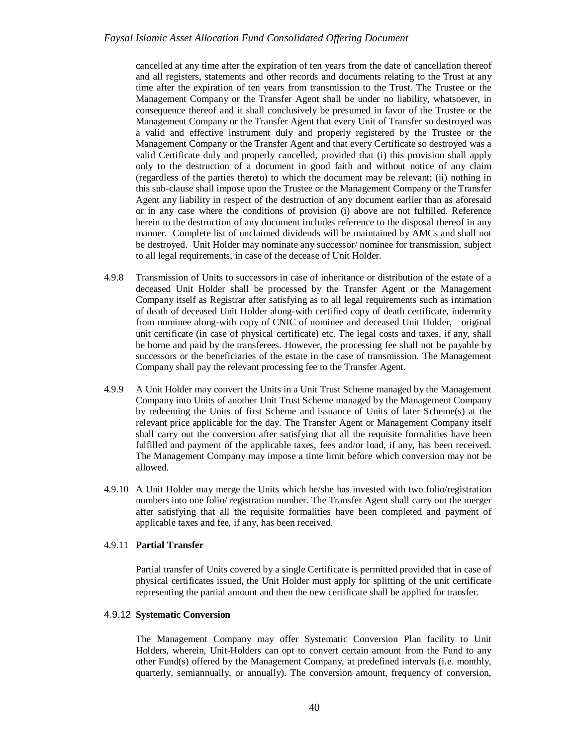cancelled at any time after the expiration of ten years from the date of cancellation thereof and all registers, statements and other records and documents relating to the Trust at any time after the expiration of ten years from transmission to the Trust. The Trustee or the Management Company or the Transfer Agent shall be under no liability, whatsoever, in consequence thereof and it shall conclusively be presumed in favor of the Trustee or the Management Company or the Transfer Agent that every Unit of Transfer so destroyed was a valid and effective instrument duly and properly registered by the Trustee or the Management Company or the Transfer Agent and that every Certificate so destroyed was a valid Certificate duly and properly cancelled, provided that (i) this provision shall apply only to the destruction of a document in good faith and without notice of any claim (regardless of the parties thereto) to which the document may be relevant; (ii) nothing in this sub-clause shall impose upon the Trustee or the Management Company or the Transfer Agent any liability in respect of the destruction of any document earlier than as aforesaid or in any case where the conditions of provision (i) above are not fulfilled. Reference herein to the destruction of any document includes reference to the disposal thereof in any manner. Complete list of unclaimed dividends will be maintained by AMCs and shall not be destroyed. Unit Holder may nominate any successor/ nominee for transmission, subject to all legal requirements, in case of the decease of Unit Holder.

4.9.8 Transmission of Units to successors in case of inheritance or distribution of the estate of a deceased Unit Holder shall be processed by the Transfer Agent or the Management Company itself as Registrar after satisfying as to all legal requirements such as intimation of death of deceased Unit Holder along-with certified copy of death certificate, indemnity from nominee along-with copy of CNIC of nominee and deceased Unit Holder, original unit certificate (in case of physical certificate) etc. The legal costs and taxes, if any, shall be borne and paid by the transferees. However, the processing fee shall not be payable by successors or the beneficiaries of the estate in the case of transmission. The Management Company shall pay the relevant processing fee to the Transfer Agent.

4.9.9 A Unit Holder may convert the Units in a Unit Trust Scheme managed by the Management Company into Units of another Unit Trust Scheme managed by the Management Company by redeeming the Units of first Scheme and issuance of Units of later Scheme(s) at the relevant price applicable for the day. The Transfer Agent or Management Company itself shall carry out the conversion after satisfying that all the requisite formalities have been fulfilled and payment of the applicable taxes, fees and/or load, if any, has been received. The Management Company may impose a time limit before which conversion may not be allowed.

4.9.10 A Unit Holder may merge the Units which he/she has invested with two folio/registration numbers into one folio/ registration number. The Transfer Agent shall carry out the merger after satisfying that all the requisite formalities have been completed and payment of applicable taxes and fee, if any, has been received.

#### 4.9.11 Partial Transfer

Partial transfer of Units covered by a single Certificate is permitted provided that in case of physical certificates issued, the Unit Holder must apply for splitting of the unit certificate representing the partial amount and then the new certificate shall be applied for transfer.

#### 4.9.12 Systematic Conversion

The Management Company may offer Systematic Conversion Plan facility to Unit Holders, wherein, Unit-Holders can opt to convert certain amount from the Fund to any other Fund(s) offered by the Management Company, at predefined intervals (i.e. monthly, quarterly, semiannually, or annually). The conversion amount, frequency of conversion,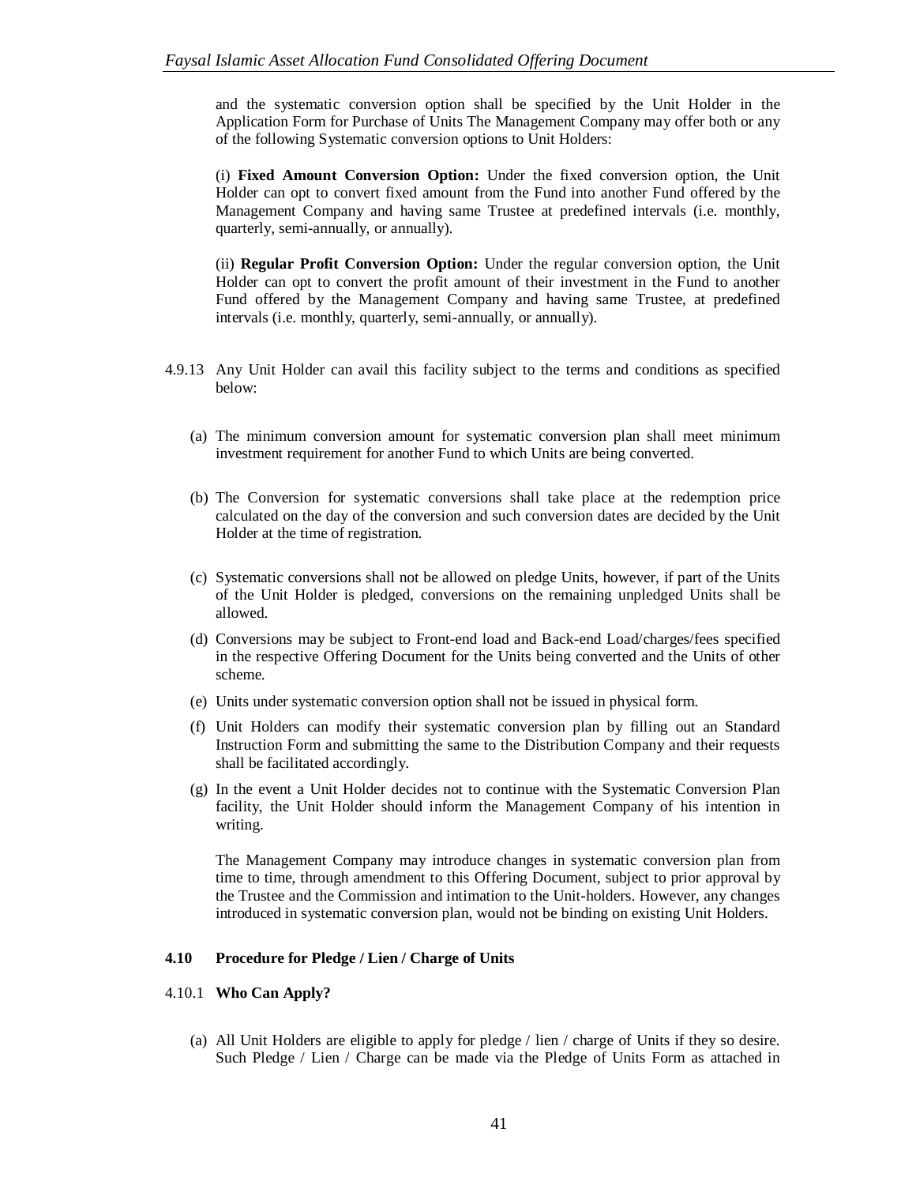and the systematic conversion option shall be specified by the Unit Holder in the Application Form for Purchase of Units The Management Company may offer both or any of the following Systematic conversion options to Unit Holders:

(i) **Fixed Amount Conversion Option:** Under the fixed conversion option, the Unit Holder can opt to convert fixed amount from the Fund into another Fund offered by the Management Company and having same Trustee at predefined intervals (i.e. monthly, quarterly, semi-annually, or annually).

(ii) **Regular Profit Conversion Option:** Under the regular conversion option, the Unit Holder can opt to convert the profit amount of their investment in the Fund to another Fund offered by the Management Company and having same Trustee, at predefined intervals (i.e. monthly, quarterly, semi-annually, or annually).

4.9.13 Any Unit Holder can avail this facility subject to the terms and conditions as specified below:

(a) The minimum conversion amount for systematic conversion plan shall meet minimum investment requirement for another Fund to which Units are being converted.

(b) The Conversion for systematic conversions shall take place at the redemption price calculated on the day of the conversion and such conversion dates are decided by the Unit Holder at the time of registration.

(c) Systematic conversions shall not be allowed on pledge Units, however, if part of the Units of the Unit Holder is pledged, conversions on the remaining unpledged Units shall be allowed.

(d) Conversions may be subject to Front-end load and Back-end Load/charges/fees specified in the respective Offering Document for the Units being converted and the Units of other scheme.

(e) Units under systematic conversion option shall not be issued in physical form.

(f) Unit Holders can modify their systematic conversion plan by filling out an Standard Instruction Form and submitting the same to the Distribution Company and their requests shall be facilitated accordingly.

(g) In the event a Unit Holder decides not to continue with the Systematic Conversion Plan facility, the Unit Holder should inform the Management Company of his intention in writing.

The Management Company may introduce changes in systematic conversion plan from time to time, through amendment to this Offering Document, subject to prior approval by the Trustee and the Commission and intimation to the Unit-holders. However, any changes introduced in systematic conversion plan, would not be binding on existing Unit Holders.

### 4.10 Procedure for Pledge / Lien / Charge of Units

#### 4.10.1 Who Can Apply?

(a) All Unit Holders are eligible to apply for pledge / lien / charge of Units if they so desire. Such Pledge / Lien / Charge can be made via the Pledge of Units Form as attached in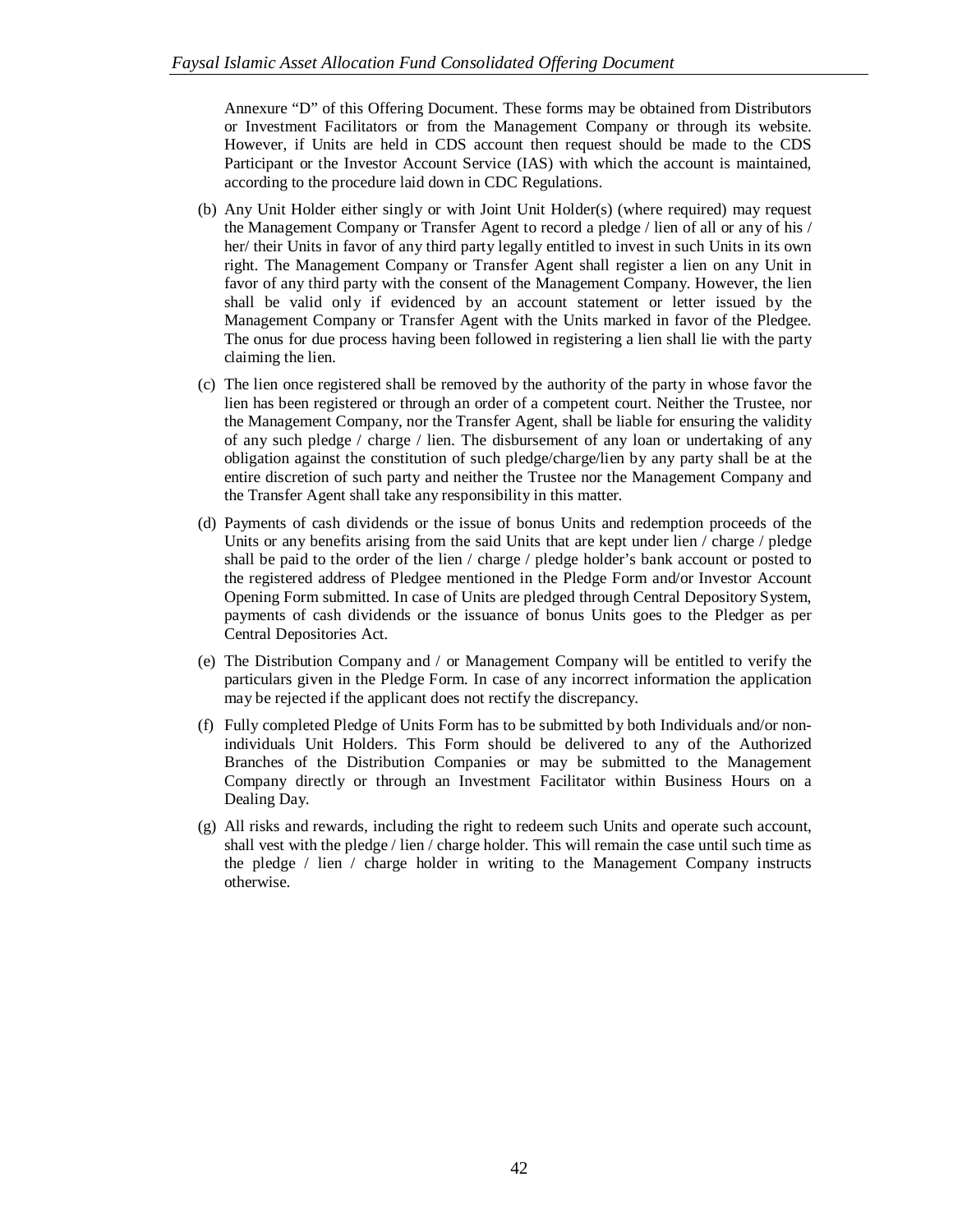Annexure "D" of this Offering Document. These forms may be obtained from Distributors or Investment Facilitators or from the Management Company or through its website. However, if Units are held in CDS account then request should be made to the CDS Participant or the Investor Account Service (IAS) with which the account is maintained, according to the procedure laid down in CDC Regulations.

(b) Any Unit Holder either singly or with Joint Unit Holder(s) (where required) may request the Management Company or Transfer Agent to record a pledge / lien of all or any of his / her/ their Units in favor of any third party legally entitled to invest in such Units in its own right. The Management Company or Transfer Agent shall register a lien on any Unit in favor of any third party with the consent of the Management Company. However, the lien shall be valid only if evidenced by an account statement or letter issued by the Management Company or Transfer Agent with the Units marked in favor of the Pledgee. The onus for due process having been followed in registering a lien shall lie with the party claiming the lien.

(c) The lien once registered shall be removed by the authority of the party in whose favor the lien has been registered or through an order of a competent court. Neither the Trustee, nor the Management Company, nor the Transfer Agent, shall be liable for ensuring the validity of any such pledge / charge / lien. The disbursement of any loan or undertaking of any obligation against the constitution of such pledge/charge/lien by any party shall be at the entire discretion of such party and neither the Trustee nor the Management Company and the Transfer Agent shall take any responsibility in this matter.

(d) Payments of cash dividends or the issue of bonus Units and redemption proceeds of the Units or any benefits arising from the said Units that are kept under lien / charge / pledge shall be paid to the order of the lien / charge / pledge holder's bank account or posted to the registered address of Pledgee mentioned in the Pledge Form and/or Investor Account Opening Form submitted. In case of Units are pledged through Central Depository System, payments of cash dividends or the issuance of bonus Units goes to the Pledger as per Central Depositories Act.

(e) The Distribution Company and / or Management Company will be entitled to verify the particulars given in the Pledge Form. In case of any incorrect information the application may be rejected if the applicant does not rectify the discrepancy.

(f) Fully completed Pledge of Units Form has to be submitted by both Individuals and/or non-individuals Unit Holders. This Form should be delivered to any of the Authorized Branches of the Distribution Companies or may be submitted to the Management Company directly or through an Investment Facilitator within Business Hours on a Dealing Day.

(g) All risks and rewards, including the right to redeem such Units and operate such account, shall vest with the pledge / lien / charge holder. This will remain the case until such time as the pledge / lien / charge holder in writing to the Management Company instructs otherwise.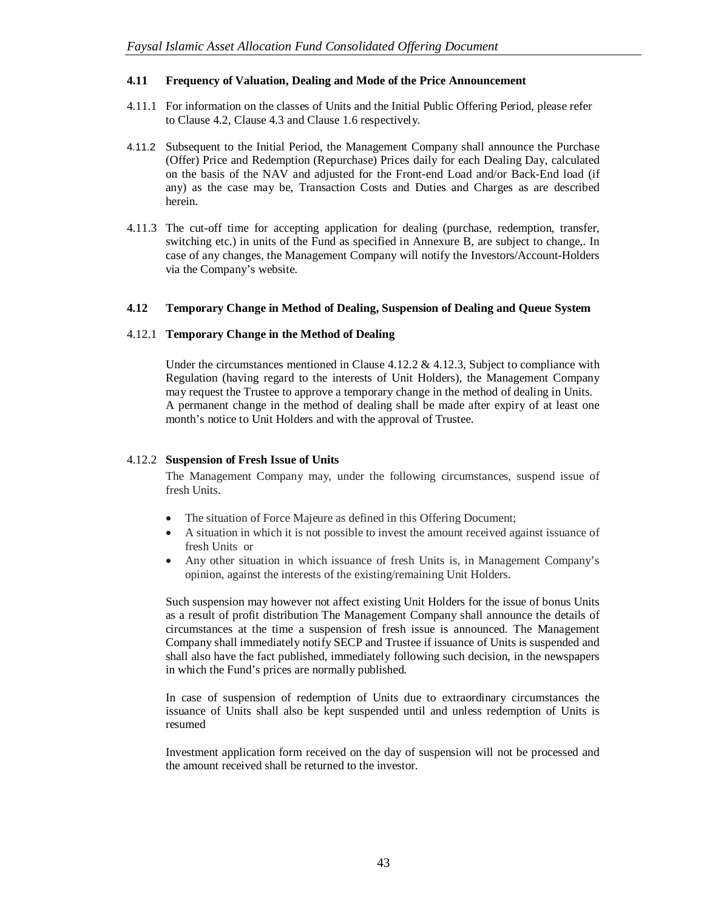### 4.11 Frequency of Valuation, Dealing and Mode of the Price Announcement

4.11.1 For information on the classes of Units and the Initial Public Offering Period, please refer to Clause 4.2, Clause 4.3 and Clause 1.6 respectively.

4.11.2 Subsequent to the Initial Period, the Management Company shall announce the Purchase (Offer) Price and Redemption (Repurchase) Prices daily for each Dealing Day, calculated on the basis of the NAV and adjusted for the Front-end Load and/or Back-End load (if any) as the case may be, Transaction Costs and Duties and Charges as are described herein.

4.11.3 The cut-off time for accepting application for dealing (purchase, redemption, transfer, switching etc.) in units of the Fund as specified in Annexure B, are subject to change,. In case of any changes, the Management Company will notify the Investors/Account-Holders via the Company's website.

### 4.12 Temporary Change in Method of Dealing, Suspension of Dealing and Queue System

#### 4.12.1 Temporary Change in the Method of Dealing

Under the circumstances mentioned in Clause 4.12.2 & 4.12.3, Subject to compliance with Regulation (having regard to the interests of Unit Holders), the Management Company may request the Trustee to approve a temporary change in the method of dealing in Units. A permanent change in the method of dealing shall be made after expiry of at least one month's notice to Unit Holders and with the approval of Trustee.

#### 4.12.2 Suspension of Fresh Issue of Units

The Management Company may, under the following circumstances, suspend issue of fresh Units.

- The situation of Force Majeure as defined in this Offering Document;
- A situation in which it is not possible to invest the amount received against issuance of fresh Units or
- Any other situation in which issuance of fresh Units is, in Management Company's opinion, against the interests of the existing/remaining Unit Holders.

Such suspension may however not affect existing Unit Holders for the issue of bonus Units as a result of profit distribution The Management Company shall announce the details of circumstances at the time a suspension of fresh issue is announced. The Management Company shall immediately notify SECP and Trustee if issuance of Units is suspended and shall also have the fact published, immediately following such decision, in the newspapers in which the Fund's prices are normally published.

In case of suspension of redemption of Units due to extraordinary circumstances the issuance of Units shall also be kept suspended until and unless redemption of Units is resumed

Investment application form received on the day of suspension will not be processed and the amount received shall be returned to the investor.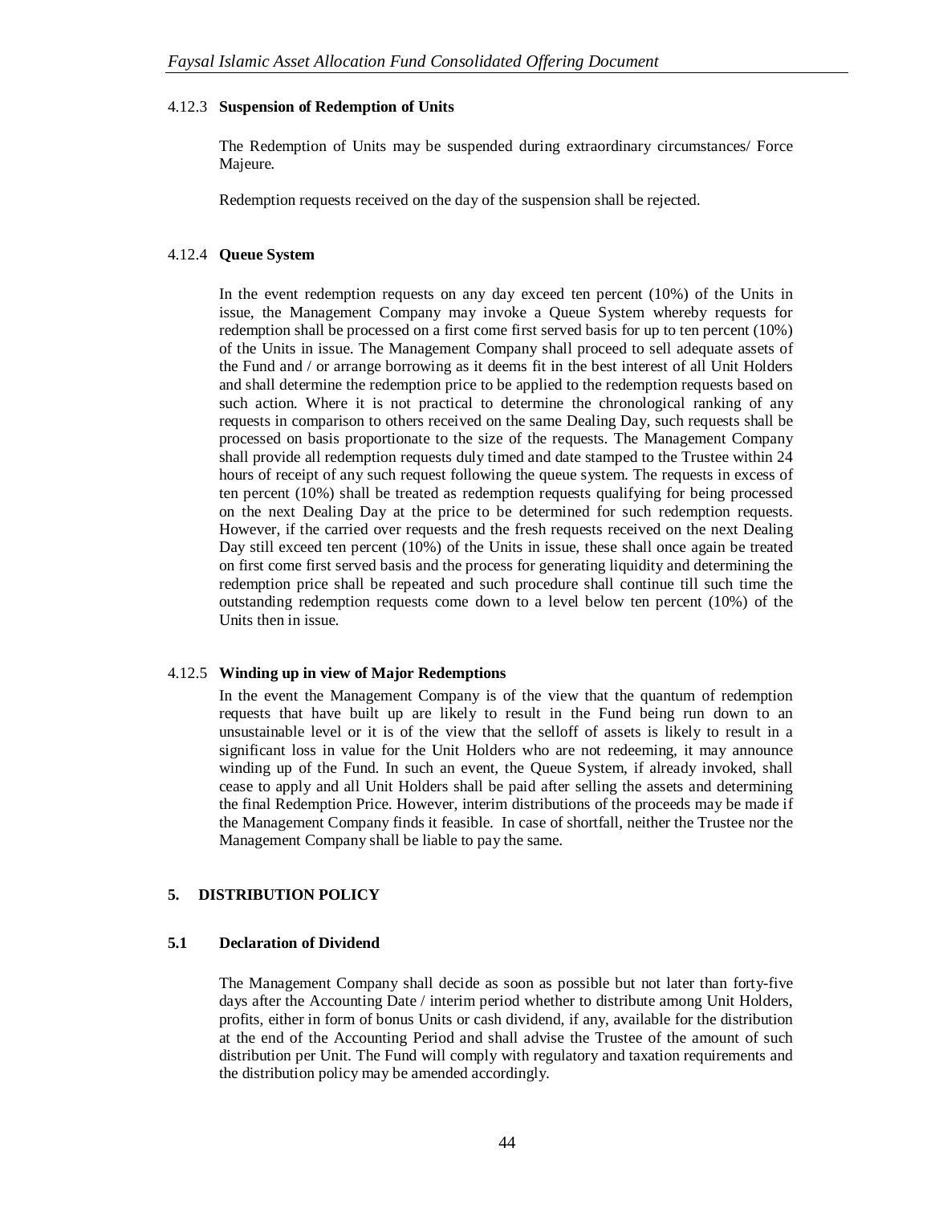#### 4.12.3 Suspension of Redemption of Units

The Redemption of Units may be suspended during extraordinary circumstances/ Force Majeure.

Redemption requests received on the day of the suspension shall be rejected.

#### 4.12.4 Queue System

In the event redemption requests on any day exceed ten percent (10%) of the Units in issue, the Management Company may invoke a Queue System whereby requests for redemption shall be processed on a first come first served basis for up to ten percent (10%) of the Units in issue. The Management Company shall proceed to sell adequate assets of the Fund and / or arrange borrowing as it deems fit in the best interest of all Unit Holders and shall determine the redemption price to be applied to the redemption requests based on such action. Where it is not practical to determine the chronological ranking of any requests in comparison to others received on the same Dealing Day, such requests shall be processed on basis proportionate to the size of the requests. The Management Company shall provide all redemption requests duly timed and date stamped to the Trustee within 24 hours of receipt of any such request following the queue system. The requests in excess of ten percent (10%) shall be treated as redemption requests qualifying for being processed on the next Dealing Day at the price to be determined for such redemption requests. However, if the carried over requests and the fresh requests received on the next Dealing Day still exceed ten percent (10%) of the Units in issue, these shall once again be treated on first come first served basis and the process for generating liquidity and determining the redemption price shall be repeated and such procedure shall continue till such time the outstanding redemption requests come down to a level below ten percent (10%) of the Units then in issue.

#### 4.12.5 Winding up in view of Major Redemptions

In the event the Management Company is of the view that the quantum of redemption requests that have built up are likely to result in the Fund being run down to an unsustainable level or it is of the view that the selloff of assets is likely to result in a significant loss in value for the Unit Holders who are not redeeming, it may announce winding up of the Fund. In such an event, the Queue System, if already invoked, shall cease to apply and all Unit Holders shall be paid after selling the assets and determining the final Redemption Price. However, interim distributions of the proceeds may be made if the Management Company finds it feasible. In case of shortfall, neither the Trustee nor the Management Company shall be liable to pay the same.

## 5. DISTRIBUTION POLICY

### 5.1 Declaration of Dividend

The Management Company shall decide as soon as possible but not later than forty-five days after the Accounting Date / interim period whether to distribute among Unit Holders, profits, either in form of bonus Units or cash dividend, if any, available for the distribution at the end of the Accounting Period and shall advise the Trustee of the amount of such distribution per Unit. The Fund will comply with regulatory and taxation requirements and the distribution policy may be amended accordingly.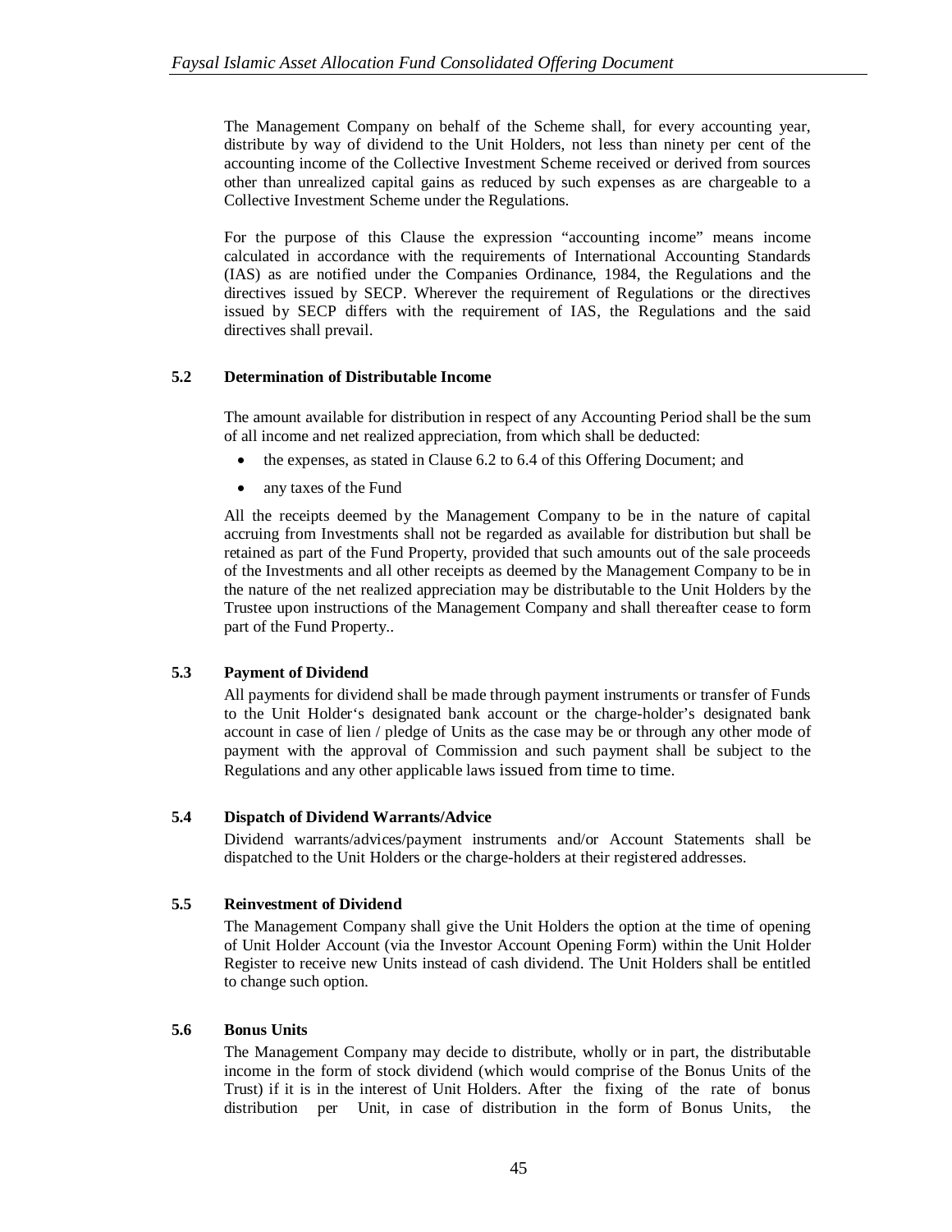The Management Company on behalf of the Scheme shall, for every accounting year, distribute by way of dividend to the Unit Holders, not less than ninety per cent of the accounting income of the Collective Investment Scheme received or derived from sources other than unrealized capital gains as reduced by such expenses as are chargeable to a Collective Investment Scheme under the Regulations.

For the purpose of this Clause the expression "accounting income" means income calculated in accordance with the requirements of International Accounting Standards (IAS) as are notified under the Companies Ordinance, 1984, the Regulations and the directives issued by SECP. Wherever the requirement of Regulations or the directives issued by SECP differs with the requirement of IAS, the Regulations and the said directives shall prevail.

### 5.2 Determination of Distributable Income

The amount available for distribution in respect of any Accounting Period shall be the sum of all income and net realized appreciation, from which shall be deducted:

- the expenses, as stated in Clause 6.2 to 6.4 of this Offering Document; and
- any taxes of the Fund

All the receipts deemed by the Management Company to be in the nature of capital accruing from Investments shall not be regarded as available for distribution but shall be retained as part of the Fund Property, provided that such amounts out of the sale proceeds of the Investments and all other receipts as deemed by the Management Company to be in the nature of the net realized appreciation may be distributable to the Unit Holders by the Trustee upon instructions of the Management Company and shall thereafter cease to form part of the Fund Property..

### 5.3 Payment of Dividend

All payments for dividend shall be made through payment instruments or transfer of Funds to the Unit Holder's designated bank account or the charge-holder's designated bank account in case of lien / pledge of Units as the case may be or through any other mode of payment with the approval of Commission and such payment shall be subject to the Regulations and any other applicable laws issued from time to time.

### 5.4 Dispatch of Dividend Warrants/Advice

Dividend warrants/advices/payment instruments and/or Account Statements shall be dispatched to the Unit Holders or the charge-holders at their registered addresses.

### 5.5 Reinvestment of Dividend

The Management Company shall give the Unit Holders the option at the time of opening of Unit Holder Account (via the Investor Account Opening Form) within the Unit Holder Register to receive new Units instead of cash dividend. The Unit Holders shall be entitled to change such option.

### 5.6 Bonus Units

The Management Company may decide to distribute, wholly or in part, the distributable income in the form of stock dividend (which would comprise of the Bonus Units of the Trust) if it is in the interest of Unit Holders. After the fixing of the rate of bonus distribution per Unit, in case of distribution in the form of Bonus Units, the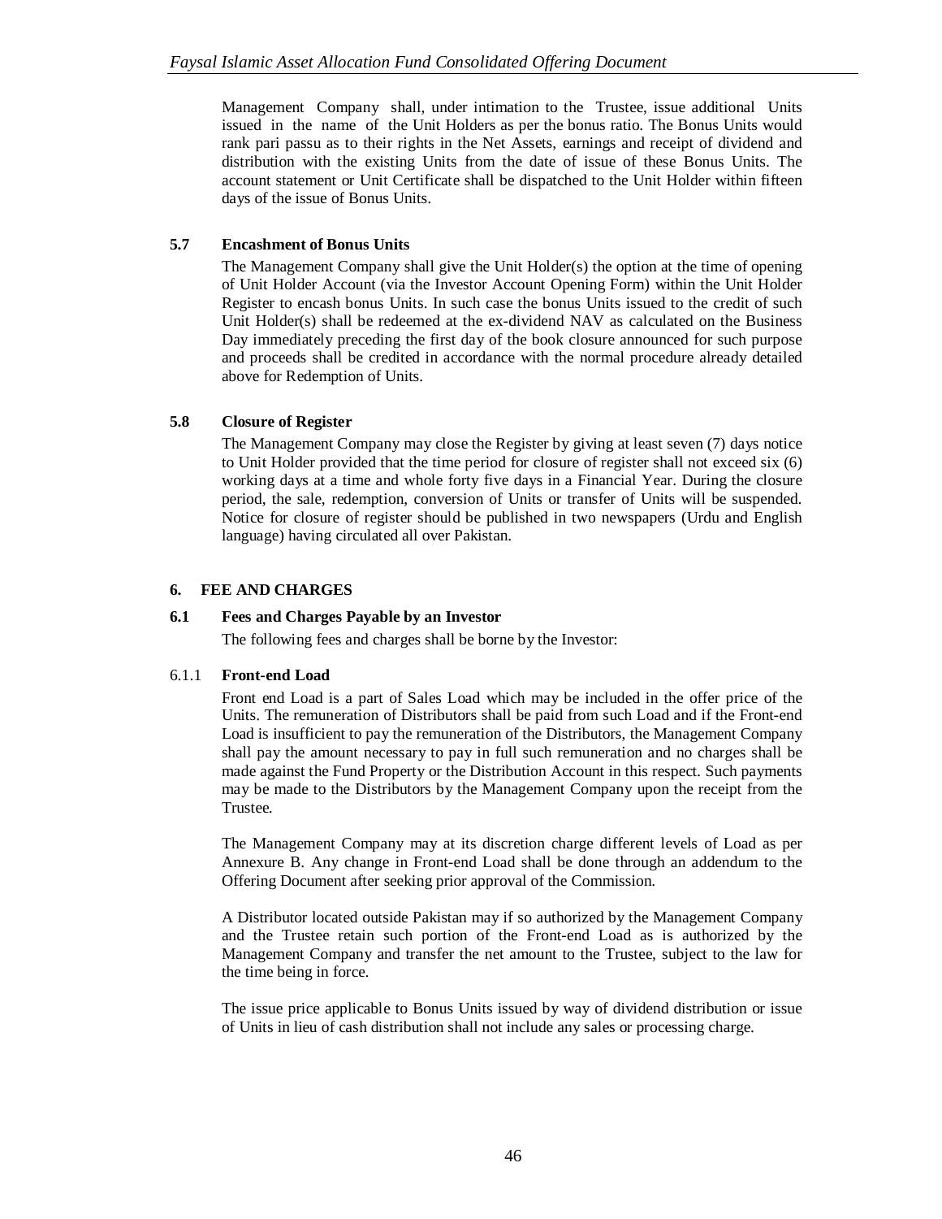Management Company shall, under intimation to the Trustee, issue additional Units issued in the name of the Unit Holders as per the bonus ratio. The Bonus Units would rank pari passu as to their rights in the Net Assets, earnings and receipt of dividend and distribution with the existing Units from the date of issue of these Bonus Units. The account statement or Unit Certificate shall be dispatched to the Unit Holder within fifteen days of the issue of Bonus Units.

### 5.7 Encashment of Bonus Units

The Management Company shall give the Unit Holder(s) the option at the time of opening of Unit Holder Account (via the Investor Account Opening Form) within the Unit Holder Register to encash bonus Units. In such case the bonus Units issued to the credit of such Unit Holder(s) shall be redeemed at the ex-dividend NAV as calculated on the Business Day immediately preceding the first day of the book closure announced for such purpose and proceeds shall be credited in accordance with the normal procedure already detailed above for Redemption of Units.

### 5.8 Closure of Register

The Management Company may close the Register by giving at least seven (7) days notice to Unit Holder provided that the time period for closure of register shall not exceed six (6) working days at a time and whole forty five days in a Financial Year. During the closure period, the sale, redemption, conversion of Units or transfer of Units will be suspended. Notice for closure of register should be published in two newspapers (Urdu and English language) having circulated all over Pakistan.

## 6. FEE AND CHARGES

### 6.1 Fees and Charges Payable by an Investor

The following fees and charges shall be borne by the Investor:

#### 6.1.1 Front-end Load

Front end Load is a part of Sales Load which may be included in the offer price of the Units. The remuneration of Distributors shall be paid from such Load and if the Front-end Load is insufficient to pay the remuneration of the Distributors, the Management Company shall pay the amount necessary to pay in full such remuneration and no charges shall be made against the Fund Property or the Distribution Account in this respect. Such payments may be made to the Distributors by the Management Company upon the receipt from the Trustee.

The Management Company may at its discretion charge different levels of Load as per Annexure B. Any change in Front-end Load shall be done through an addendum to the Offering Document after seeking prior approval of the Commission.

A Distributor located outside Pakistan may if so authorized by the Management Company and the Trustee retain such portion of the Front-end Load as is authorized by the Management Company and transfer the net amount to the Trustee, subject to the law for the time being in force.

The issue price applicable to Bonus Units issued by way of dividend distribution or issue of Units in lieu of cash distribution shall not include any sales or processing charge.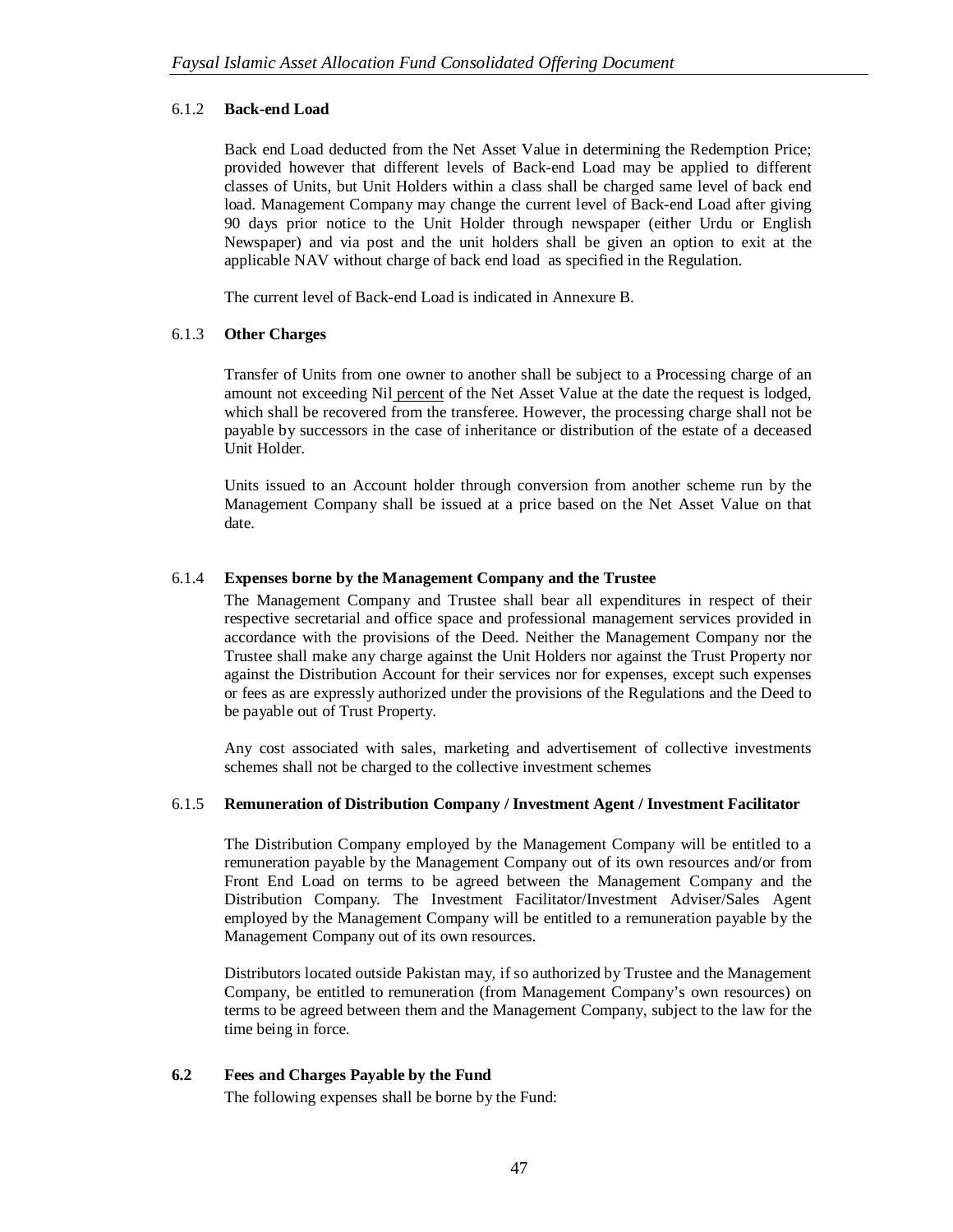#### 6.1.2 **Back-end Load**

Back end Load deducted from the Net Asset Value in determining the Redemption Price; provided however that different levels of Back-end Load may be applied to different classes of Units, but Unit Holders within a class shall be charged same level of back end load. Management Company may change the current level of Back-end Load after giving 90 days prior notice to the Unit Holder through newspaper (either Urdu or English Newspaper) and via post and the unit holders shall be given an option to exit at the applicable NAV without charge of back end load as specified in the Regulation.

The current level of Back-end Load is indicated in Annexure B.

#### 6.1.3 **Other Charges**

Transfer of Units from one owner to another shall be subject to a Processing charge of an amount not exceeding Nil percent of the Net Asset Value at the date the request is lodged, which shall be recovered from the transferee. However, the processing charge shall not be payable by successors in the case of inheritance or distribution of the estate of a deceased Unit Holder.

Units issued to an Account holder through conversion from another scheme run by the Management Company shall be issued at a price based on the Net Asset Value on that date.

#### 6.1.4 **Expenses borne by the Management Company and the Trustee**

The Management Company and Trustee shall bear all expenditures in respect of their respective secretarial and office space and professional management services provided in accordance with the provisions of the Deed. Neither the Management Company nor the Trustee shall make any charge against the Unit Holders nor against the Trust Property nor against the Distribution Account for their services nor for expenses, except such expenses or fees as are expressly authorized under the provisions of the Regulations and the Deed to be payable out of Trust Property.

Any cost associated with sales, marketing and advertisement of collective investments schemes shall not be charged to the collective investment schemes

#### 6.1.5 **Remuneration of Distribution Company / Investment Agent / Investment Facilitator**

The Distribution Company employed by the Management Company will be entitled to a remuneration payable by the Management Company out of its own resources and/or from Front End Load on terms to be agreed between the Management Company and the Distribution Company. The Investment Facilitator/Investment Adviser/Sales Agent employed by the Management Company will be entitled to a remuneration payable by the Management Company out of its own resources.

Distributors located outside Pakistan may, if so authorized by Trustee and the Management Company, be entitled to remuneration (from Management Company's own resources) on terms to be agreed between them and the Management Company, subject to the law for the time being in force.

### 6.2 **Fees and Charges Payable by the Fund**

The following expenses shall be borne by the Fund: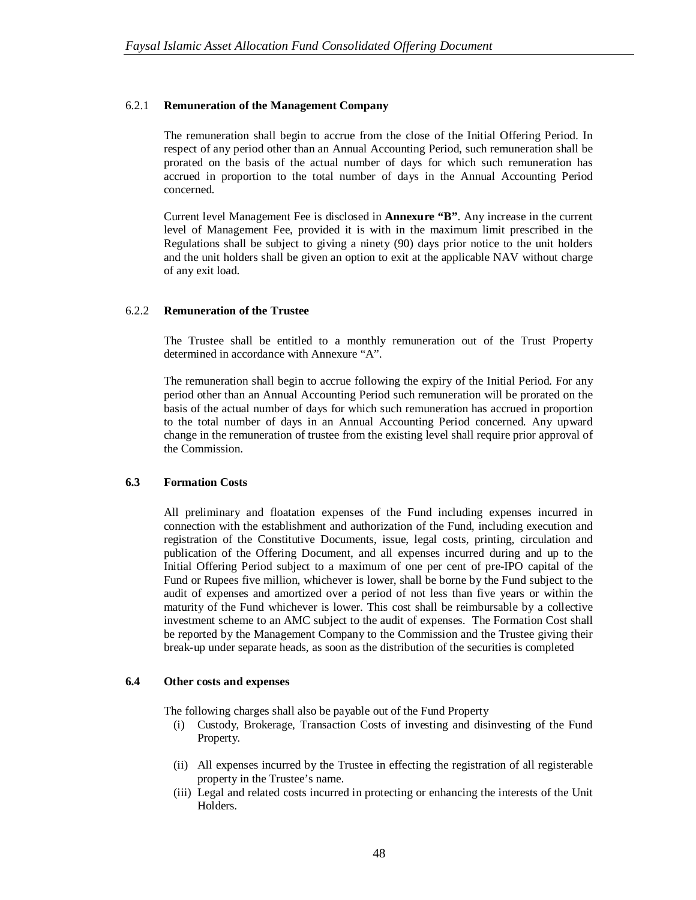### 6.2.1 Remuneration of the Management Company

The remuneration shall begin to accrue from the close of the Initial Offering Period. In respect of any period other than an Annual Accounting Period, such remuneration shall be prorated on the basis of the actual number of days for which such remuneration has accrued in proportion to the total number of days in the Annual Accounting Period concerned.

Current level Management Fee is disclosed in **Annexure "B"**. Any increase in the current level of Management Fee, provided it is with in the maximum limit prescribed in the Regulations shall be subject to giving a ninety (90) days prior notice to the unit holders and the unit holders shall be given an option to exit at the applicable NAV without charge of any exit load.

### 6.2.2 Remuneration of the Trustee

The Trustee shall be entitled to a monthly remuneration out of the Trust Property determined in accordance with Annexure "A".

The remuneration shall begin to accrue following the expiry of the Initial Period. For any period other than an Annual Accounting Period such remuneration will be prorated on the basis of the actual number of days for which such remuneration has accrued in proportion to the total number of days in an Annual Accounting Period concerned. Any upward change in the remuneration of trustee from the existing level shall require prior approval of the Commission.

## 6.3 Formation Costs

All preliminary and floatation expenses of the Fund including expenses incurred in connection with the establishment and authorization of the Fund, including execution and registration of the Constitutive Documents, issue, legal costs, printing, circulation and publication of the Offering Document, and all expenses incurred during and up to the Initial Offering Period subject to a maximum of one per cent of pre-IPO capital of the Fund or Rupees five million, whichever is lower, shall be borne by the Fund subject to the audit of expenses and amortized over a period of not less than five years or within the maturity of the Fund whichever is lower. This cost shall be reimbursable by a collective investment scheme to an AMC subject to the audit of expenses. The Formation Cost shall be reported by the Management Company to the Commission and the Trustee giving their break-up under separate heads, as soon as the distribution of the securities is completed

## 6.4 Other costs and expenses

The following charges shall also be payable out of the Fund Property

(i) Custody, Brokerage, Transaction Costs of investing and disinvesting of the Fund Property.

(ii) All expenses incurred by the Trustee in effecting the registration of all registerable property in the Trustee's name.

(iii) Legal and related costs incurred in protecting or enhancing the interests of the Unit Holders.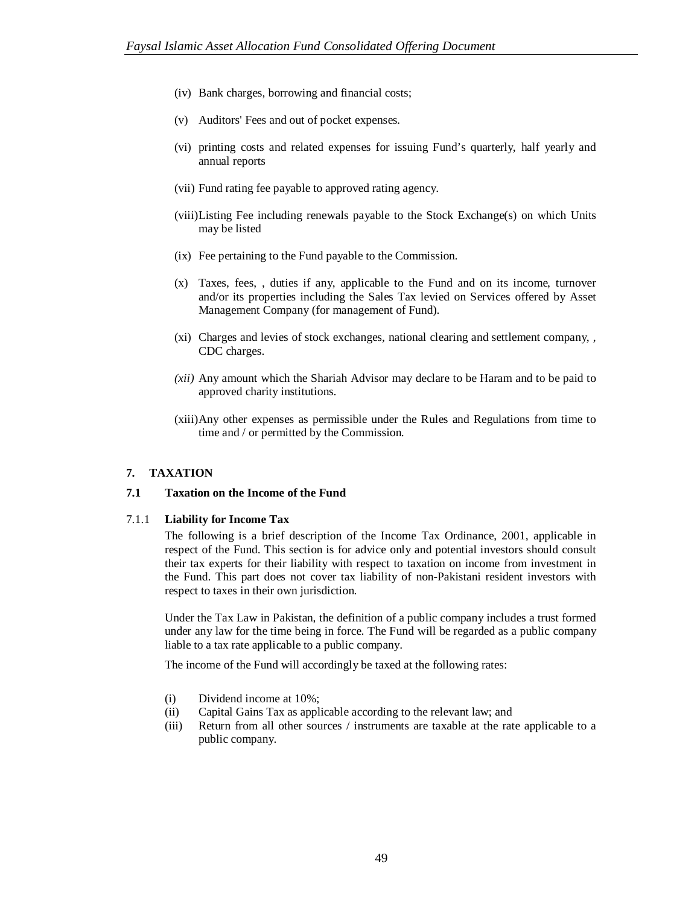(iv) Bank charges, borrowing and financial costs;

(v) Auditors' Fees and out of pocket expenses.

(vi) printing costs and related expenses for issuing Fund's quarterly, half yearly and annual reports

(vii) Fund rating fee payable to approved rating agency.

(viii) Listing Fee including renewals payable to the Stock Exchange(s) on which Units may be listed

(ix) Fee pertaining to the Fund payable to the Commission.

(x) Taxes, fees, , duties if any, applicable to the Fund and on its income, turnover and/or its properties including the Sales Tax levied on Services offered by Asset Management Company (for management of Fund).

(xi) Charges and levies of stock exchanges, national clearing and settlement company, , CDC charges.

*(xii)* Any amount which the Shariah Advisor may declare to be Haram and to be paid to approved charity institutions.

(xiii) Any other expenses as permissible under the Rules and Regulations from time to time and / or permitted by the Commission.

## 7. TAXATION

### 7.1 Taxation on the Income of the Fund

#### 7.1.1 Liability for Income Tax

The following is a brief description of the Income Tax Ordinance, 2001, applicable in respect of the Fund. This section is for advice only and potential investors should consult their tax experts for their liability with respect to taxation on income from investment in the Fund. This part does not cover tax liability of non-Pakistani resident investors with respect to taxes in their own jurisdiction.

Under the Tax Law in Pakistan, the definition of a public company includes a trust formed under any law for the time being in force. The Fund will be regarded as a public company liable to a tax rate applicable to a public company.

The income of the Fund will accordingly be taxed at the following rates:

(i) Dividend income at 10%;
(ii) Capital Gains Tax as applicable according to the relevant law; and
(iii) Return from all other sources / instruments are taxable at the rate applicable to a public company.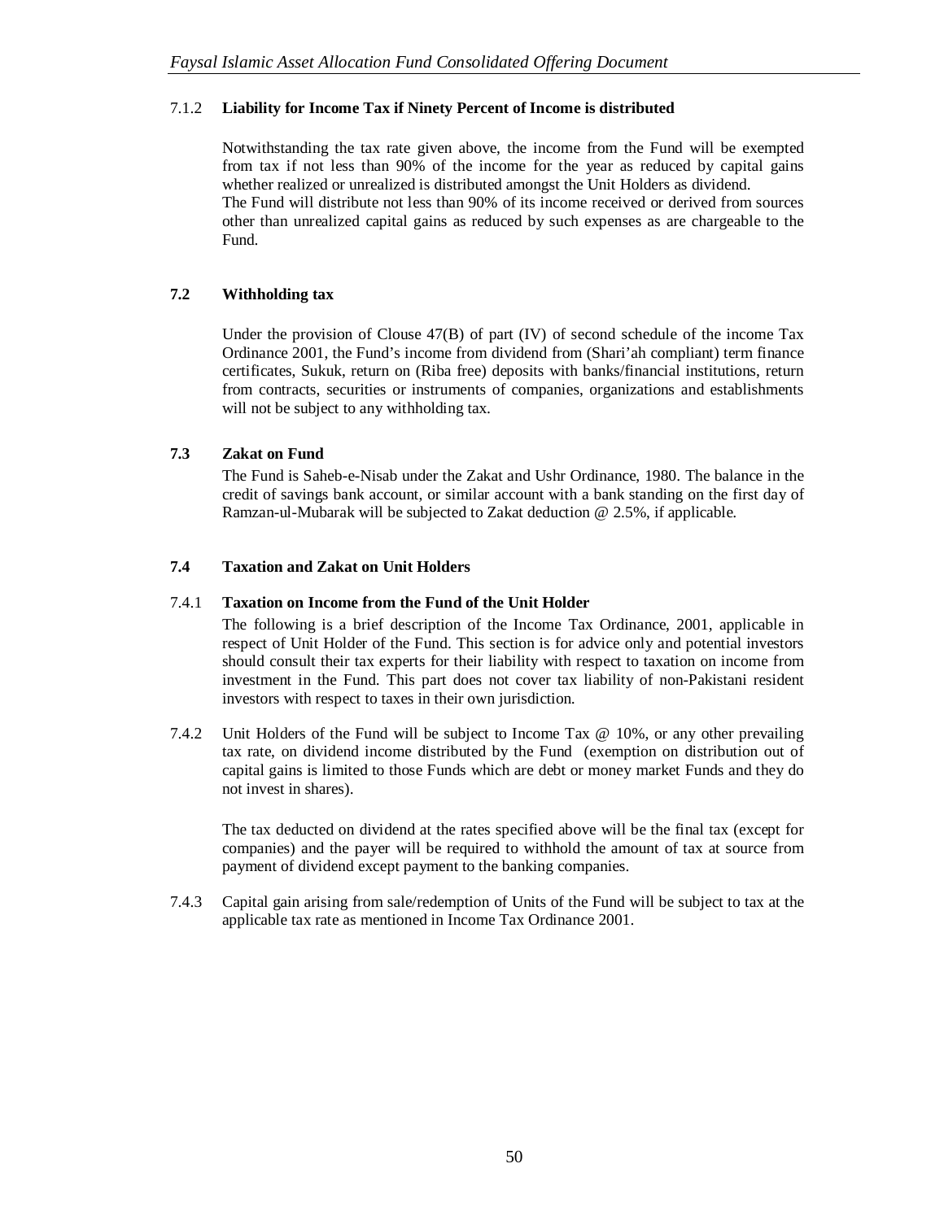### 7.1.2 **Liability for Income Tax if Ninety Percent of Income is distributed**

Notwithstanding the tax rate given above, the income from the Fund will be exempted from tax if not less than 90% of the income for the year as reduced by capital gains whether realized or unrealized is distributed amongst the Unit Holders as dividend.
The Fund will distribute not less than 90% of its income received or derived from sources other than unrealized capital gains as reduced by such expenses as are chargeable to the Fund.

## 7.2 Withholding tax

Under the provision of Clouse 47(B) of part (IV) of second schedule of the income Tax Ordinance 2001, the Fund's income from dividend from (Shari'ah compliant) term finance certificates, Sukuk, return on (Riba free) deposits with banks/financial institutions, return from contracts, securities or instruments of companies, organizations and establishments will not be subject to any withholding tax.

## 7.3 Zakat on Fund

The Fund is Saheb-e-Nisab under the Zakat and Ushr Ordinance, 1980. The balance in the credit of savings bank account, or similar account with a bank standing on the first day of Ramzan-ul-Mubarak will be subjected to Zakat deduction @ 2.5%, if applicable.

## 7.4 Taxation and Zakat on Unit Holders

### 7.4.1 **Taxation on Income from the Fund of the Unit Holder**

The following is a brief description of the Income Tax Ordinance, 2001, applicable in respect of Unit Holder of the Fund. This section is for advice only and potential investors should consult their tax experts for their liability with respect to taxation on income from investment in the Fund. This part does not cover tax liability of non-Pakistani resident investors with respect to taxes in their own jurisdiction.

7.4.2 Unit Holders of the Fund will be subject to Income Tax @ 10%, or any other prevailing tax rate, on dividend income distributed by the Fund (exemption on distribution out of capital gains is limited to those Funds which are debt or money market Funds and they do not invest in shares).

The tax deducted on dividend at the rates specified above will be the final tax (except for companies) and the payer will be required to withhold the amount of tax at source from payment of dividend except payment to the banking companies.

7.4.3 Capital gain arising from sale/redemption of Units of the Fund will be subject to tax at the applicable tax rate as mentioned in Income Tax Ordinance 2001.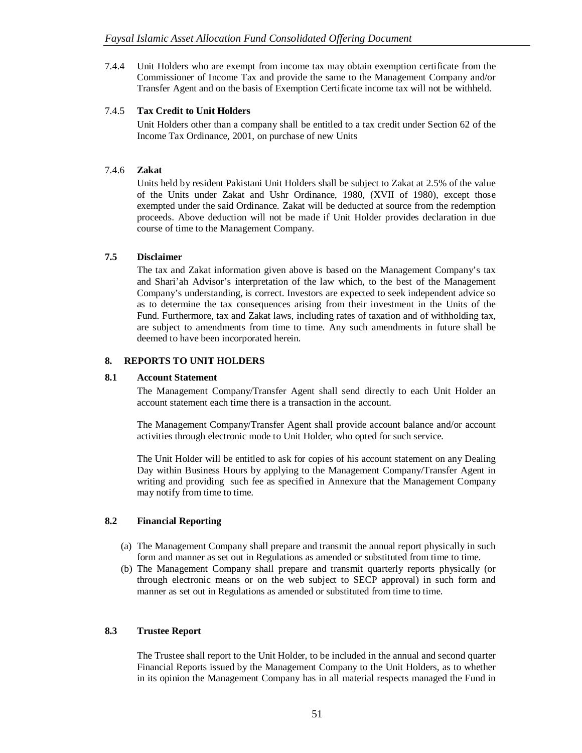7.4.4 Unit Holders who are exempt from income tax may obtain exemption certificate from the Commissioner of Income Tax and provide the same to the Management Company and/or Transfer Agent and on the basis of Exemption Certificate income tax will not be withheld.

7.4.5 **Tax Credit to Unit Holders**

Unit Holders other than a company shall be entitled to a tax credit under Section 62 of the Income Tax Ordinance, 2001, on purchase of new Units

7.4.6 **Zakat**

Units held by resident Pakistani Unit Holders shall be subject to Zakat at 2.5% of the value of the Units under Zakat and Ushr Ordinance, 1980, (XVII of 1980), except those exempted under the said Ordinance. Zakat will be deducted at source from the redemption proceeds. Above deduction will not be made if Unit Holder provides declaration in due course of time to the Management Company.

### 7.5 Disclaimer

The tax and Zakat information given above is based on the Management Company's tax and Shari'ah Advisor's interpretation of the law which, to the best of the Management Company's understanding, is correct. Investors are expected to seek independent advice so as to determine the tax consequences arising from their investment in the Units of the Fund. Furthermore, tax and Zakat laws, including rates of taxation and of withholding tax, are subject to amendments from time to time. Any such amendments in future shall be deemed to have been incorporated herein.

## 8. REPORTS TO UNIT HOLDERS

### 8.1 Account Statement

The Management Company/Transfer Agent shall send directly to each Unit Holder an account statement each time there is a transaction in the account.

The Management Company/Transfer Agent shall provide account balance and/or account activities through electronic mode to Unit Holder, who opted for such service.

The Unit Holder will be entitled to ask for copies of his account statement on any Dealing Day within Business Hours by applying to the Management Company/Transfer Agent in writing and providing such fee as specified in Annexure that the Management Company may notify from time to time.

### 8.2 Financial Reporting

(a) The Management Company shall prepare and transmit the annual report physically in such form and manner as set out in Regulations as amended or substituted from time to time.

(b) The Management Company shall prepare and transmit quarterly reports physically (or through electronic means or on the web subject to SECP approval) in such form and manner as set out in Regulations as amended or substituted from time to time.

### 8.3 Trustee Report

The Trustee shall report to the Unit Holder, to be included in the annual and second quarter Financial Reports issued by the Management Company to the Unit Holders, as to whether in its opinion the Management Company has in all material respects managed the Fund in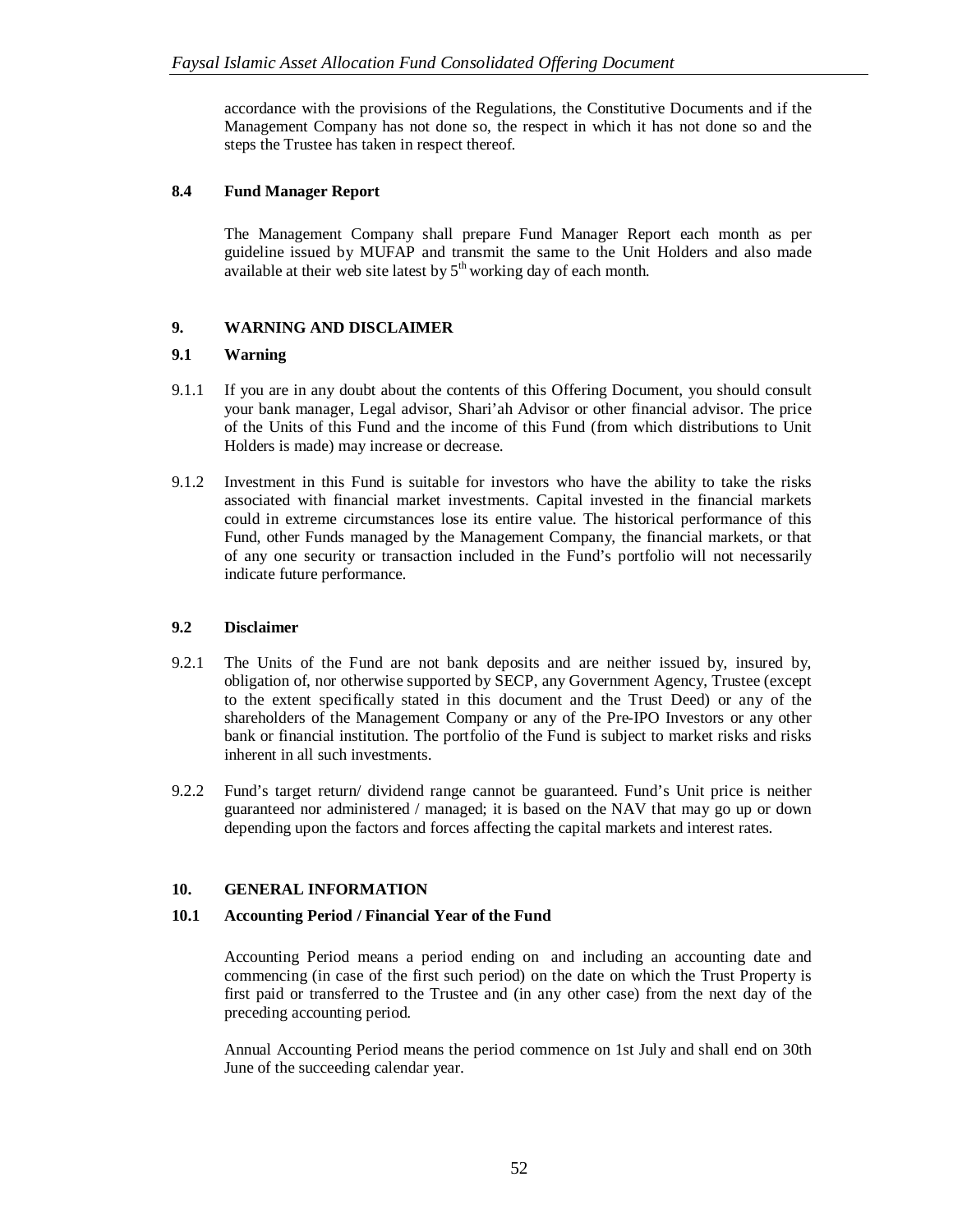accordance with the provisions of the Regulations, the Constitutive Documents and if the Management Company has not done so, the respect in which it has not done so and the steps the Trustee has taken in respect thereof.

### 8.4 Fund Manager Report

The Management Company shall prepare Fund Manager Report each month as per guideline issued by MUFAP and transmit the same to the Unit Holders and also made available at their web site latest by 5th working day of each month.

## 9. WARNING AND DISCLAIMER

### 9.1 Warning

9.1.1 If you are in any doubt about the contents of this Offering Document, you should consult your bank manager, Legal advisor, Shari'ah Advisor or other financial advisor. The price of the Units of this Fund and the income of this Fund (from which distributions to Unit Holders is made) may increase or decrease.

9.1.2 Investment in this Fund is suitable for investors who have the ability to take the risks associated with financial market investments. Capital invested in the financial markets could in extreme circumstances lose its entire value. The historical performance of this Fund, other Funds managed by the Management Company, the financial markets, or that of any one security or transaction included in the Fund's portfolio will not necessarily indicate future performance.

### 9.2 Disclaimer

9.2.1 The Units of the Fund are not bank deposits and are neither issued by, insured by, obligation of, nor otherwise supported by SECP, any Government Agency, Trustee (except to the extent specifically stated in this document and the Trust Deed) or any of the shareholders of the Management Company or any of the Pre-IPO Investors or any other bank or financial institution. The portfolio of the Fund is subject to market risks and risks inherent in all such investments.

9.2.2 Fund's target return/ dividend range cannot be guaranteed. Fund's Unit price is neither guaranteed nor administered / managed; it is based on the NAV that may go up or down depending upon the factors and forces affecting the capital markets and interest rates.

## 10. GENERAL INFORMATION

### 10.1 Accounting Period / Financial Year of the Fund

Accounting Period means a period ending on and including an accounting date and commencing (in case of the first such period) on the date on which the Trust Property is first paid or transferred to the Trustee and (in any other case) from the next day of the preceding accounting period.

Annual Accounting Period means the period commence on 1st July and shall end on 30th June of the succeeding calendar year.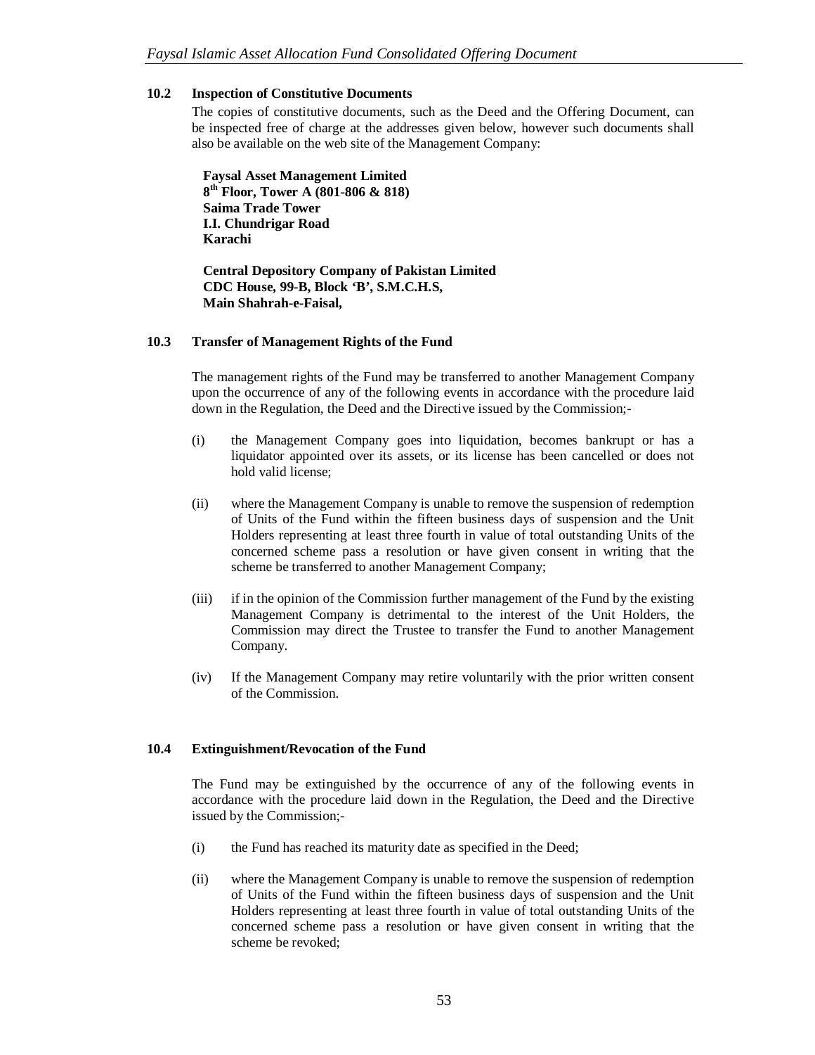### 10.2 Inspection of Constitutive Documents

The copies of constitutive documents, such as the Deed and the Offering Document, can be inspected free of charge at the addresses given below, however such documents shall also be available on the web site of the Management Company:

**Faysal Asset Management Limited**
**8th Floor, Tower A (801-806 & 818)**
**Saima Trade Tower**
**I.I. Chundrigar Road**
**Karachi**

**Central Depository Company of Pakistan Limited**
**CDC House, 99-B, Block 'B', S.M.C.H.S,**
**Main Shahrah-e-Faisal,**

### 10.3 Transfer of Management Rights of the Fund

The management rights of the Fund may be transferred to another Management Company upon the occurrence of any of the following events in accordance with the procedure laid down in the Regulation, the Deed and the Directive issued by the Commission;-

(i) the Management Company goes into liquidation, becomes bankrupt or has a liquidator appointed over its assets, or its license has been cancelled or does not hold valid license;

(ii) where the Management Company is unable to remove the suspension of redemption of Units of the Fund within the fifteen business days of suspension and the Unit Holders representing at least three fourth in value of total outstanding Units of the concerned scheme pass a resolution or have given consent in writing that the scheme be transferred to another Management Company;

(iii) if in the opinion of the Commission further management of the Fund by the existing Management Company is detrimental to the interest of the Unit Holders, the Commission may direct the Trustee to transfer the Fund to another Management Company.

(iv) If the Management Company may retire voluntarily with the prior written consent of the Commission.

### 10.4 Extinguishment/Revocation of the Fund

The Fund may be extinguished by the occurrence of any of the following events in accordance with the procedure laid down in the Regulation, the Deed and the Directive issued by the Commission;-

(i) the Fund has reached its maturity date as specified in the Deed;

(ii) where the Management Company is unable to remove the suspension of redemption of Units of the Fund within the fifteen business days of suspension and the Unit Holders representing at least three fourth in value of total outstanding Units of the concerned scheme pass a resolution or have given consent in writing that the scheme be revoked;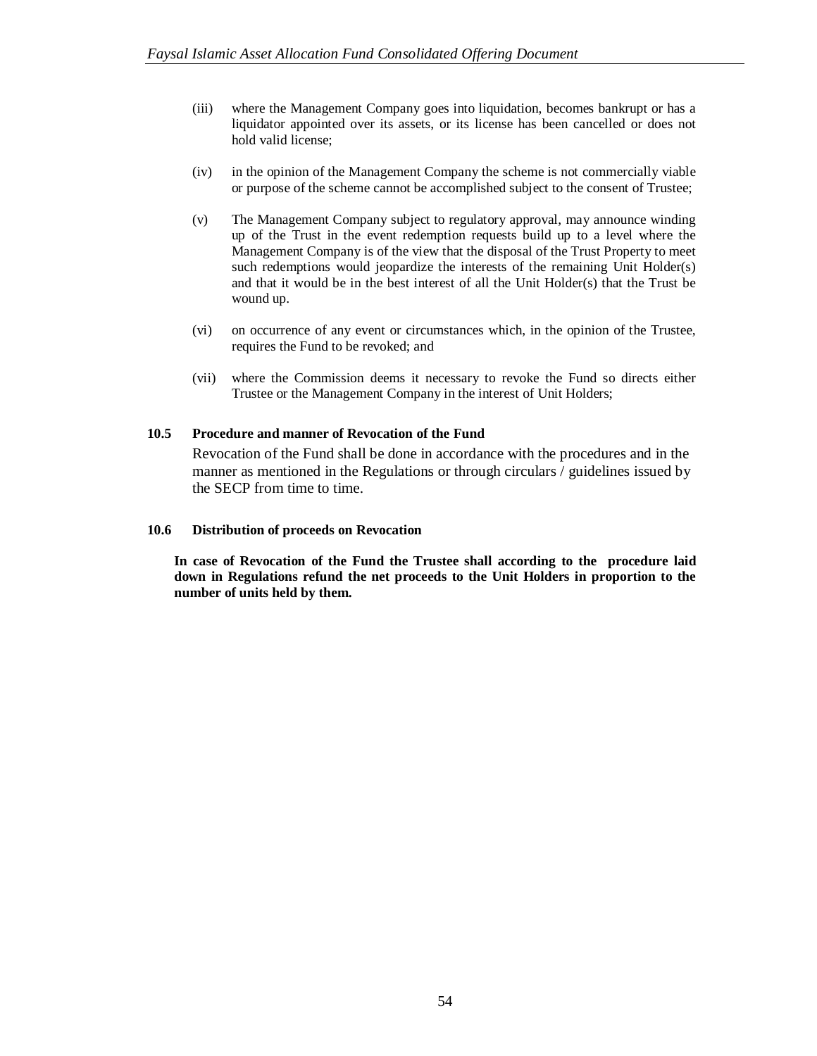(iii) where the Management Company goes into liquidation, becomes bankrupt or has a liquidator appointed over its assets, or its license has been cancelled or does not hold valid license;

(iv) in the opinion of the Management Company the scheme is not commercially viable or purpose of the scheme cannot be accomplished subject to the consent of Trustee;

(v) The Management Company subject to regulatory approval, may announce winding up of the Trust in the event redemption requests build up to a level where the Management Company is of the view that the disposal of the Trust Property to meet such redemptions would jeopardize the interests of the remaining Unit Holder(s) and that it would be in the best interest of all the Unit Holder(s) that the Trust be wound up.

(vi) on occurrence of any event or circumstances which, in the opinion of the Trustee, requires the Fund to be revoked; and

(vii) where the Commission deems it necessary to revoke the Fund so directs either Trustee or the Management Company in the interest of Unit Holders;

**10.5 Procedure and manner of Revocation of the Fund**

Revocation of the Fund shall be done in accordance with the procedures and in the manner as mentioned in the Regulations or through circulars / guidelines issued by the SECP from time to time.

**10.6 Distribution of proceeds on Revocation**

**In case of Revocation of the Fund the Trustee shall according to the procedure laid down in Regulations refund the net proceeds to the Unit Holders in proportion to the number of units held by them.**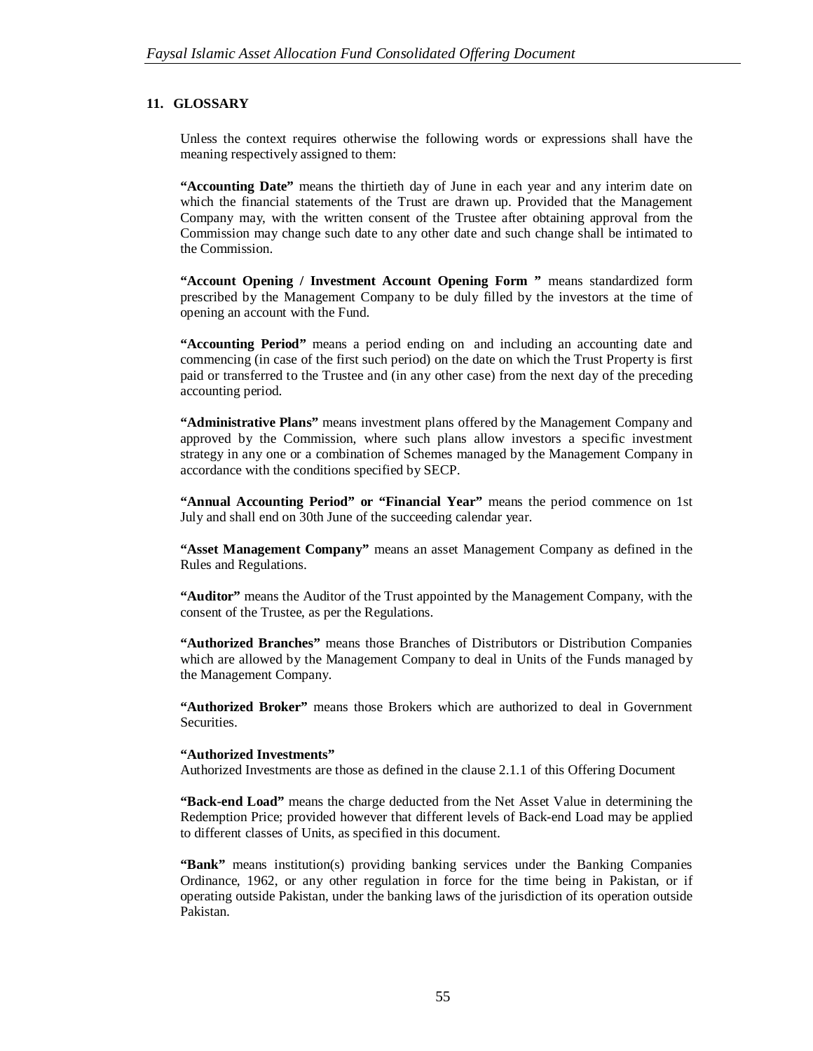## 11. GLOSSARY

Unless the context requires otherwise the following words or expressions shall have the meaning respectively assigned to them:

**"Accounting Date"** means the thirtieth day of June in each year and any interim date on which the financial statements of the Trust are drawn up. Provided that the Management Company may, with the written consent of the Trustee after obtaining approval from the Commission may change such date to any other date and such change shall be intimated to the Commission.

**"Account Opening / Investment Account Opening Form "** means standardized form prescribed by the Management Company to be duly filled by the investors at the time of opening an account with the Fund.

**"Accounting Period"** means a period ending on and including an accounting date and commencing (in case of the first such period) on the date on which the Trust Property is first paid or transferred to the Trustee and (in any other case) from the next day of the preceding accounting period.

**"Administrative Plans"** means investment plans offered by the Management Company and approved by the Commission, where such plans allow investors a specific investment strategy in any one or a combination of Schemes managed by the Management Company in accordance with the conditions specified by SECP.

**"Annual Accounting Period" or "Financial Year"** means the period commence on 1st July and shall end on 30th June of the succeeding calendar year.

**"Asset Management Company"** means an asset Management Company as defined in the Rules and Regulations.

**"Auditor"** means the Auditor of the Trust appointed by the Management Company, with the consent of the Trustee, as per the Regulations.

**"Authorized Branches"** means those Branches of Distributors or Distribution Companies which are allowed by the Management Company to deal in Units of the Funds managed by the Management Company.

**"Authorized Broker"** means those Brokers which are authorized to deal in Government Securities.

**"Authorized Investments"**
Authorized Investments are those as defined in the clause 2.1.1 of this Offering Document

**"Back-end Load"** means the charge deducted from the Net Asset Value in determining the Redemption Price; provided however that different levels of Back-end Load may be applied to different classes of Units, as specified in this document.

**"Bank"** means institution(s) providing banking services under the Banking Companies Ordinance, 1962, or any other regulation in force for the time being in Pakistan, or if operating outside Pakistan, under the banking laws of the jurisdiction of its operation outside Pakistan.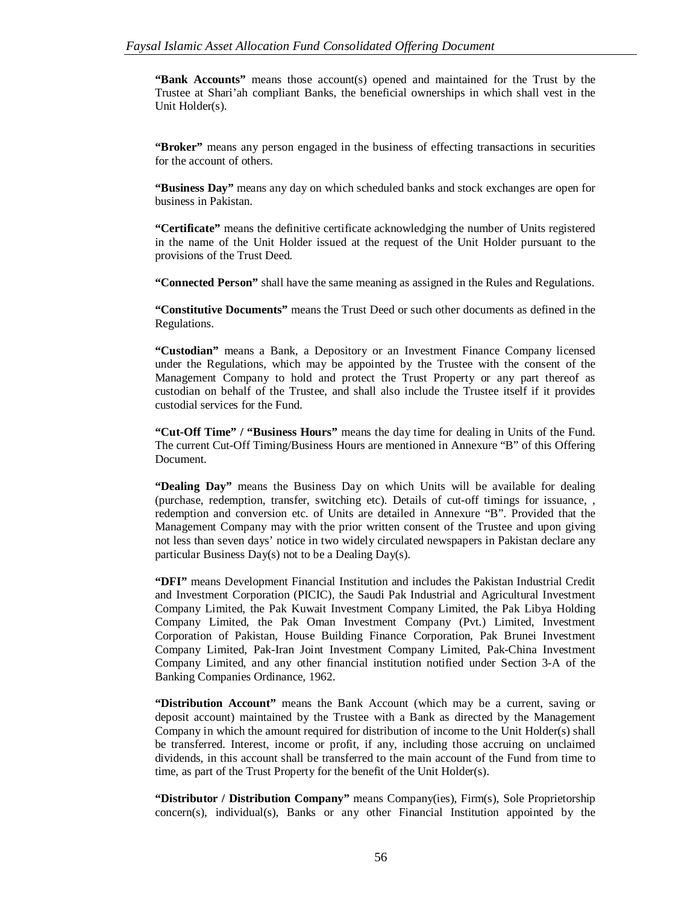**"Bank Accounts"** means those account(s) opened and maintained for the Trust by the Trustee at Shari'ah compliant Banks, the beneficial ownerships in which shall vest in the Unit Holder(s).

**"Broker"** means any person engaged in the business of effecting transactions in securities for the account of others.

**"Business Day"** means any day on which scheduled banks and stock exchanges are open for business in Pakistan.

**"Certificate"** means the definitive certificate acknowledging the number of Units registered in the name of the Unit Holder issued at the request of the Unit Holder pursuant to the provisions of the Trust Deed.

**"Connected Person"** shall have the same meaning as assigned in the Rules and Regulations.

**"Constitutive Documents"** means the Trust Deed or such other documents as defined in the Regulations.

**"Custodian"** means a Bank, a Depository or an Investment Finance Company licensed under the Regulations, which may be appointed by the Trustee with the consent of the Management Company to hold and protect the Trust Property or any part thereof as custodian on behalf of the Trustee, and shall also include the Trustee itself if it provides custodial services for the Fund.

**"Cut-Off Time" / "Business Hours"** means the day time for dealing in Units of the Fund. The current Cut-Off Timing/Business Hours are mentioned in Annexure "B" of this Offering Document.

**"Dealing Day"** means the Business Day on which Units will be available for dealing (purchase, redemption, transfer, switching etc). Details of cut-off timings for issuance, , redemption and conversion etc. of Units are detailed in Annexure "B". Provided that the Management Company may with the prior written consent of the Trustee and upon giving not less than seven days' notice in two widely circulated newspapers in Pakistan declare any particular Business Day(s) not to be a Dealing Day(s).

**"DFI"** means Development Financial Institution and includes the Pakistan Industrial Credit and Investment Corporation (PICIC), the Saudi Pak Industrial and Agricultural Investment Company Limited, the Pak Kuwait Investment Company Limited, the Pak Libya Holding Company Limited, the Pak Oman Investment Company (Pvt.) Limited, Investment Corporation of Pakistan, House Building Finance Corporation, Pak Brunei Investment Company Limited, Pak-Iran Joint Investment Company Limited, Pak-China Investment Company Limited, and any other financial institution notified under Section 3-A of the Banking Companies Ordinance, 1962.

**"Distribution Account"** means the Bank Account (which may be a current, saving or deposit account) maintained by the Trustee with a Bank as directed by the Management Company in which the amount required for distribution of income to the Unit Holder(s) shall be transferred. Interest, income or profit, if any, including those accruing on unclaimed dividends, in this account shall be transferred to the main account of the Fund from time to time, as part of the Trust Property for the benefit of the Unit Holder(s).

**"Distributor / Distribution Company"** means Company(ies), Firm(s), Sole Proprietorship concern(s), individual(s), Banks or any other Financial Institution appointed by the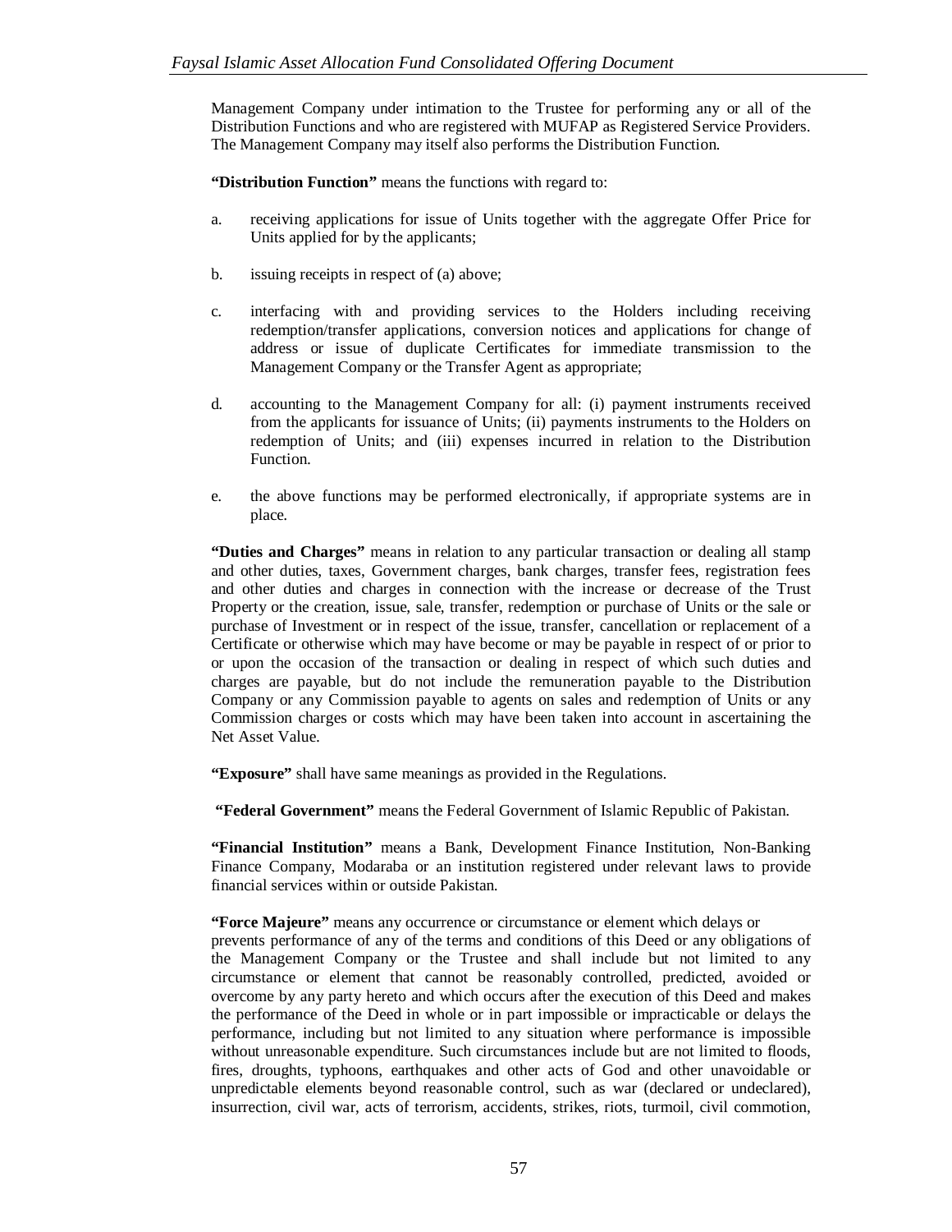Management Company under intimation to the Trustee for performing any or all of the Distribution Functions and who are registered with MUFAP as Registered Service Providers. The Management Company may itself also performs the Distribution Function.

**"Distribution Function"** means the functions with regard to:

a. receiving applications for issue of Units together with the aggregate Offer Price for Units applied for by the applicants;

b. issuing receipts in respect of (a) above;

c. interfacing with and providing services to the Holders including receiving redemption/transfer applications, conversion notices and applications for change of address or issue of duplicate Certificates for immediate transmission to the Management Company or the Transfer Agent as appropriate;

d. accounting to the Management Company for all: (i) payment instruments received from the applicants for issuance of Units; (ii) payments instruments to the Holders on redemption of Units; and (iii) expenses incurred in relation to the Distribution Function.

e. the above functions may be performed electronically, if appropriate systems are in place.

**"Duties and Charges"** means in relation to any particular transaction or dealing all stamp and other duties, taxes, Government charges, bank charges, transfer fees, registration fees and other duties and charges in connection with the increase or decrease of the Trust Property or the creation, issue, sale, transfer, redemption or purchase of Units or the sale or purchase of Investment or in respect of the issue, transfer, cancellation or replacement of a Certificate or otherwise which may have become or may be payable in respect of or prior to or upon the occasion of the transaction or dealing in respect of which such duties and charges are payable, but do not include the remuneration payable to the Distribution Company or any Commission payable to agents on sales and redemption of Units or any Commission charges or costs which may have been taken into account in ascertaining the Net Asset Value.

**"Exposure"** shall have same meanings as provided in the Regulations.

**"Federal Government"** means the Federal Government of Islamic Republic of Pakistan.

**"Financial Institution"** means a Bank, Development Finance Institution, Non-Banking Finance Company, Modaraba or an institution registered under relevant laws to provide financial services within or outside Pakistan.

**"Force Majeure"** means any occurrence or circumstance or element which delays or prevents performance of any of the terms and conditions of this Deed or any obligations of the Management Company or the Trustee and shall include but not limited to any circumstance or element that cannot be reasonably controlled, predicted, avoided or overcome by any party hereto and which occurs after the execution of this Deed and makes the performance of the Deed in whole or in part impossible or impracticable or delays the performance, including but not limited to any situation where performance is impossible without unreasonable expenditure. Such circumstances include but are not limited to floods, fires, droughts, typhoons, earthquakes and other acts of God and other unavoidable or unpredictable elements beyond reasonable control, such as war (declared or undeclared), insurrection, civil war, acts of terrorism, accidents, strikes, riots, turmoil, civil commotion,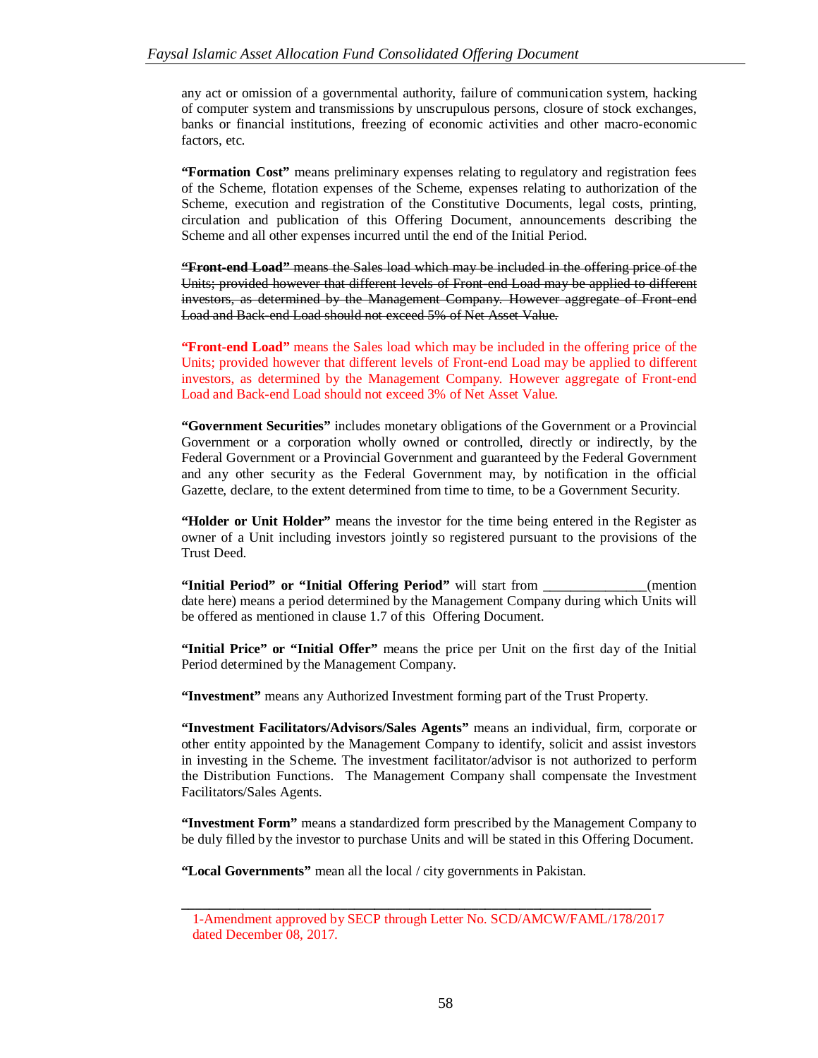any act or omission of a governmental authority, failure of communication system, hacking of computer system and transmissions by unscrupulous persons, closure of stock exchanges, banks or financial institutions, freezing of economic activities and other macro-economic factors, etc.

**"Formation Cost"** means preliminary expenses relating to regulatory and registration fees of the Scheme, flotation expenses of the Scheme, expenses relating to authorization of the Scheme, execution and registration of the Constitutive Documents, legal costs, printing, circulation and publication of this Offering Document, announcements describing the Scheme and all other expenses incurred until the end of the Initial Period.

~~**"Front-end Load"** means the Sales load which may be included in the offering price of the Units; provided however that different levels of Front-end Load may be applied to different investors, as determined by the Management Company. However aggregate of Front-end Load and Back-end Load should not exceed 5% of Net Asset Value.~~

**"Front-end Load"** means the Sales load which may be included in the offering price of the Units; provided however that different levels of Front-end Load may be applied to different investors, as determined by the Management Company. However aggregate of Front-end Load and Back-end Load should not exceed 3% of Net Asset Value.

**"Government Securities"** includes monetary obligations of the Government or a Provincial Government or a corporation wholly owned or controlled, directly or indirectly, by the Federal Government or a Provincial Government and guaranteed by the Federal Government and any other security as the Federal Government may, by notification in the official Gazette, declare, to the extent determined from time to time, to be a Government Security.

**"Holder or Unit Holder"** means the investor for the time being entered in the Register as owner of a Unit including investors jointly so registered pursuant to the provisions of the Trust Deed.

**"Initial Period" or "Initial Offering Period"** will start from _______________(mention date here) means a period determined by the Management Company during which Units will be offered as mentioned in clause 1.7 of this Offering Document.

**"Initial Price" or "Initial Offer"** means the price per Unit on the first day of the Initial Period determined by the Management Company.

**"Investment"** means any Authorized Investment forming part of the Trust Property.

**"Investment Facilitators/Advisors/Sales Agents"** means an individual, firm, corporate or other entity appointed by the Management Company to identify, solicit and assist investors in investing in the Scheme. The investment facilitator/advisor is not authorized to perform the Distribution Functions. The Management Company shall compensate the Investment Facilitators/Sales Agents.

**"Investment Form"** means a standardized form prescribed by the Management Company to be duly filled by the investor to purchase Units and will be stated in this Offering Document.

**"Local Governments"** mean all the local / city governments in Pakistan.

---

1-Amendment approved by SECP through Letter No. SCD/AMCW/FAML/178/2017 dated December 08, 2017.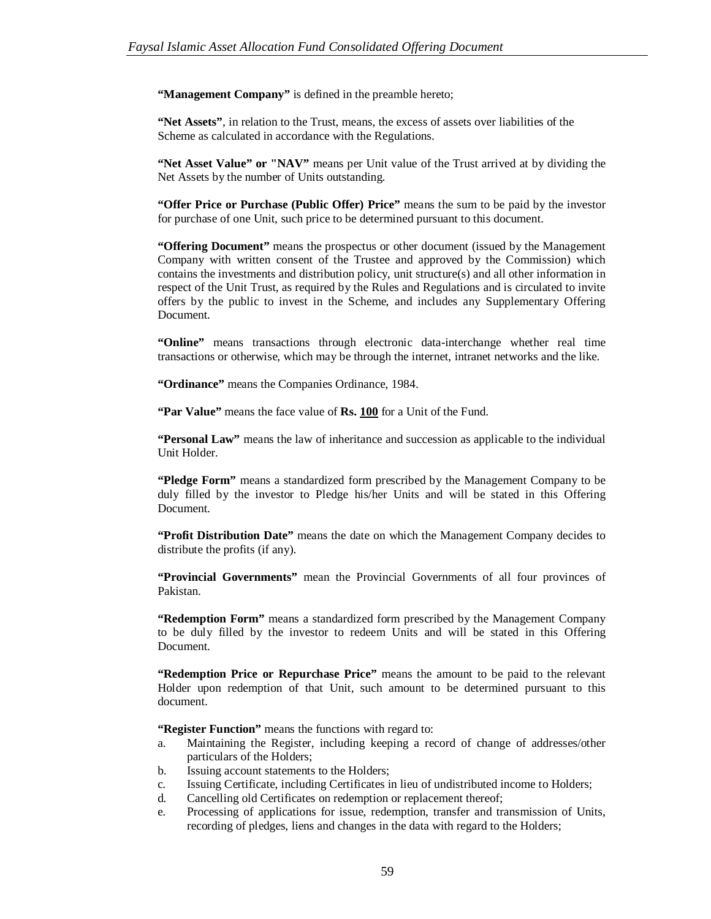**“Management Company”** is defined in the preamble hereto;

**“Net Assets”**, in relation to the Trust, means, the excess of assets over liabilities of the Scheme as calculated in accordance with the Regulations.

**“Net Asset Value” or "NAV”** means per Unit value of the Trust arrived at by dividing the Net Assets by the number of Units outstanding.

**“Offer Price or Purchase (Public Offer) Price”** means the sum to be paid by the investor for purchase of one Unit, such price to be determined pursuant to this document.

**“Offering Document”** means the prospectus or other document (issued by the Management Company with written consent of the Trustee and approved by the Commission) which contains the investments and distribution policy, unit structure(s) and all other information in respect of the Unit Trust, as required by the Rules and Regulations and is circulated to invite offers by the public to invest in the Scheme, and includes any Supplementary Offering Document.

**“Online”** means transactions through electronic data-interchange whether real time transactions or otherwise, which may be through the internet, intranet networks and the like.

**“Ordinance”** means the Companies Ordinance, 1984.

**“Par Value”** means the face value of **Rs. <u>100</u>** for a Unit of the Fund.

**“Personal Law”** means the law of inheritance and succession as applicable to the individual Unit Holder.

**“Pledge Form”** means a standardized form prescribed by the Management Company to be duly filled by the investor to Pledge his/her Units and will be stated in this Offering Document.

**“Profit Distribution Date”** means the date on which the Management Company decides to distribute the profits (if any).

**“Provincial Governments”** mean the Provincial Governments of all four provinces of Pakistan.

**“Redemption Form”** means a standardized form prescribed by the Management Company to be duly filled by the investor to redeem Units and will be stated in this Offering Document.

**“Redemption Price or Repurchase Price”** means the amount to be paid to the relevant Holder upon redemption of that Unit, such amount to be determined pursuant to this document.

**“Register Function”** means the functions with regard to:

a. Maintaining the Register, including keeping a record of change of addresses/other particulars of the Holders;
b. Issuing account statements to the Holders;
c. Issuing Certificate, including Certificates in lieu of undistributed income to Holders;
d. Cancelling old Certificates on redemption or replacement thereof;
e. Processing of applications for issue, redemption, transfer and transmission of Units, recording of pledges, liens and changes in the data with regard to the Holders;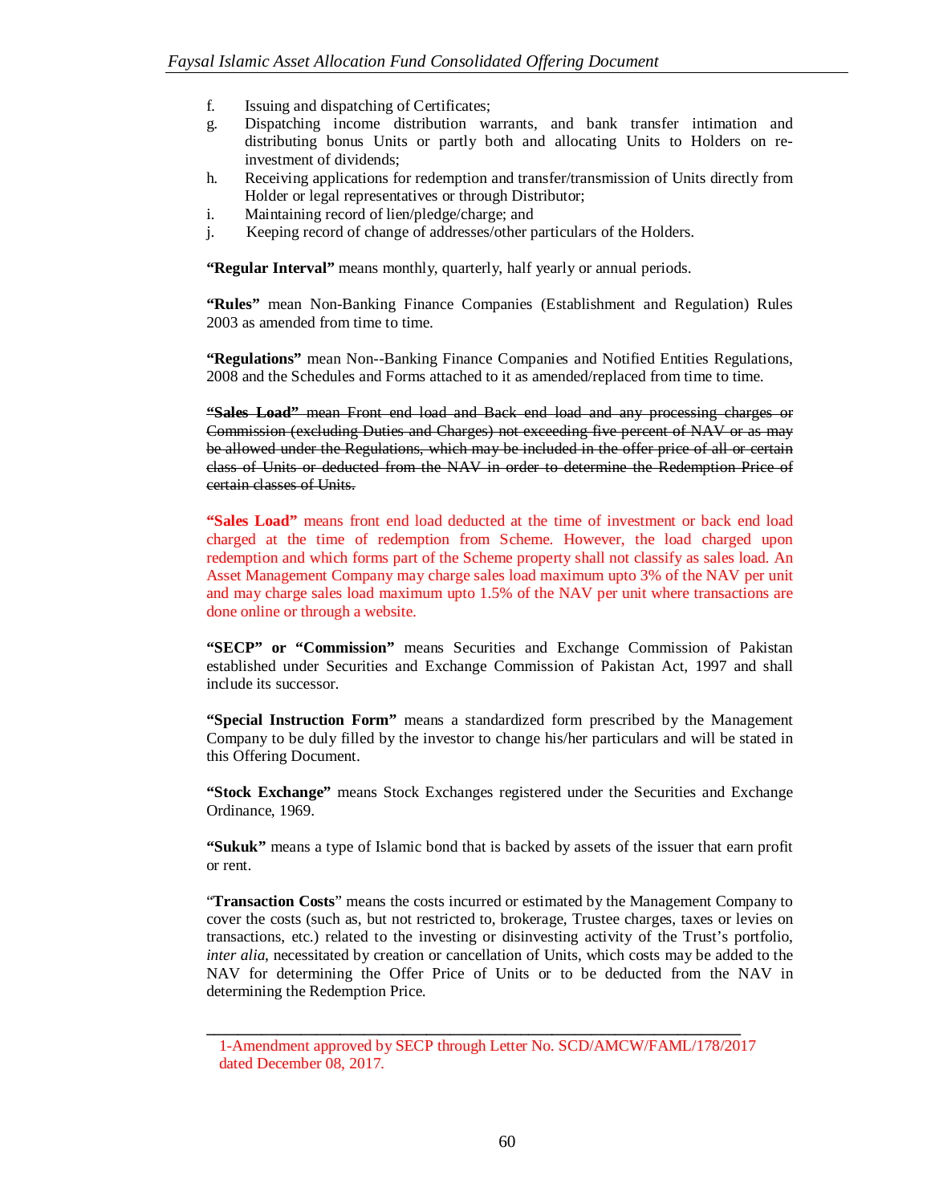f. Issuing and dispatching of Certificates;
g. Dispatching income distribution warrants, and bank transfer intimation and distributing bonus Units or partly both and allocating Units to Holders on re-investment of dividends;
h. Receiving applications for redemption and transfer/transmission of Units directly from Holder or legal representatives or through Distributor;
i. Maintaining record of lien/pledge/charge; and
j. Keeping record of change of addresses/other particulars of the Holders.

**"Regular Interval"** means monthly, quarterly, half yearly or annual periods.

**"Rules"** mean Non-Banking Finance Companies (Establishment and Regulation) Rules 2003 as amended from time to time.

**"Regulations"** mean Non--Banking Finance Companies and Notified Entities Regulations, 2008 and the Schedules and Forms attached to it as amended/replaced from time to time.

~~**"Sales Load"** mean Front end load and Back end load and any processing charges or Commission (excluding Duties and Charges) not exceeding five percent of NAV or as may be allowed under the Regulations, which may be included in the offer price of all or certain class of Units or deducted from the NAV in order to determine the Redemption Price of certain classes of Units.~~

**"Sales Load"** means front end load deducted at the time of investment or back end load charged at the time of redemption from Scheme. However, the load charged upon redemption and which forms part of the Scheme property shall not classify as sales load. An Asset Management Company may charge sales load maximum upto 3% of the NAV per unit and may charge sales load maximum upto 1.5% of the NAV per unit where transactions are done online or through a website.

**"SECP" or "Commission"** means Securities and Exchange Commission of Pakistan established under Securities and Exchange Commission of Pakistan Act, 1997 and shall include its successor.

**"Special Instruction Form"** means a standardized form prescribed by the Management Company to be duly filled by the investor to change his/her particulars and will be stated in this Offering Document.

**"Stock Exchange"** means Stock Exchanges registered under the Securities and Exchange Ordinance, 1969.

**"Sukuk"** means a type of Islamic bond that is backed by assets of the issuer that earn profit or rent.

"**Transaction Costs**" means the costs incurred or estimated by the Management Company to cover the costs (such as, but not restricted to, brokerage, Trustee charges, taxes or levies on transactions, etc.) related to the investing or disinvesting activity of the Trust's portfolio, *inter alia*, necessitated by creation or cancellation of Units, which costs may be added to the NAV for determining the Offer Price of Units or to be deducted from the NAV in determining the Redemption Price.

---

1-Amendment approved by SECP through Letter No. SCD/AMCW/FAML/178/2017 dated December 08, 2017.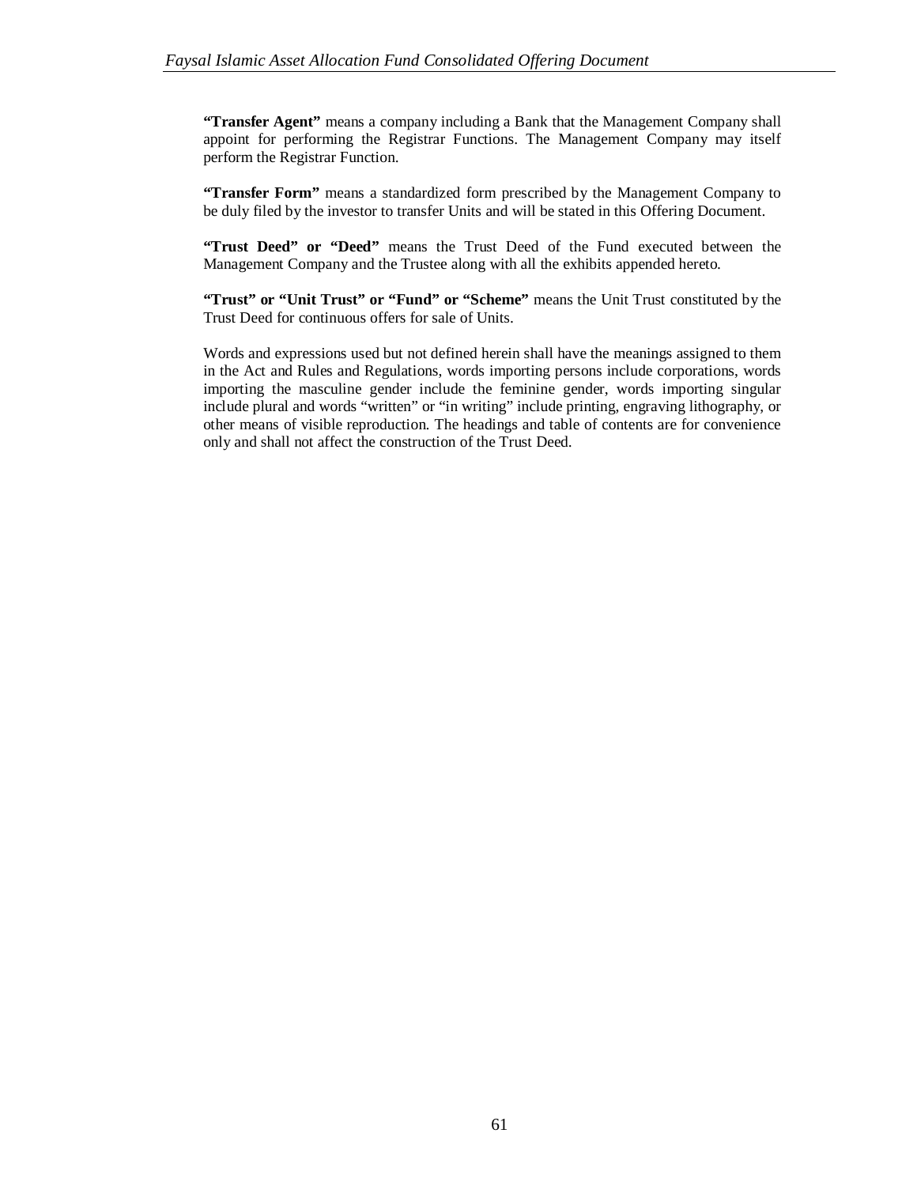**"Transfer Agent"** means a company including a Bank that the Management Company shall appoint for performing the Registrar Functions. The Management Company may itself perform the Registrar Function.

**"Transfer Form"** means a standardized form prescribed by the Management Company to be duly filed by the investor to transfer Units and will be stated in this Offering Document.

**"Trust Deed" or "Deed"** means the Trust Deed of the Fund executed between the Management Company and the Trustee along with all the exhibits appended hereto.

**"Trust" or "Unit Trust" or "Fund" or "Scheme"** means the Unit Trust constituted by the Trust Deed for continuous offers for sale of Units.

Words and expressions used but not defined herein shall have the meanings assigned to them in the Act and Rules and Regulations, words importing persons include corporations, words importing the masculine gender include the feminine gender, words importing singular include plural and words "written" or "in writing" include printing, engraving lithography, or other means of visible reproduction. The headings and table of contents are for convenience only and shall not affect the construction of the Trust Deed.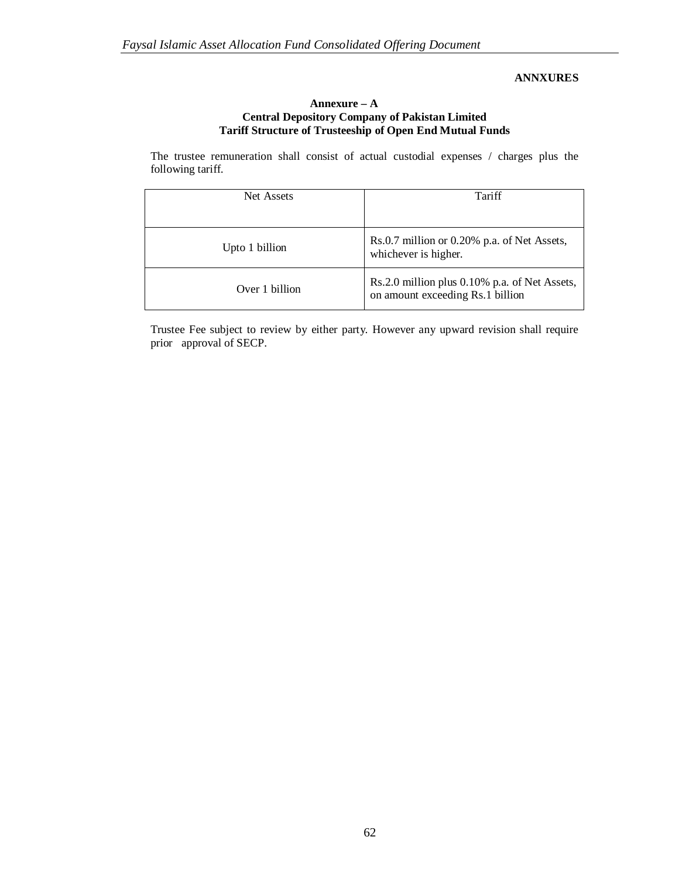**ANNXURES**

**Annexure – A**
**Central Depository Company of Pakistan Limited**
**Tariff Structure of Trusteeship of Open End Mutual Funds**

The trustee remuneration shall consist of actual custodial expenses / charges plus the following tariff.

| Net Assets | Tariff |
|---|---|
| Upto 1 billion | Rs.0.7 million or 0.20% p.a. of Net Assets, whichever is higher. |
| Over 1 billion | Rs.2.0 million plus 0.10% p.a. of Net Assets, on amount exceeding Rs.1 billion |

Trustee Fee subject to review by either party. However any upward revision shall require prior approval of SECP.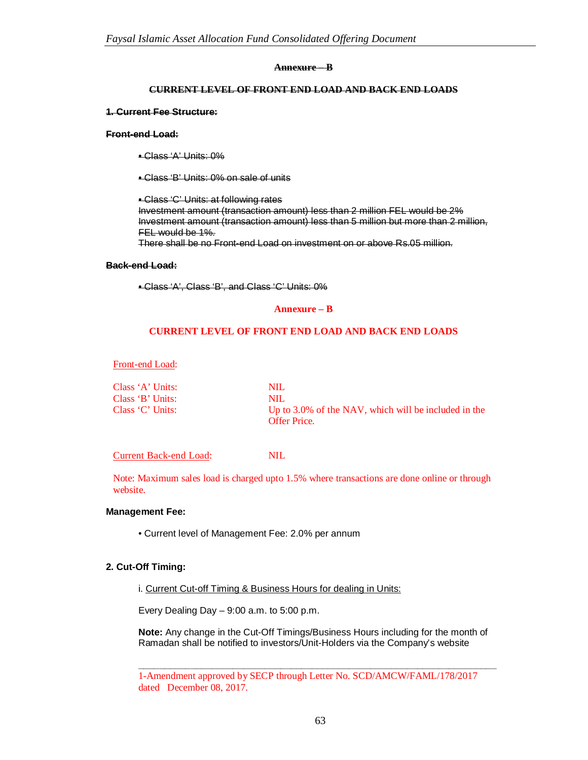**~~Annexure – B~~**

**~~CURRENT LEVEL OF FRONT END LOAD AND BACK END LOADS~~**

**~~1. Current Fee Structure:~~**

**~~Front-end Load:~~**

- ~~Class 'A' Units: 0%~~
- ~~Class 'B' Units: 0% on sale of units~~
- ~~Class 'C' Units: at following rates~~
  ~~Investment amount (transaction amount) less than 2 million FEL would be 2%~~
  ~~Investment amount (transaction amount) less than 5 million but more than 2 million, FEL would be 1%.~~
  ~~There shall be no Front-end Load on investment on or above Rs.05 million.~~

**~~Back-end Load:~~**

- ~~Class 'A', Class 'B', and Class 'C' Units: 0%~~

**Annexure – B**

**CURRENT LEVEL OF FRONT END LOAD AND BACK END LOADS**

Front-end Load:

| | |
|---|---|
| Class 'A' Units: | NIL |
| Class 'B' Units: | NIL |
| Class 'C' Units: | Up to 3.0% of the NAV, which will be included in the Offer Price. |

Current Back-end Load: NIL

Note: Maximum sales load is charged upto 1.5% where transactions are done online or through website.

**Management Fee:**

- Current level of Management Fee: 2.0% per annum

**2. Cut-Off Timing:**

i. Current Cut-off Timing & Business Hours for dealing in Units:

Every Dealing Day – 9:00 a.m. to 5:00 p.m.

**Note:** Any change in the Cut-Off Timings/Business Hours including for the month of Ramadan shall be notified to investors/Unit-Holders via the Company's website

---

1-Amendment approved by SECP through Letter No. SCD/AMCW/FAML/178/2017 dated December 08, 2017.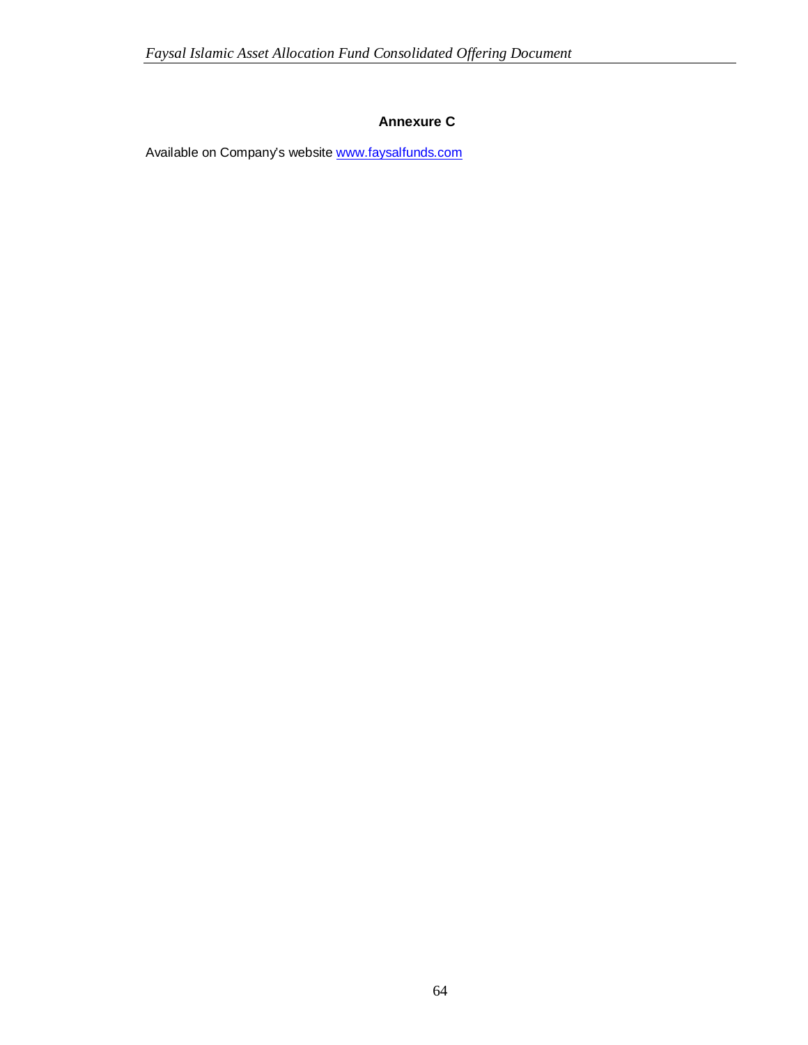## Annexure C

Available on Company's website [www.faysalfunds.com](http://www.faysalfunds.com)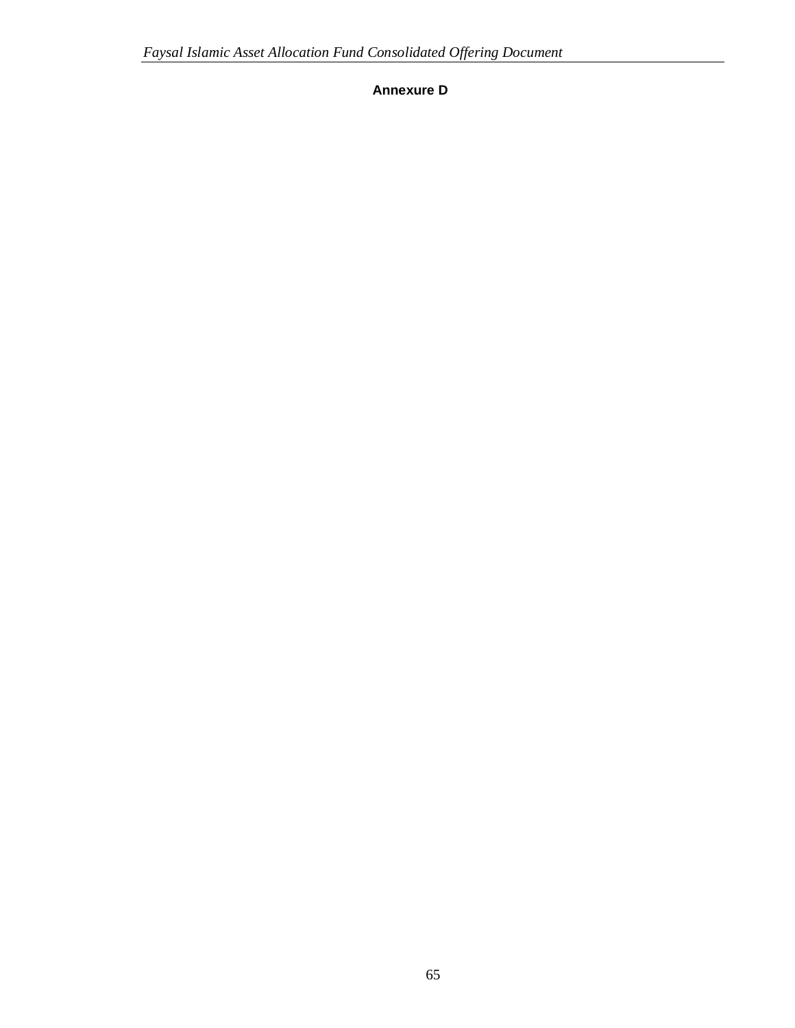**Annexure D**